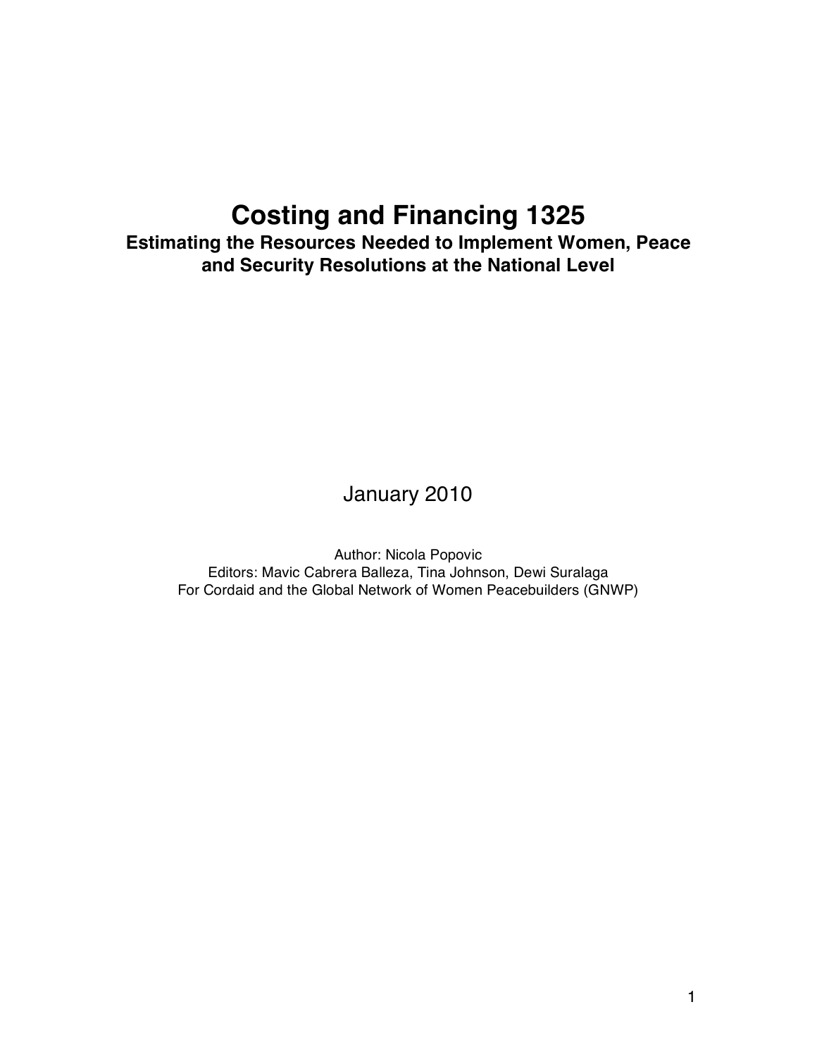# Costing and Financing 1325

## Estimating the Resources Needed to Implement Women, Peace and Security Resolutions at the National Level

January 2010

Author: Nicola Popovic

Editors: Mavic Cabrera Balleza, Tina Johnson, Dewi Suralaga

For Cordaid and the Global Network of Women Peacebuilders (GNWP)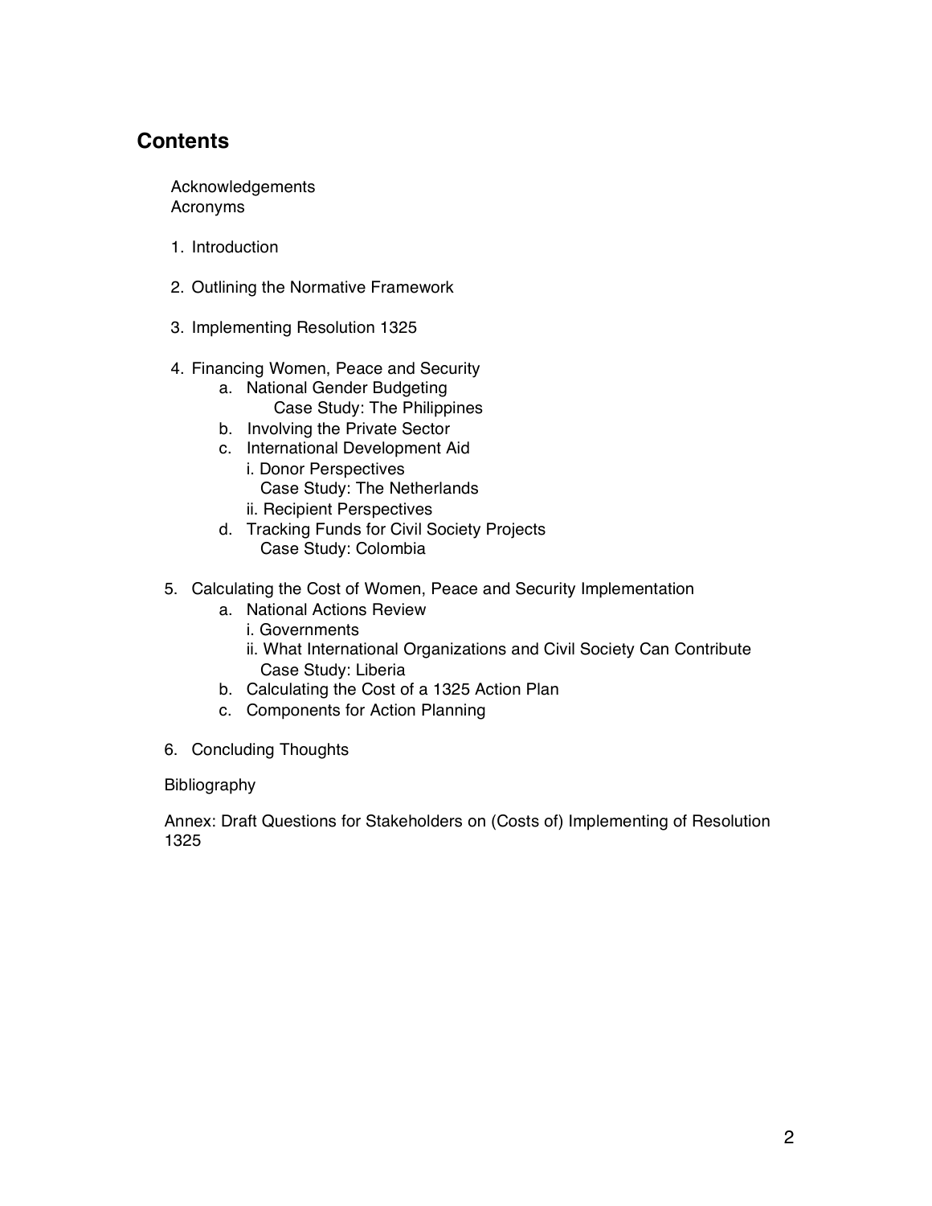## Contents

Acknowledgements
Acronyms

1. Introduction

2. Outlining the Normative Framework

3. Implementing Resolution 1325

4. Financing Women, Peace and Security
    a. National Gender Budgeting
        Case Study: The Philippines
    b. Involving the Private Sector
    c. International Development Aid
        i. Donor Perspectives
            Case Study: The Netherlands
        ii. Recipient Perspectives
    d. Tracking Funds for Civil Society Projects
        Case Study: Colombia

5. Calculating the Cost of Women, Peace and Security Implementation
    a. National Actions Review
        i. Governments
        ii. What International Organizations and Civil Society Can Contribute
            Case Study: Liberia
    b. Calculating the Cost of a 1325 Action Plan
    c. Components for Action Planning

6. Concluding Thoughts

Bibliography

Annex: Draft Questions for Stakeholders on (Costs of) Implementing of Resolution 1325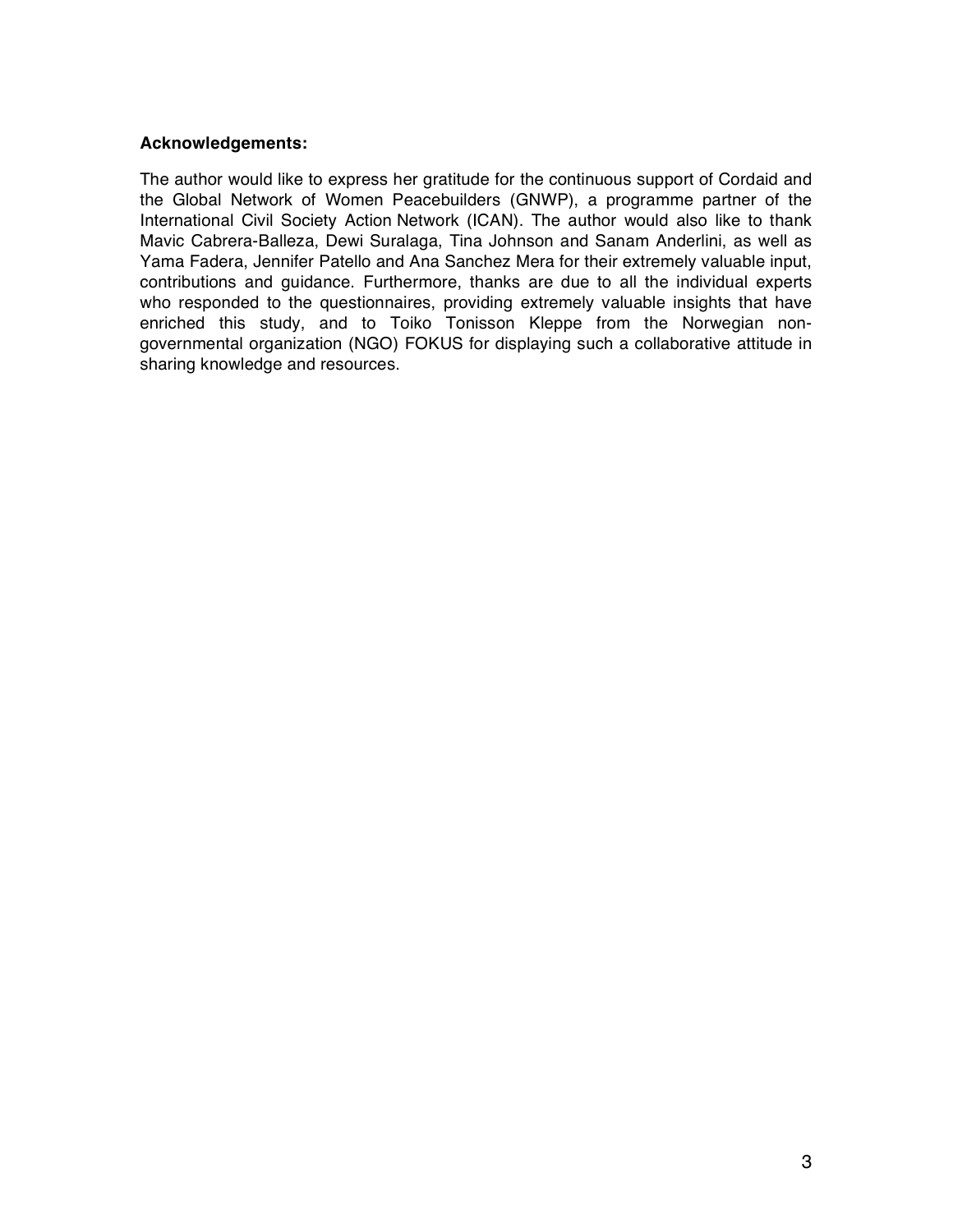**Acknowledgements:**

The author would like to express her gratitude for the continuous support of Cordaid and the Global Network of Women Peacebuilders (GNWP), a programme partner of the International Civil Society Action Network (ICAN). The author would also like to thank Mavic Cabrera-Balleza, Dewi Suralaga, Tina Johnson and Sanam Anderlini, as well as Yama Fadera, Jennifer Patello and Ana Sanchez Mera for their extremely valuable input, contributions and guidance. Furthermore, thanks are due to all the individual experts who responded to the questionnaires, providing extremely valuable insights that have enriched this study, and to Toiko Tonisson Kleppe from the Norwegian non-governmental organization (NGO) FOKUS for displaying such a collaborative attitude in sharing knowledge and resources.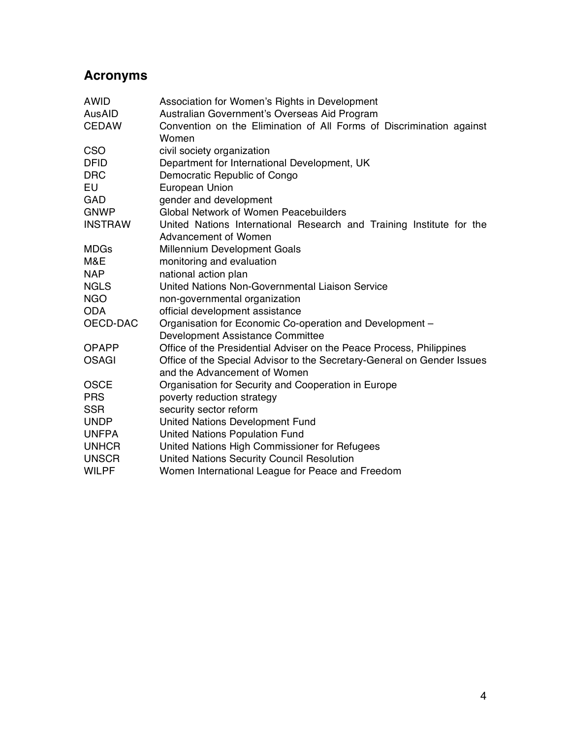## Acronyms

| | |
|---|---|
| AWID | Association for Women's Rights in Development |
| AusAID | Australian Government's Overseas Aid Program |
| CEDAW | Convention on the Elimination of All Forms of Discrimination against Women |
| CSO | civil society organization |
| DFID | Department for International Development, UK |
| DRC | Democratic Republic of Congo |
| EU | European Union |
| GAD | gender and development |
| GNWP | Global Network of Women Peacebuilders |
| INSTRAW | United Nations International Research and Training Institute for the Advancement of Women |
| MDGs | Millennium Development Goals |
| M&E | monitoring and evaluation |
| NAP | national action plan |
| NGLS | United Nations Non-Governmental Liaison Service |
| NGO | non-governmental organization |
| ODA | official development assistance |
| OECD-DAC | Organisation for Economic Co-operation and Development – Development Assistance Committee |
| OPAPP | Office of the Presidential Adviser on the Peace Process, Philippines |
| OSAGI | Office of the Special Advisor to the Secretary-General on Gender Issues and the Advancement of Women |
| OSCE | Organisation for Security and Cooperation in Europe |
| PRS | poverty reduction strategy |
| SSR | security sector reform |
| UNDP | United Nations Development Fund |
| UNFPA | United Nations Population Fund |
| UNHCR | United Nations High Commissioner for Refugees |
| UNSCR | United Nations Security Council Resolution |
| WILPF | Women International League for Peace and Freedom |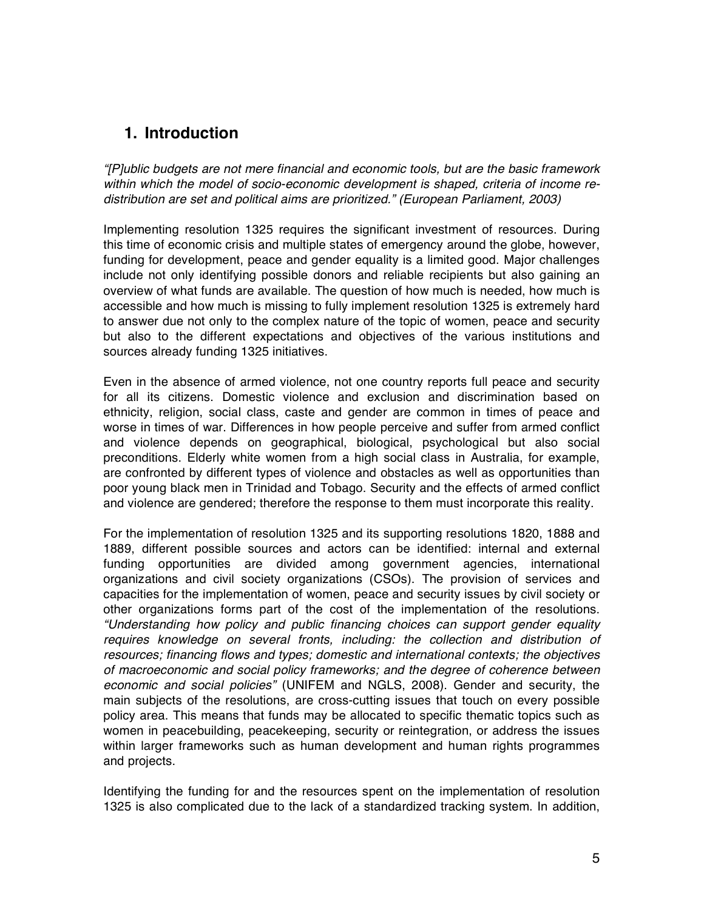## 1. Introduction

*"[P]ublic budgets are not mere financial and economic tools, but are the basic framework within which the model of socio-economic development is shaped, criteria of income re-distribution are set and political aims are prioritized." (European Parliament, 2003)*

Implementing resolution 1325 requires the significant investment of resources. During this time of economic crisis and multiple states of emergency around the globe, however, funding for development, peace and gender equality is a limited good. Major challenges include not only identifying possible donors and reliable recipients but also gaining an overview of what funds are available. The question of how much is needed, how much is accessible and how much is missing to fully implement resolution 1325 is extremely hard to answer due not only to the complex nature of the topic of women, peace and security but also to the different expectations and objectives of the various institutions and sources already funding 1325 initiatives.

Even in the absence of armed violence, not one country reports full peace and security for all its citizens. Domestic violence and exclusion and discrimination based on ethnicity, religion, social class, caste and gender are common in times of peace and worse in times of war. Differences in how people perceive and suffer from armed conflict and violence depends on geographical, biological, psychological but also social preconditions. Elderly white women from a high social class in Australia, for example, are confronted by different types of violence and obstacles as well as opportunities than poor young black men in Trinidad and Tobago. Security and the effects of armed conflict and violence are gendered; therefore the response to them must incorporate this reality.

For the implementation of resolution 1325 and its supporting resolutions 1820, 1888 and 1889, different possible sources and actors can be identified: internal and external funding opportunities are divided among government agencies, international organizations and civil society organizations (CSOs). The provision of services and capacities for the implementation of women, peace and security issues by civil society or other organizations forms part of the cost of the implementation of the resolutions. *"Understanding how policy and public financing choices can support gender equality requires knowledge on several fronts, including: the collection and distribution of resources; financing flows and types; domestic and international contexts; the objectives of macroeconomic and social policy frameworks; and the degree of coherence between economic and social policies"* (UNIFEM and NGLS, 2008). Gender and security, the main subjects of the resolutions, are cross-cutting issues that touch on every possible policy area. This means that funds may be allocated to specific thematic topics such as women in peacebuilding, peacekeeping, security or reintegration, or address the issues within larger frameworks such as human development and human rights programmes and projects.

Identifying the funding for and the resources spent on the implementation of resolution 1325 is also complicated due to the lack of a standardized tracking system. In addition,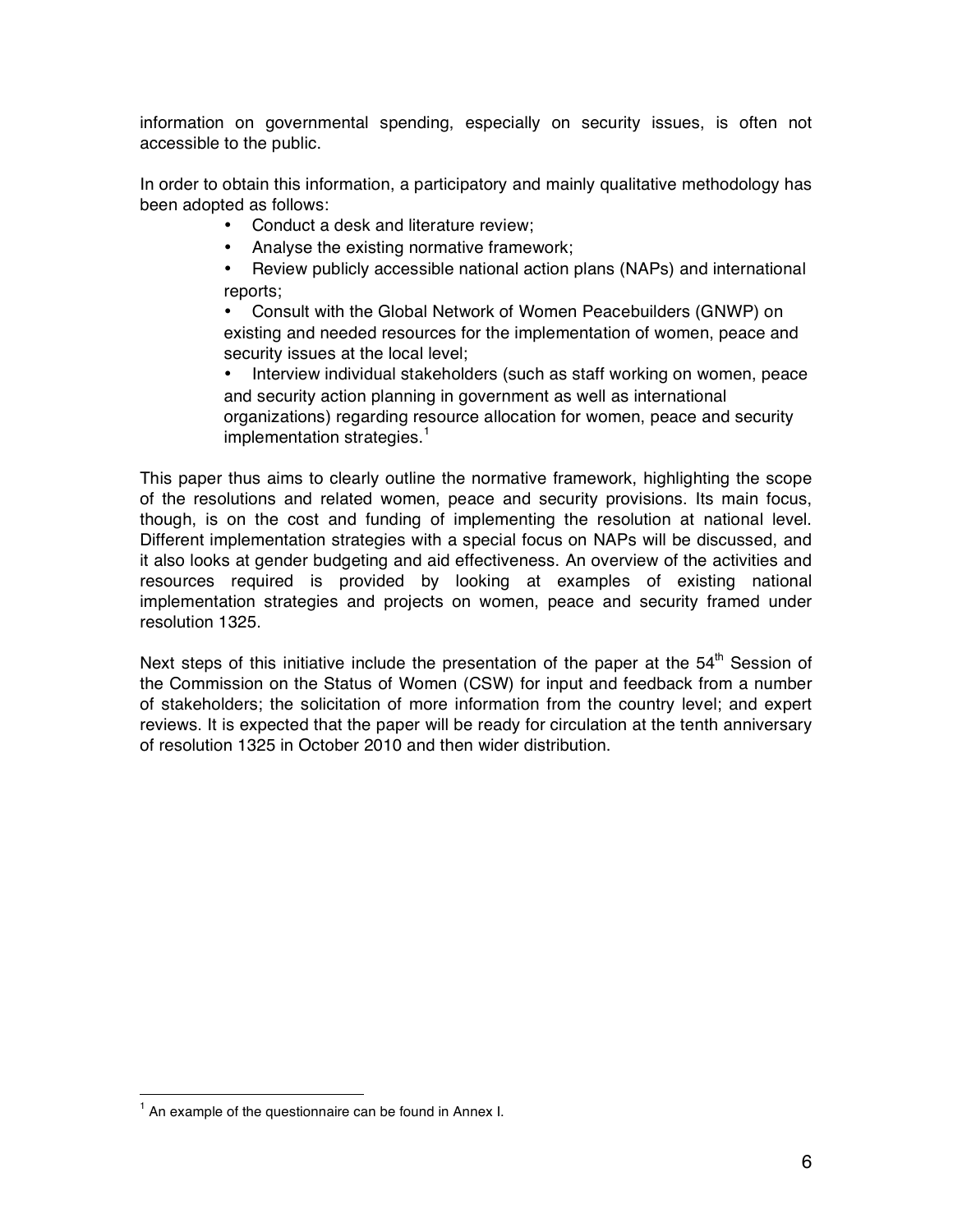information on governmental spending, especially on security issues, is often not accessible to the public.

In order to obtain this information, a participatory and mainly qualitative methodology has been adopted as follows:

- Conduct a desk and literature review;
- Analyse the existing normative framework;
- Review publicly accessible national action plans (NAPs) and international reports;
- Consult with the Global Network of Women Peacebuilders (GNWP) on existing and needed resources for the implementation of women, peace and security issues at the local level;
- Interview individual stakeholders (such as staff working on women, peace and security action planning in government as well as international organizations) regarding resource allocation for women, peace and security implementation strategies.[1]

This paper thus aims to clearly outline the normative framework, highlighting the scope of the resolutions and related women, peace and security provisions. Its main focus, though, is on the cost and funding of implementing the resolution at national level. Different implementation strategies with a special focus on NAPs will be discussed, and it also looks at gender budgeting and aid effectiveness. An overview of the activities and resources required is provided by looking at examples of existing national implementation strategies and projects on women, peace and security framed under resolution 1325.

Next steps of this initiative include the presentation of the paper at the 54th Session of the Commission on the Status of Women (CSW) for input and feedback from a number of stakeholders; the solicitation of more information from the country level; and expert reviews. It is expected that the paper will be ready for circulation at the tenth anniversary of resolution 1325 in October 2010 and then wider distribution.

---

[1] An example of the questionnaire can be found in Annex I.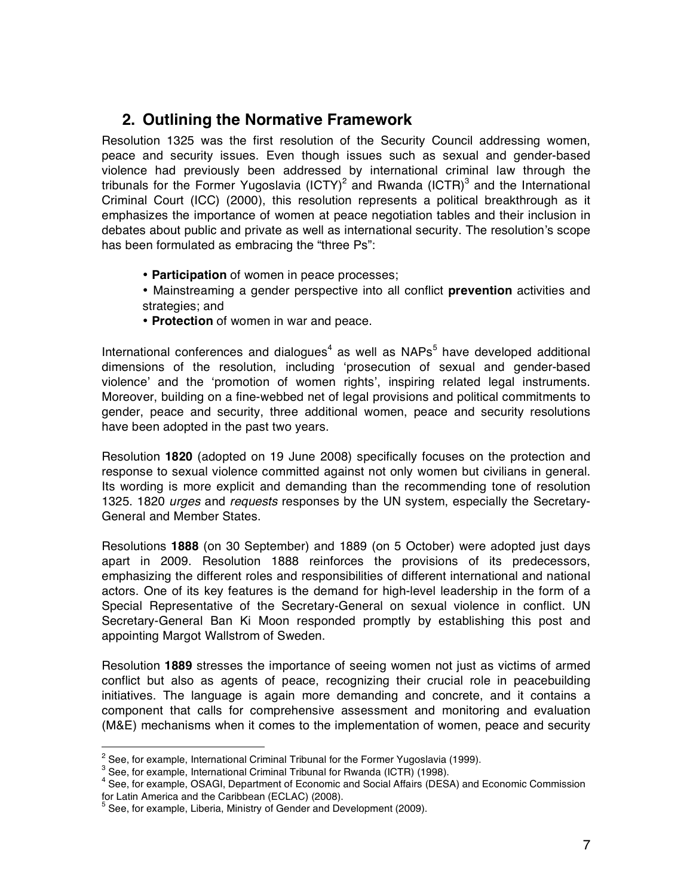## 2. Outlining the Normative Framework

Resolution 1325 was the first resolution of the Security Council addressing women, peace and security issues. Even though issues such as sexual and gender-based violence had previously been addressed by international criminal law through the tribunals for the Former Yugoslavia (ICTY)[2] and Rwanda (ICTR)[3] and the International Criminal Court (ICC) (2000), this resolution represents a political breakthrough as it emphasizes the importance of women at peace negotiation tables and their inclusion in debates about public and private as well as international security. The resolution's scope has been formulated as embracing the "three Ps":

- **Participation** of women in peace processes;
- Mainstreaming a gender perspective into all conflict **prevention** activities and strategies; and
- **Protection** of women in war and peace.

International conferences and dialogues[4] as well as NAPs[5] have developed additional dimensions of the resolution, including 'prosecution of sexual and gender-based violence' and the 'promotion of women rights', inspiring related legal instruments. Moreover, building on a fine-webbed net of legal provisions and political commitments to gender, peace and security, three additional women, peace and security resolutions have been adopted in the past two years.

Resolution **1820** (adopted on 19 June 2008) specifically focuses on the protection and response to sexual violence committed against not only women but civilians in general. Its wording is more explicit and demanding than the recommending tone of resolution 1325. 1820 *urges* and *requests* responses by the UN system, especially the Secretary-General and Member States.

Resolutions **1888** (on 30 September) and 1889 (on 5 October) were adopted just days apart in 2009. Resolution 1888 reinforces the provisions of its predecessors, emphasizing the different roles and responsibilities of different international and national actors. One of its key features is the demand for high-level leadership in the form of a Special Representative of the Secretary-General on sexual violence in conflict. UN Secretary-General Ban Ki Moon responded promptly by establishing this post and appointing Margot Wallstrom of Sweden.

Resolution **1889** stresses the importance of seeing women not just as victims of armed conflict but also as agents of peace, recognizing their crucial role in peacebuilding initiatives. The language is again more demanding and concrete, and it contains a component that calls for comprehensive assessment and monitoring and evaluation (M&E) mechanisms when it comes to the implementation of women, peace and security

---

[2] See, for example, International Criminal Tribunal for the Former Yugoslavia (1999).

[3] See, for example, International Criminal Tribunal for Rwanda (ICTR) (1998).

[4] See, for example, OSAGI, Department of Economic and Social Affairs (DESA) and Economic Commission for Latin America and the Caribbean (ECLAC) (2008).

[5] See, for example, Liberia, Ministry of Gender and Development (2009).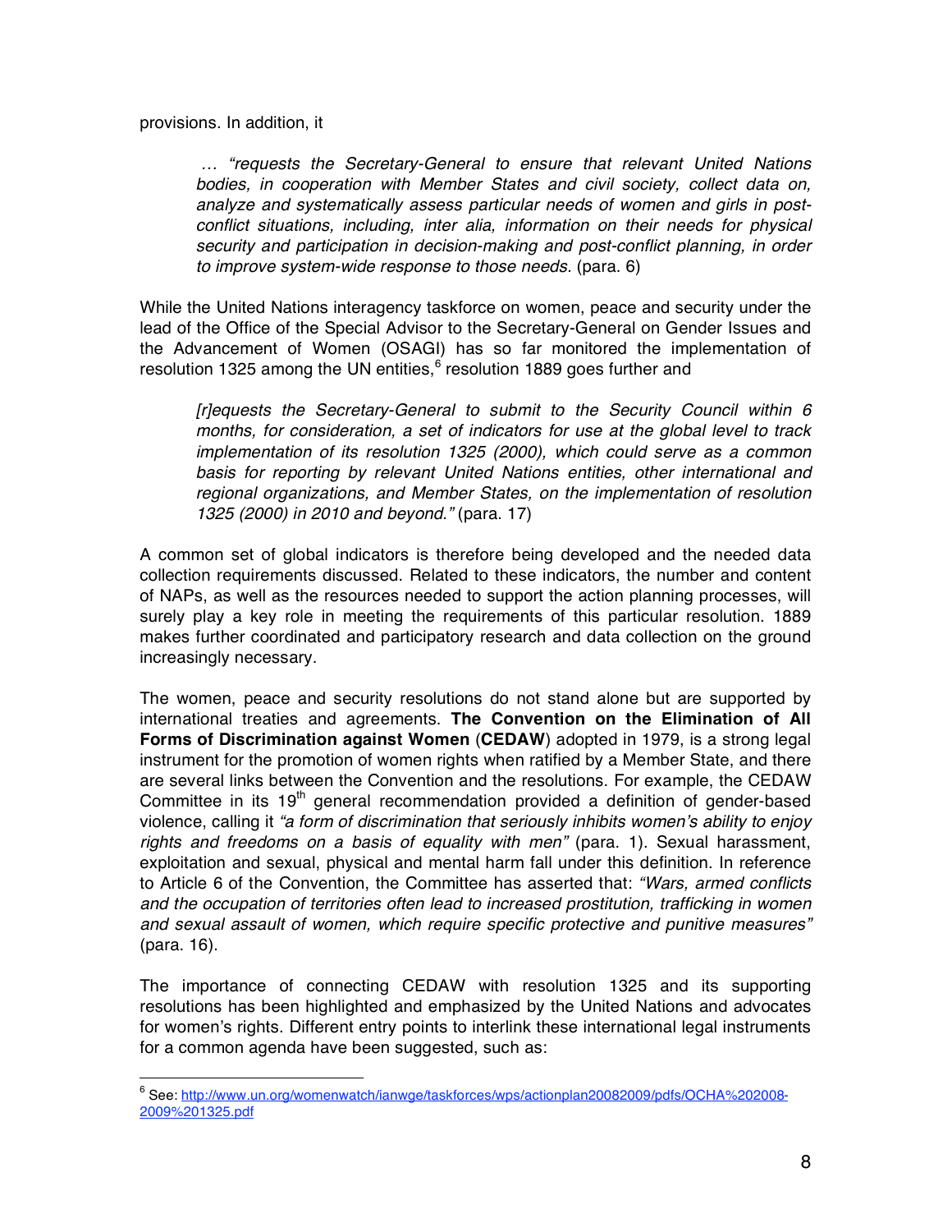provisions. In addition, it

> … *"requests the Secretary-General to ensure that relevant United Nations bodies, in cooperation with Member States and civil society, collect data on, analyze and systematically assess particular needs of women and girls in post-conflict situations, including, inter alia, information on their needs for physical security and participation in decision-making and post-conflict planning, in order to improve system-wide response to those needs.* (para. 6)

While the United Nations interagency taskforce on women, peace and security under the lead of the Office of the Special Advisor to the Secretary-General on Gender Issues and the Advancement of Women (OSAGI) has so far monitored the implementation of resolution 1325 among the UN entities,[6] resolution 1889 goes further and

> *[r]equests the Secretary-General to submit to the Security Council within 6 months, for consideration, a set of indicators for use at the global level to track implementation of its resolution 1325 (2000), which could serve as a common basis for reporting by relevant United Nations entities, other international and regional organizations, and Member States, on the implementation of resolution 1325 (2000) in 2010 and beyond."* (para. 17)

A common set of global indicators is therefore being developed and the needed data collection requirements discussed. Related to these indicators, the number and content of NAPs, as well as the resources needed to support the action planning processes, will surely play a key role in meeting the requirements of this particular resolution. 1889 makes further coordinated and participatory research and data collection on the ground increasingly necessary.

The women, peace and security resolutions do not stand alone but are supported by international treaties and agreements. **The Convention on the Elimination of All Forms of Discrimination against Women** (**CEDAW**) adopted in 1979, is a strong legal instrument for the promotion of women rights when ratified by a Member State, and there are several links between the Convention and the resolutions. For example, the CEDAW Committee in its 19th general recommendation provided a definition of gender-based violence, calling it *"a form of discrimination that seriously inhibits women's ability to enjoy rights and freedoms on a basis of equality with men"* (para. 1). Sexual harassment, exploitation and sexual, physical and mental harm fall under this definition. In reference to Article 6 of the Convention, the Committee has asserted that: *"Wars, armed conflicts and the occupation of territories often lead to increased prostitution, trafficking in women and sexual assault of women, which require specific protective and punitive measures"* (para. 16).

The importance of connecting CEDAW with resolution 1325 and its supporting resolutions has been highlighted and emphasized by the United Nations and advocates for women's rights. Different entry points to interlink these international legal instruments for a common agenda have been suggested, such as:

[6] See: http://www.un.org/womenwatch/ianwge/taskforces/wps/actionplan20082009/pdfs/OCHA%202008-2009%201325.pdf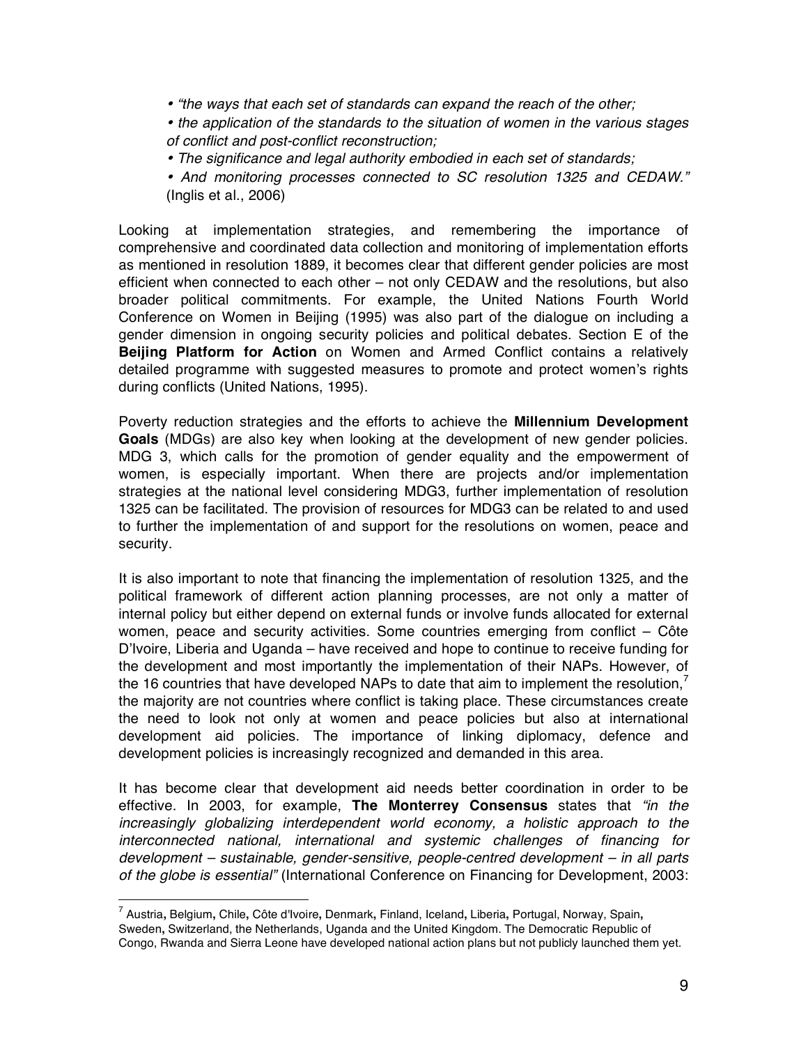- *"the ways that each set of standards can expand the reach of the other;*
- *the application of the standards to the situation of women in the various stages of conflict and post-conflict reconstruction;*
- *The significance and legal authority embodied in each set of standards;*
- *And monitoring processes connected to SC resolution 1325 and CEDAW."* (Inglis et al., 2006)

Looking at implementation strategies, and remembering the importance of comprehensive and coordinated data collection and monitoring of implementation efforts as mentioned in resolution 1889, it becomes clear that different gender policies are most efficient when connected to each other – not only CEDAW and the resolutions, but also broader political commitments. For example, the United Nations Fourth World Conference on Women in Beijing (1995) was also part of the dialogue on including a gender dimension in ongoing security policies and political debates. Section E of the **Beijing Platform for Action** on Women and Armed Conflict contains a relatively detailed programme with suggested measures to promote and protect women's rights during conflicts (United Nations, 1995).

Poverty reduction strategies and the efforts to achieve the **Millennium Development Goals** (MDGs) are also key when looking at the development of new gender policies. MDG 3, which calls for the promotion of gender equality and the empowerment of women, is especially important. When there are projects and/or implementation strategies at the national level considering MDG3, further implementation of resolution 1325 can be facilitated. The provision of resources for MDG3 can be related to and used to further the implementation of and support for the resolutions on women, peace and security.

It is also important to note that financing the implementation of resolution 1325, and the political framework of different action planning processes, are not only a matter of internal policy but either depend on external funds or involve funds allocated for external women, peace and security activities. Some countries emerging from conflict – Côte D'Ivoire, Liberia and Uganda – have received and hope to continue to receive funding for the development and most importantly the implementation of their NAPs. However, of the 16 countries that have developed NAPs to date that aim to implement the resolution,[7] the majority are not countries where conflict is taking place. These circumstances create the need to look not only at women and peace policies but also at international development aid policies. The importance of linking diplomacy, defence and development policies is increasingly recognized and demanded in this area.

It has become clear that development aid needs better coordination in order to be effective. In 2003, for example, **The Monterrey Consensus** states that *"in the increasingly globalizing interdependent world economy, a holistic approach to the interconnected national, international and systemic challenges of financing for development – sustainable, gender-sensitive, people-centred development – in all parts of the globe is essential"* (International Conference on Financing for Development, 2003:

[7] Austria, Belgium, Chile, Côte d'Ivoire, Denmark, Finland, Iceland, Liberia, Portugal, Norway, Spain, Sweden, Switzerland, the Netherlands, Uganda and the United Kingdom. The Democratic Republic of Congo, Rwanda and Sierra Leone have developed national action plans but not publicly launched them yet.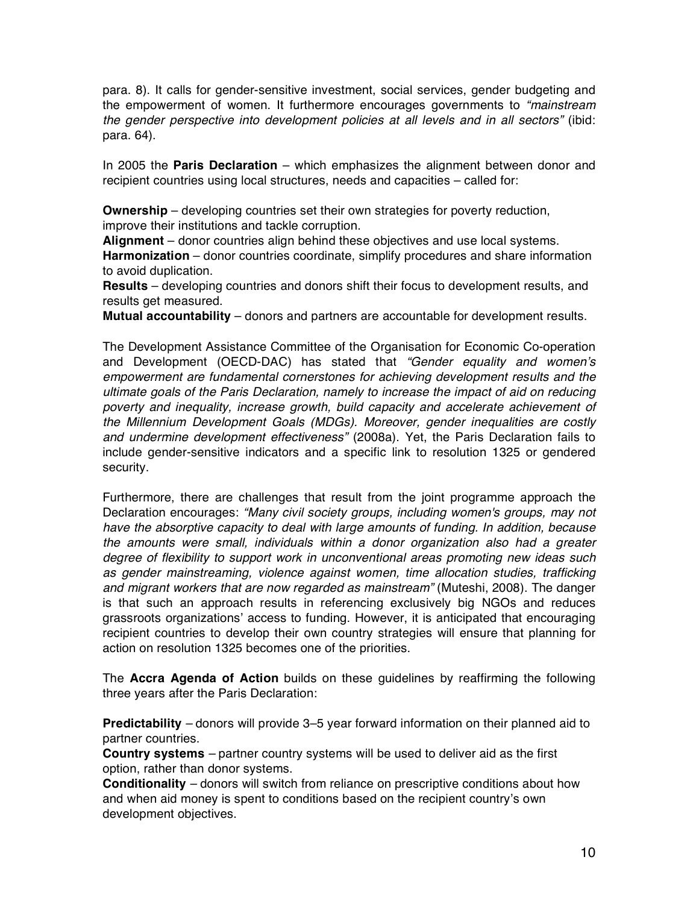para. 8). It calls for gender-sensitive investment, social services, gender budgeting and the empowerment of women. It furthermore encourages governments to *"mainstream the gender perspective into development policies at all levels and in all sectors"* (ibid: para. 64).

In 2005 the **Paris Declaration** – which emphasizes the alignment between donor and recipient countries using local structures, needs and capacities – called for:

**Ownership** – developing countries set their own strategies for poverty reduction, improve their institutions and tackle corruption.
**Alignment** – donor countries align behind these objectives and use local systems.
**Harmonization** – donor countries coordinate, simplify procedures and share information to avoid duplication.
**Results** – developing countries and donors shift their focus to development results, and results get measured.
**Mutual accountability** – donors and partners are accountable for development results.

The Development Assistance Committee of the Organisation for Economic Co-operation and Development (OECD-DAC) has stated that *"Gender equality and women's empowerment are fundamental cornerstones for achieving development results and the ultimate goals of the Paris Declaration, namely to increase the impact of aid on reducing poverty and inequality, increase growth, build capacity and accelerate achievement of the Millennium Development Goals (MDGs). Moreover, gender inequalities are costly and undermine development effectiveness"* (2008a). Yet, the Paris Declaration fails to include gender-sensitive indicators and a specific link to resolution 1325 or gendered security.

Furthermore, there are challenges that result from the joint programme approach the Declaration encourages: *"Many civil society groups, including women's groups, may not have the absorptive capacity to deal with large amounts of funding. In addition, because the amounts were small, individuals within a donor organization also had a greater degree of flexibility to support work in unconventional areas promoting new ideas such as gender mainstreaming, violence against women, time allocation studies, trafficking and migrant workers that are now regarded as mainstream"* (Muteshi, 2008). The danger is that such an approach results in referencing exclusively big NGOs and reduces grassroots organizations' access to funding. However, it is anticipated that encouraging recipient countries to develop their own country strategies will ensure that planning for action on resolution 1325 becomes one of the priorities.

The **Accra Agenda of Action** builds on these guidelines by reaffirming the following three years after the Paris Declaration:

**Predictability** – donors will provide 3–5 year forward information on their planned aid to partner countries.
**Country systems** – partner country systems will be used to deliver aid as the first option, rather than donor systems.
**Conditionality** – donors will switch from reliance on prescriptive conditions about how and when aid money is spent to conditions based on the recipient country's own development objectives.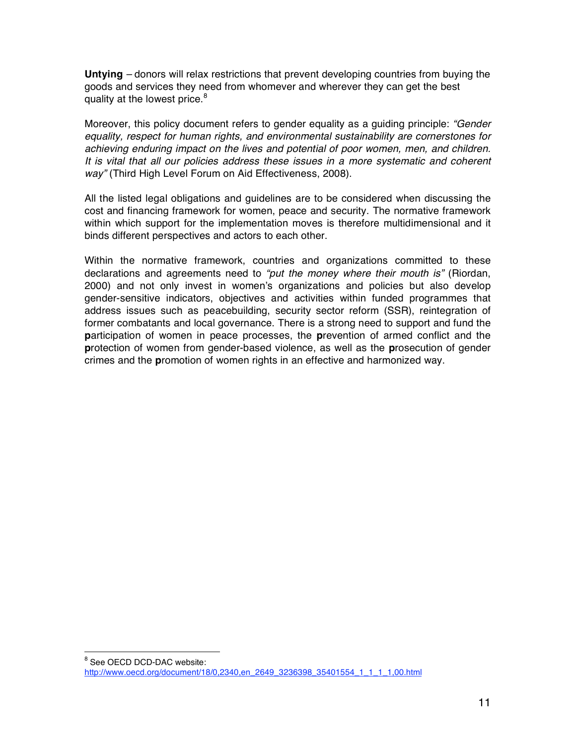**Untying** – donors will relax restrictions that prevent developing countries from buying the goods and services they need from whomever and wherever they can get the best quality at the lowest price.[8]

Moreover, this policy document refers to gender equality as a guiding principle: *"Gender equality, respect for human rights, and environmental sustainability are cornerstones for achieving enduring impact on the lives and potential of poor women, men, and children. It is vital that all our policies address these issues in a more systematic and coherent way"* (Third High Level Forum on Aid Effectiveness, 2008).

All the listed legal obligations and guidelines are to be considered when discussing the cost and financing framework for women, peace and security. The normative framework within which support for the implementation moves is therefore multidimensional and it binds different perspectives and actors to each other.

Within the normative framework, countries and organizations committed to these declarations and agreements need to *"put the money where their mouth is"* (Riordan, 2000) and not only invest in women's organizations and policies but also develop gender-sensitive indicators, objectives and activities within funded programmes that address issues such as peacebuilding, security sector reform (SSR), reintegration of former combatants and local governance. There is a strong need to support and fund the **p**articipation of women in peace processes, the **p**revention of armed conflict and the **p**rotection of women from gender-based violence, as well as the **p**rosecution of gender crimes and the **p**romotion of women rights in an effective and harmonized way.

---

[8] See OECD DCD-DAC website: http://www.oecd.org/document/18/0,2340,en_2649_3236398_35401554_1_1_1_1,00.html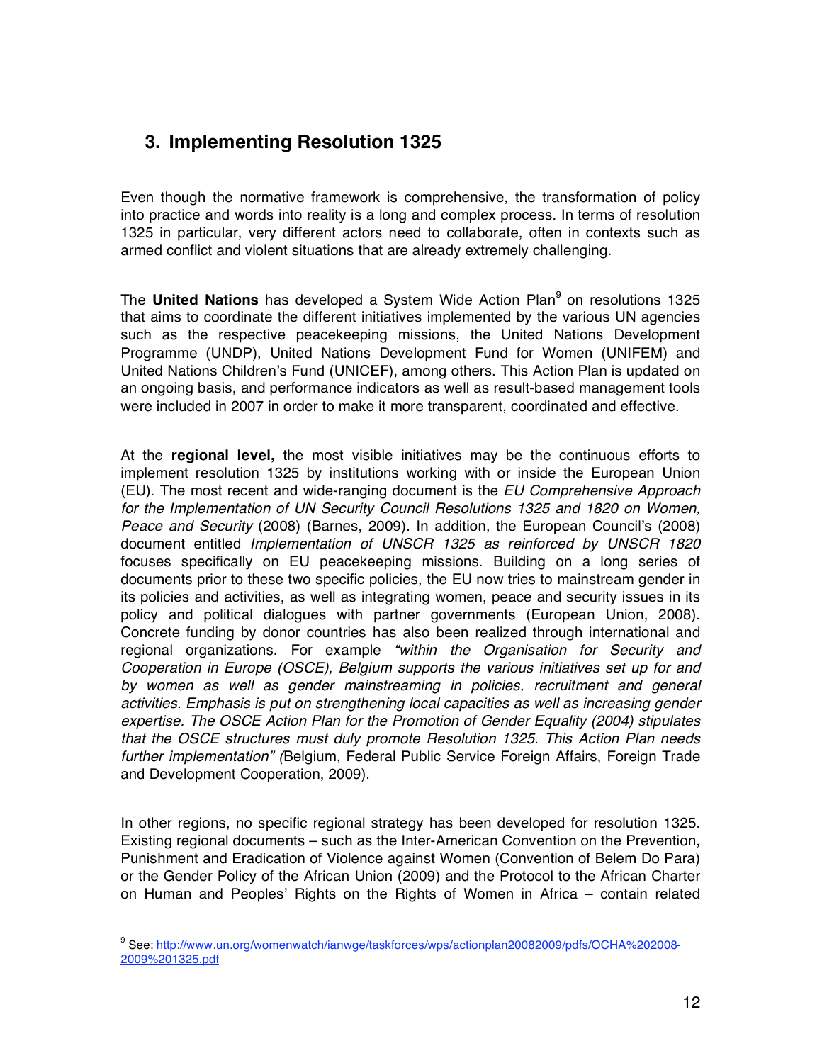## 3. Implementing Resolution 1325

Even though the normative framework is comprehensive, the transformation of policy into practice and words into reality is a long and complex process. In terms of resolution 1325 in particular, very different actors need to collaborate, often in contexts such as armed conflict and violent situations that are already extremely challenging.

The **United Nations** has developed a System Wide Action Plan[9] on resolutions 1325 that aims to coordinate the different initiatives implemented by the various UN agencies such as the respective peacekeeping missions, the United Nations Development Programme (UNDP), United Nations Development Fund for Women (UNIFEM) and United Nations Children's Fund (UNICEF), among others. This Action Plan is updated on an ongoing basis, and performance indicators as well as result-based management tools were included in 2007 in order to make it more transparent, coordinated and effective.

At the **regional level,** the most visible initiatives may be the continuous efforts to implement resolution 1325 by institutions working with or inside the European Union (EU). The most recent and wide-ranging document is the *EU Comprehensive Approach for the Implementation of UN Security Council Resolutions 1325 and 1820 on Women, Peace and Security* (2008) (Barnes, 2009). In addition, the European Council's (2008) document entitled *Implementation of UNSCR 1325 as reinforced by UNSCR 1820* focuses specifically on EU peacekeeping missions. Building on a long series of documents prior to these two specific policies, the EU now tries to mainstream gender in its policies and activities, as well as integrating women, peace and security issues in its policy and political dialogues with partner governments (European Union, 2008). Concrete funding by donor countries has also been realized through international and regional organizations. For example *"within the Organisation for Security and Cooperation in Europe (OSCE), Belgium supports the various initiatives set up for and by women as well as gender mainstreaming in policies, recruitment and general activities. Emphasis is put on strengthening local capacities as well as increasing gender expertise. The OSCE Action Plan for the Promotion of Gender Equality (2004) stipulates that the OSCE structures must duly promote Resolution 1325. This Action Plan needs further implementation" (*Belgium, Federal Public Service Foreign Affairs, Foreign Trade and Development Cooperation, 2009).

In other regions, no specific regional strategy has been developed for resolution 1325. Existing regional documents – such as the Inter-American Convention on the Prevention, Punishment and Eradication of Violence against Women (Convention of Belem Do Para) or the Gender Policy of the African Union (2009) and the Protocol to the African Charter on Human and Peoples' Rights on the Rights of Women in Africa – contain related

[9] See: http://www.un.org/womenwatch/ianwge/taskforces/wps/actionplan20082009/pdfs/OCHA%202008-2009%201325.pdf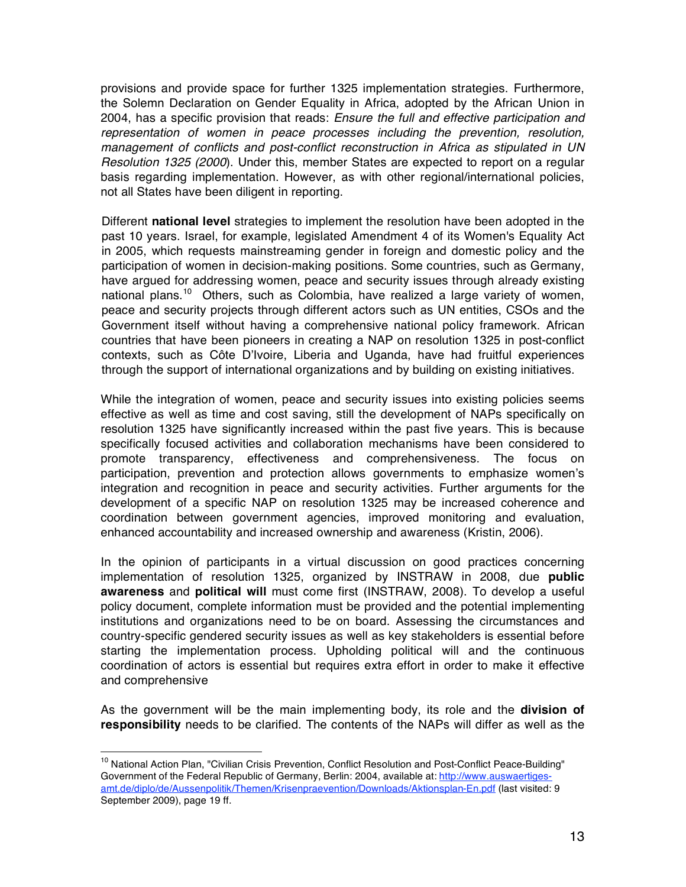provisions and provide space for further 1325 implementation strategies. Furthermore, the Solemn Declaration on Gender Equality in Africa, adopted by the African Union in 2004, has a specific provision that reads: *Ensure the full and effective participation and representation of women in peace processes including the prevention, resolution, management of conflicts and post-conflict reconstruction in Africa as stipulated in UN Resolution 1325 (2000*). Under this, member States are expected to report on a regular basis regarding implementation. However, as with other regional/international policies, not all States have been diligent in reporting.

Different **national level** strategies to implement the resolution have been adopted in the past 10 years. Israel, for example, legislated Amendment 4 of its Women's Equality Act in 2005, which requests mainstreaming gender in foreign and domestic policy and the participation of women in decision-making positions. Some countries, such as Germany, have argued for addressing women, peace and security issues through already existing national plans.[10] Others, such as Colombia, have realized a large variety of women, peace and security projects through different actors such as UN entities, CSOs and the Government itself without having a comprehensive national policy framework. African countries that have been pioneers in creating a NAP on resolution 1325 in post-conflict contexts, such as Côte D'Ivoire, Liberia and Uganda, have had fruitful experiences through the support of international organizations and by building on existing initiatives.

While the integration of women, peace and security issues into existing policies seems effective as well as time and cost saving, still the development of NAPs specifically on resolution 1325 have significantly increased within the past five years. This is because specifically focused activities and collaboration mechanisms have been considered to promote transparency, effectiveness and comprehensiveness. The focus on participation, prevention and protection allows governments to emphasize women's integration and recognition in peace and security activities. Further arguments for the development of a specific NAP on resolution 1325 may be increased coherence and coordination between government agencies, improved monitoring and evaluation, enhanced accountability and increased ownership and awareness (Kristin, 2006).

In the opinion of participants in a virtual discussion on good practices concerning implementation of resolution 1325, organized by INSTRAW in 2008, due **public awareness** and **political will** must come first (INSTRAW, 2008). To develop a useful policy document, complete information must be provided and the potential implementing institutions and organizations need to be on board. Assessing the circumstances and country-specific gendered security issues as well as key stakeholders is essential before starting the implementation process. Upholding political will and the continuous coordination of actors is essential but requires extra effort in order to make it effective and comprehensive

As the government will be the main implementing body, its role and the **division of responsibility** needs to be clarified. The contents of the NAPs will differ as well as the

---

[10] National Action Plan, "Civilian Crisis Prevention, Conflict Resolution and Post-Conflict Peace-Building" Government of the Federal Republic of Germany, Berlin: 2004, available at: http://www.auswaertiges-amt.de/diplo/de/Aussenpolitik/Themen/Krisenpraevention/Downloads/Aktionsplan-En.pdf (last visited: 9 September 2009), page 19 ff.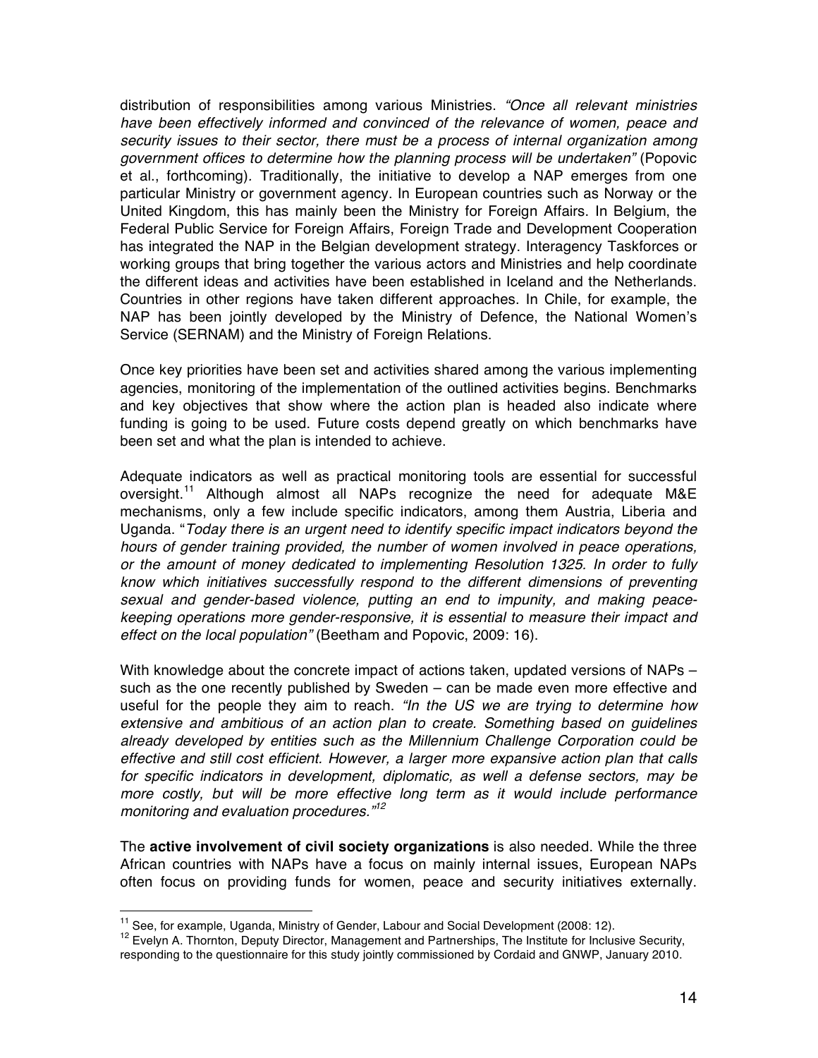distribution of responsibilities among various Ministries. *"Once all relevant ministries have been effectively informed and convinced of the relevance of women, peace and security issues to their sector, there must be a process of internal organization among government offices to determine how the planning process will be undertaken"* (Popovic et al., forthcoming). Traditionally, the initiative to develop a NAP emerges from one particular Ministry or government agency. In European countries such as Norway or the United Kingdom, this has mainly been the Ministry for Foreign Affairs. In Belgium, the Federal Public Service for Foreign Affairs, Foreign Trade and Development Cooperation has integrated the NAP in the Belgian development strategy. Interagency Taskforces or working groups that bring together the various actors and Ministries and help coordinate the different ideas and activities have been established in Iceland and the Netherlands. Countries in other regions have taken different approaches. In Chile, for example, the NAP has been jointly developed by the Ministry of Defence, the National Women's Service (SERNAM) and the Ministry of Foreign Relations.

Once key priorities have been set and activities shared among the various implementing agencies, monitoring of the implementation of the outlined activities begins. Benchmarks and key objectives that show where the action plan is headed also indicate where funding is going to be used. Future costs depend greatly on which benchmarks have been set and what the plan is intended to achieve.

Adequate indicators as well as practical monitoring tools are essential for successful oversight.[11] Although almost all NAPs recognize the need for adequate M&E mechanisms, only a few include specific indicators, among them Austria, Liberia and Uganda. "*Today there is an urgent need to identify specific impact indicators beyond the hours of gender training provided, the number of women involved in peace operations, or the amount of money dedicated to implementing Resolution 1325. In order to fully know which initiatives successfully respond to the different dimensions of preventing sexual and gender-based violence, putting an end to impunity, and making peace-keeping operations more gender-responsive, it is essential to measure their impact and effect on the local population"* (Beetham and Popovic, 2009: 16).

With knowledge about the concrete impact of actions taken, updated versions of NAPs – such as the one recently published by Sweden – can be made even more effective and useful for the people they aim to reach. *"In the US we are trying to determine how extensive and ambitious of an action plan to create. Something based on guidelines already developed by entities such as the Millennium Challenge Corporation could be effective and still cost efficient. However, a larger more expansive action plan that calls for specific indicators in development, diplomatic, as well a defense sectors, may be more costly, but will be more effective long term as it would include performance monitoring and evaluation procedures."*[12]

The **active involvement of civil society organizations** is also needed. While the three African countries with NAPs have a focus on mainly internal issues, European NAPs often focus on providing funds for women, peace and security initiatives externally.

---

[11] See, for example, Uganda, Ministry of Gender, Labour and Social Development (2008: 12).

[12] Evelyn A. Thornton, Deputy Director, Management and Partnerships, The Institute for Inclusive Security, responding to the questionnaire for this study jointly commissioned by Cordaid and GNWP, January 2010.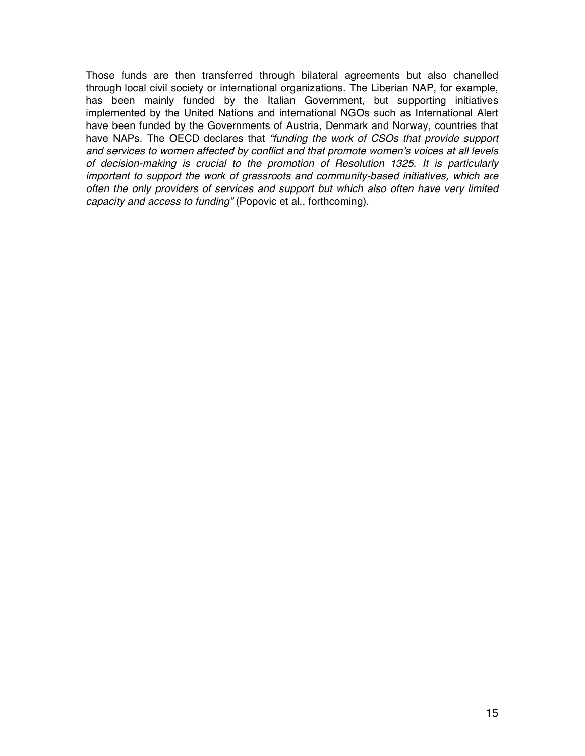Those funds are then transferred through bilateral agreements but also chanelled through local civil society or international organizations. The Liberian NAP, for example, has been mainly funded by the Italian Government, but supporting initiatives implemented by the United Nations and international NGOs such as International Alert have been funded by the Governments of Austria, Denmark and Norway, countries that have NAPs. The OECD declares that *"funding the work of CSOs that provide support and services to women affected by conflict and that promote women's voices at all levels of decision-making is crucial to the promotion of Resolution 1325. It is particularly important to support the work of grassroots and community-based initiatives, which are often the only providers of services and support but which also often have very limited capacity and access to funding"* (Popovic et al., forthcoming).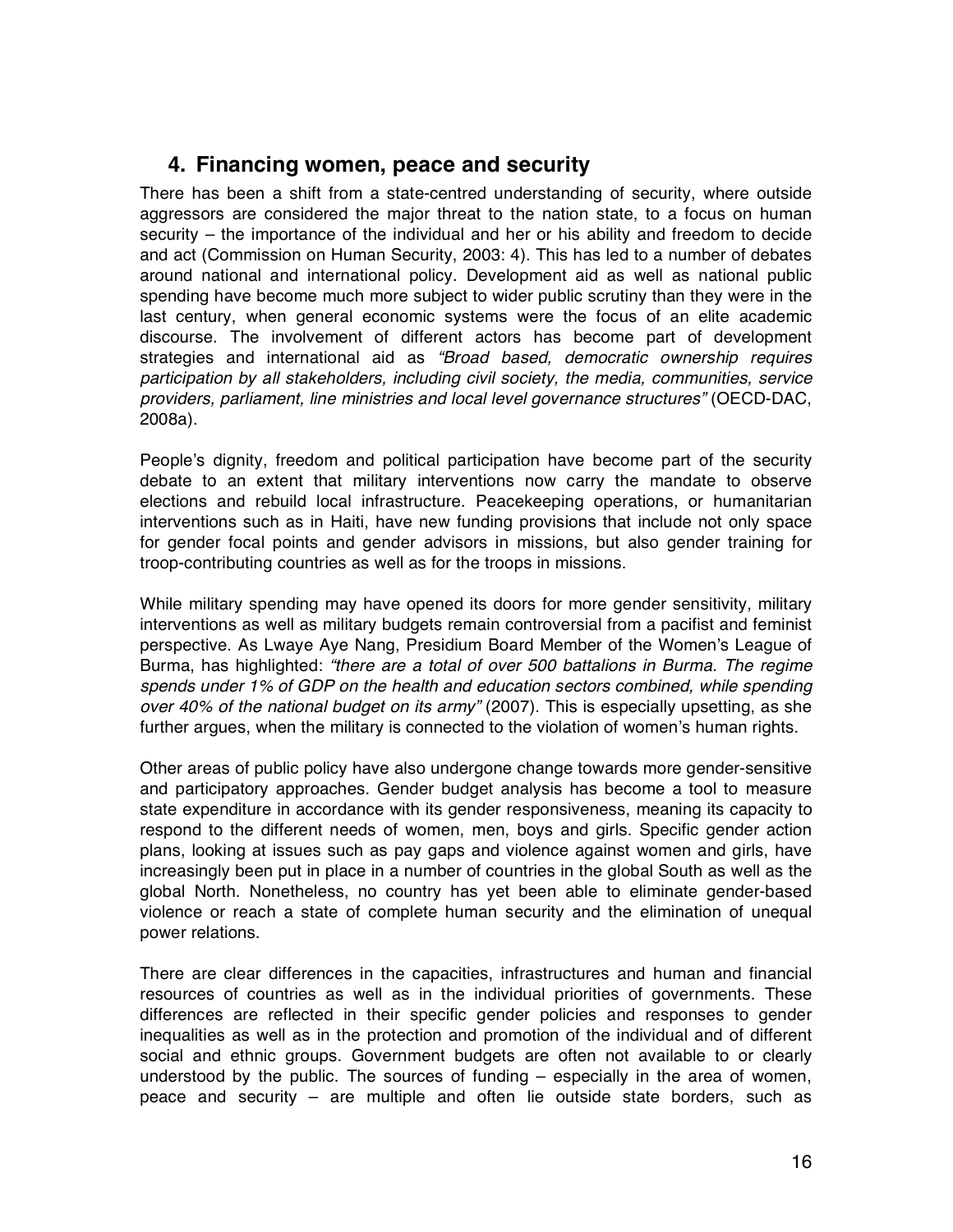## 4. Financing women, peace and security

There has been a shift from a state-centred understanding of security, where outside aggressors are considered the major threat to the nation state, to a focus on human security – the importance of the individual and her or his ability and freedom to decide and act (Commission on Human Security, 2003: 4). This has led to a number of debates around national and international policy. Development aid as well as national public spending have become much more subject to wider public scrutiny than they were in the last century, when general economic systems were the focus of an elite academic discourse. The involvement of different actors has become part of development strategies and international aid as *"Broad based, democratic ownership requires participation by all stakeholders, including civil society, the media, communities, service providers, parliament, line ministries and local level governance structures"* (OECD-DAC, 2008a).

People's dignity, freedom and political participation have become part of the security debate to an extent that military interventions now carry the mandate to observe elections and rebuild local infrastructure. Peacekeeping operations, or humanitarian interventions such as in Haiti, have new funding provisions that include not only space for gender focal points and gender advisors in missions, but also gender training for troop-contributing countries as well as for the troops in missions.

While military spending may have opened its doors for more gender sensitivity, military interventions as well as military budgets remain controversial from a pacifist and feminist perspective. As Lwaye Aye Nang, Presidium Board Member of the Women's League of Burma, has highlighted: *"there are a total of over 500 battalions in Burma. The regime spends under 1% of GDP on the health and education sectors combined, while spending over 40% of the national budget on its army"* (2007). This is especially upsetting, as she further argues, when the military is connected to the violation of women's human rights.

Other areas of public policy have also undergone change towards more gender-sensitive and participatory approaches. Gender budget analysis has become a tool to measure state expenditure in accordance with its gender responsiveness, meaning its capacity to respond to the different needs of women, men, boys and girls. Specific gender action plans, looking at issues such as pay gaps and violence against women and girls, have increasingly been put in place in a number of countries in the global South as well as the global North. Nonetheless, no country has yet been able to eliminate gender-based violence or reach a state of complete human security and the elimination of unequal power relations.

There are clear differences in the capacities, infrastructures and human and financial resources of countries as well as in the individual priorities of governments. These differences are reflected in their specific gender policies and responses to gender inequalities as well as in the protection and promotion of the individual and of different social and ethnic groups. Government budgets are often not available to or clearly understood by the public. The sources of funding – especially in the area of women, peace and security – are multiple and often lie outside state borders, such as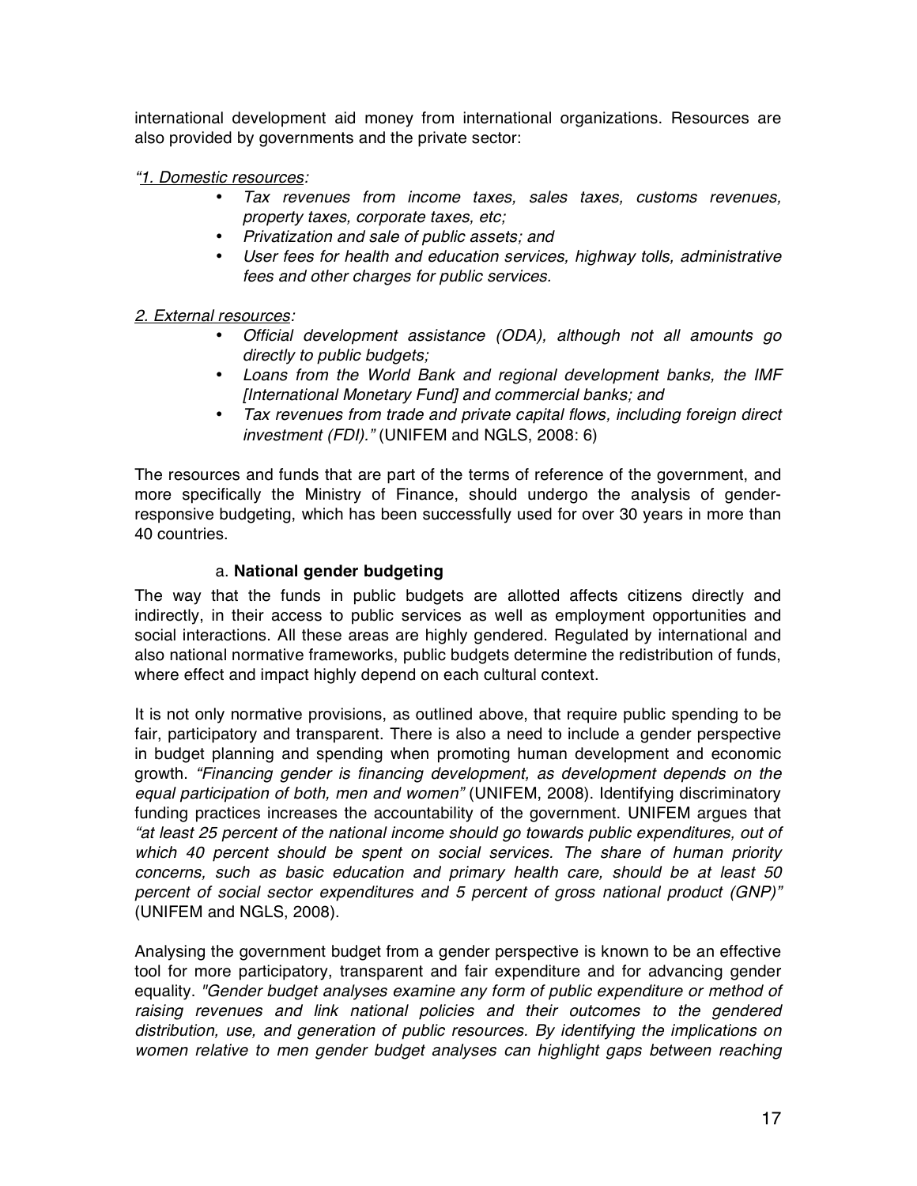international development aid money from international organizations. Resources are also provided by governments and the private sector:

*"1. Domestic resources:*

- *Tax revenues from income taxes, sales taxes, customs revenues, property taxes, corporate taxes, etc;*
- *Privatization and sale of public assets; and*
- *User fees for health and education services, highway tolls, administrative fees and other charges for public services.*

*2. External resources:*

- *Official development assistance (ODA), although not all amounts go directly to public budgets;*
- *Loans from the World Bank and regional development banks, the IMF [International Monetary Fund] and commercial banks; and*
- *Tax revenues from trade and private capital flows, including foreign direct investment (FDI)."* (UNIFEM and NGLS, 2008: 6)

The resources and funds that are part of the terms of reference of the government, and more specifically the Ministry of Finance, should undergo the analysis of gender-responsive budgeting, which has been successfully used for over 30 years in more than 40 countries.

### a. National gender budgeting

The way that the funds in public budgets are allotted affects citizens directly and indirectly, in their access to public services as well as employment opportunities and social interactions. All these areas are highly gendered. Regulated by international and also national normative frameworks, public budgets determine the redistribution of funds, where effect and impact highly depend on each cultural context.

It is not only normative provisions, as outlined above, that require public spending to be fair, participatory and transparent. There is also a need to include a gender perspective in budget planning and spending when promoting human development and economic growth. *"Financing gender is financing development, as development depends on the equal participation of both, men and women"* (UNIFEM, 2008). Identifying discriminatory funding practices increases the accountability of the government. UNIFEM argues that *"at least 25 percent of the national income should go towards public expenditures, out of which 40 percent should be spent on social services. The share of human priority concerns, such as basic education and primary health care, should be at least 50 percent of social sector expenditures and 5 percent of gross national product (GNP)"* (UNIFEM and NGLS, 2008).

Analysing the government budget from a gender perspective is known to be an effective tool for more participatory, transparent and fair expenditure and for advancing gender equality. *"Gender budget analyses examine any form of public expenditure or method of raising revenues and link national policies and their outcomes to the gendered distribution, use, and generation of public resources. By identifying the implications on women relative to men gender budget analyses can highlight gaps between reaching*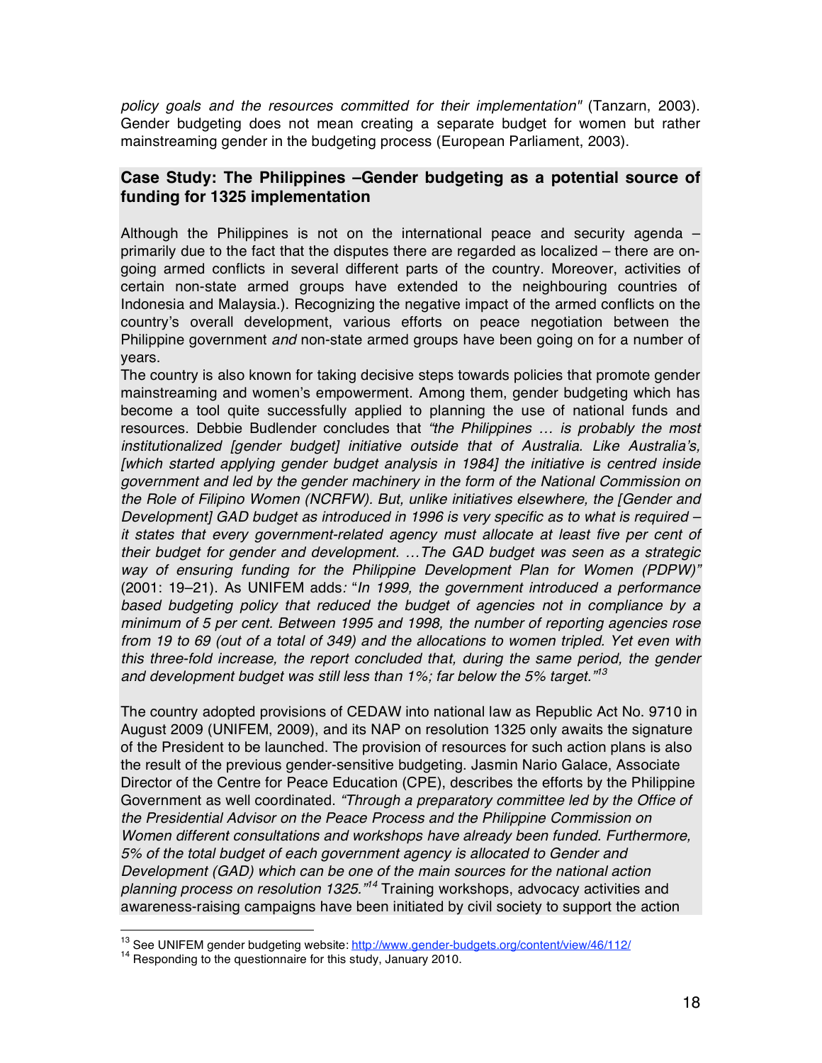*policy goals and the resources committed for their implementation"* (Tanzarn, 2003). Gender budgeting does not mean creating a separate budget for women but rather mainstreaming gender in the budgeting process (European Parliament, 2003).

**Case Study: The Philippines –Gender budgeting as a potential source of funding for 1325 implementation**

Although the Philippines is not on the international peace and security agenda – primarily due to the fact that the disputes there are regarded as localized – there are on-going armed conflicts in several different parts of the country. Moreover, activities of certain non-state armed groups have extended to the neighbouring countries of Indonesia and Malaysia.). Recognizing the negative impact of the armed conflicts on the country's overall development, various efforts on peace negotiation between the Philippine government *and* non-state armed groups have been going on for a number of years.

The country is also known for taking decisive steps towards policies that promote gender mainstreaming and women's empowerment. Among them, gender budgeting which has become a tool quite successfully applied to planning the use of national funds and resources. Debbie Budlender concludes that *"the Philippines … is probably the most institutionalized [gender budget] initiative outside that of Australia. Like Australia's, [which started applying gender budget analysis in 1984] the initiative is centred inside government and led by the gender machinery in the form of the National Commission on the Role of Filipino Women (NCRFW). But, unlike initiatives elsewhere, the [Gender and Development] GAD budget as introduced in 1996 is very specific as to what is required – it states that every government-related agency must allocate at least five per cent of their budget for gender and development. …The GAD budget was seen as a strategic way of ensuring funding for the Philippine Development Plan for Women (PDPW)"* (2001: 19–21). As UNIFEM adds*:* "*In 1999, the government introduced a performance based budgeting policy that reduced the budget of agencies not in compliance by a minimum of 5 per cent. Between 1995 and 1998, the number of reporting agencies rose from 19 to 69 (out of a total of 349) and the allocations to women tripled. Yet even with this three-fold increase, the report concluded that, during the same period, the gender and development budget was still less than 1%; far below the 5% target."*[13]

The country adopted provisions of CEDAW into national law as Republic Act No. 9710 in August 2009 (UNIFEM, 2009), and its NAP on resolution 1325 only awaits the signature of the President to be launched. The provision of resources for such action plans is also the result of the previous gender-sensitive budgeting. Jasmin Nario Galace, Associate Director of the Centre for Peace Education (CPE), describes the efforts by the Philippine Government as well coordinated. *"Through a preparatory committee led by the Office of the Presidential Advisor on the Peace Process and the Philippine Commission on Women different consultations and workshops have already been funded. Furthermore, 5% of the total budget of each government agency is allocated to Gender and Development (GAD) which can be one of the main sources for the national action planning process on resolution 1325."*[14] Training workshops, advocacy activities and awareness-raising campaigns have been initiated by civil society to support the action

---

[13] See UNIFEM gender budgeting website: http://www.gender-budgets.org/content/view/46/112/

[14] Responding to the questionnaire for this study, January 2010.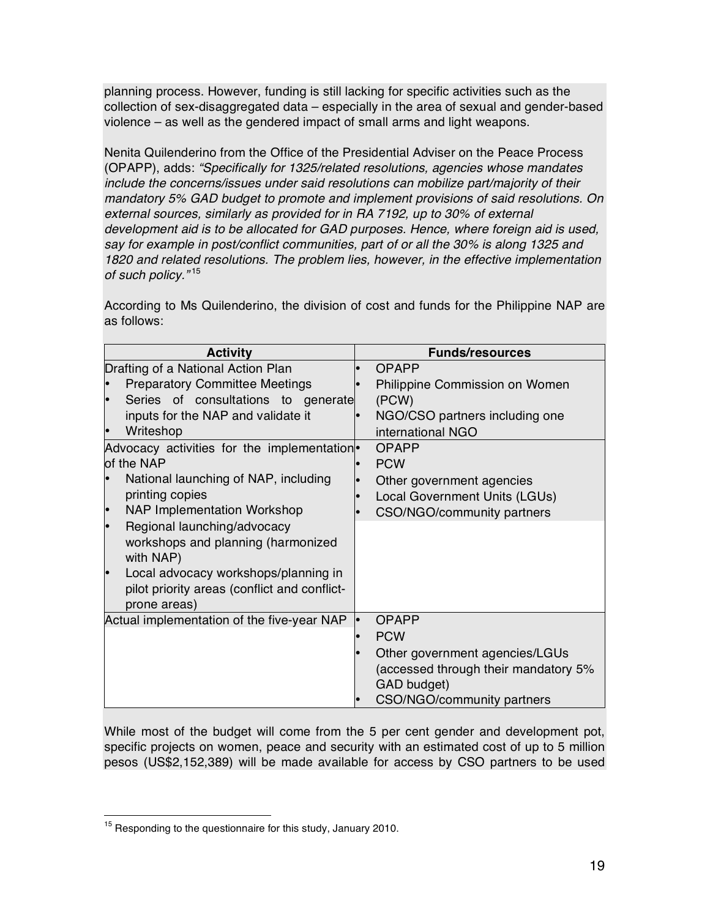planning process. However, funding is still lacking for specific activities such as the collection of sex-disaggregated data – especially in the area of sexual and gender-based violence – as well as the gendered impact of small arms and light weapons.

Nenita Quilenderino from the Office of the Presidential Adviser on the Peace Process (OPAPP), adds: *"Specifically for 1325/related resolutions, agencies whose mandates include the concerns/issues under said resolutions can mobilize part/majority of their mandatory 5% GAD budget to promote and implement provisions of said resolutions. On external sources, similarly as provided for in RA 7192, up to 30% of external development aid is to be allocated for GAD purposes. Hence, where foreign aid is used, say for example in post/conflict communities, part of or all the 30% is along 1325 and 1820 and related resolutions. The problem lies, however, in the effective implementation of such policy."*[15]

According to Ms Quilenderino, the division of cost and funds for the Philippine NAP are as follows:

| Activity | Funds/resources |
|---|---|
| Drafting of a National Action Plan<br>• Preparatory Committee Meetings<br>• Series of consultations to generate inputs for the NAP and validate it<br>• Writeshop | • OPAPP<br>• Philippine Commission on Women (PCW)<br>• NGO/CSO partners including one international NGO |
| Advocacy activities for the implementation of the NAP<br>• National launching of NAP, including printing copies<br>• NAP Implementation Workshop<br>• Regional launching/advocacy workshops and planning (harmonized with NAP)<br>• Local advocacy workshops/planning in pilot priority areas (conflict and conflict-prone areas) | • OPAPP<br>• PCW<br>• Other government agencies<br>• Local Government Units (LGUs)<br>• CSO/NGO/community partners |
| Actual implementation of the five-year NAP | • OPAPP<br>• PCW<br>• Other government agencies/LGUs (accessed through their mandatory 5% GAD budget)<br>• CSO/NGO/community partners |

While most of the budget will come from the 5 per cent gender and development pot, specific projects on women, peace and security with an estimated cost of up to 5 million pesos (US$2,152,389) will be made available for access by CSO partners to be used

---

[15] Responding to the questionnaire for this study, January 2010.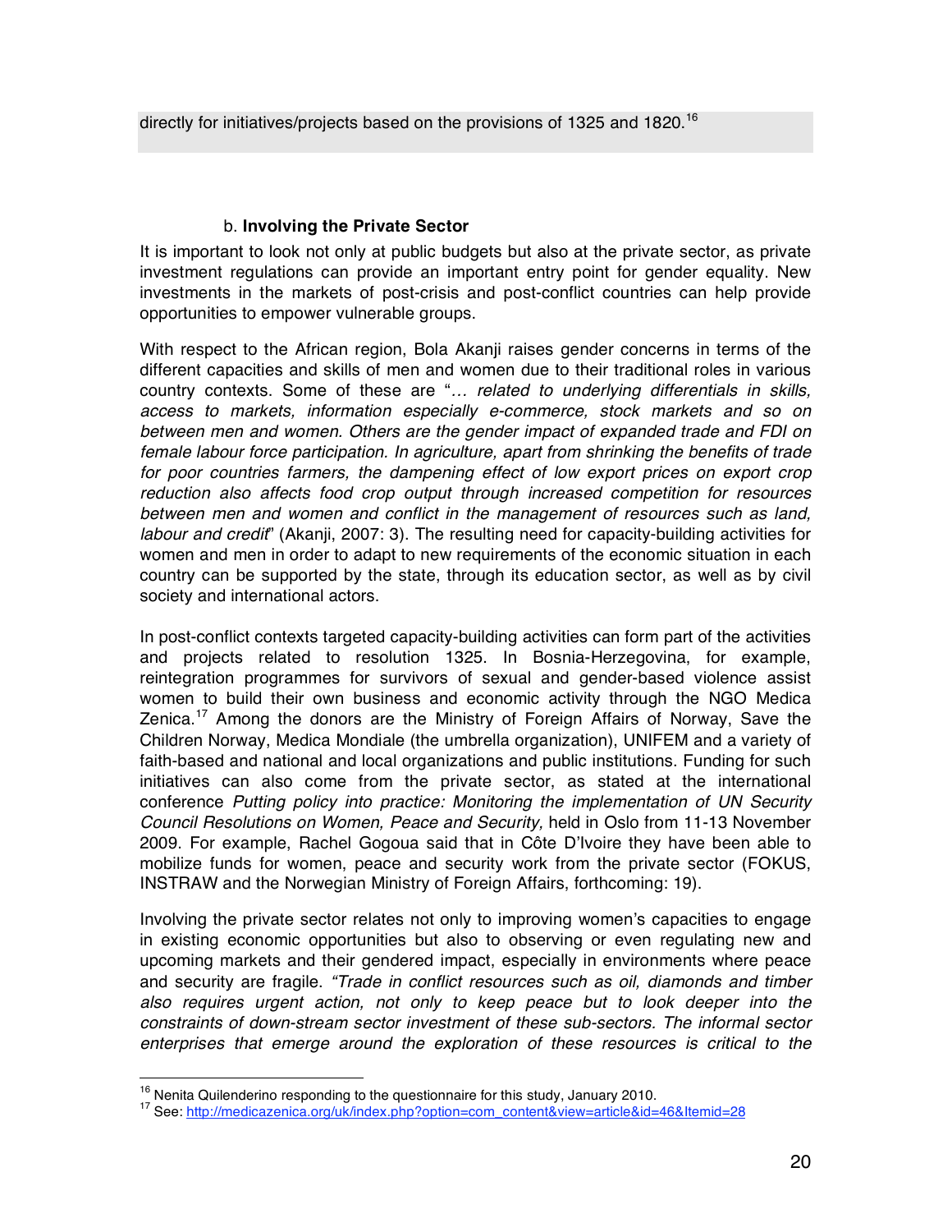directly for initiatives/projects based on the provisions of 1325 and 1820.[16]

b. **Involving the Private Sector**

It is important to look not only at public budgets but also at the private sector, as private investment regulations can provide an important entry point for gender equality. New investments in the markets of post-crisis and post-conflict countries can help provide opportunities to empower vulnerable groups.

With respect to the African region, Bola Akanji raises gender concerns in terms of the different capacities and skills of men and women due to their traditional roles in various country contexts. Some of these are "*… related to underlying differentials in skills, access to markets, information especially e-commerce, stock markets and so on between men and women. Others are the gender impact of expanded trade and FDI on female labour force participation. In agriculture, apart from shrinking the benefits of trade for poor countries farmers, the dampening effect of low export prices on export crop reduction also affects food crop output through increased competition for resources between men and women and conflict in the management of resources such as land, labour and credit*" (Akanji, 2007: 3). The resulting need for capacity-building activities for women and men in order to adapt to new requirements of the economic situation in each country can be supported by the state, through its education sector, as well as by civil society and international actors.

In post-conflict contexts targeted capacity-building activities can form part of the activities and projects related to resolution 1325. In Bosnia-Herzegovina, for example, reintegration programmes for survivors of sexual and gender-based violence assist women to build their own business and economic activity through the NGO Medica Zenica.[17] Among the donors are the Ministry of Foreign Affairs of Norway, Save the Children Norway, Medica Mondiale (the umbrella organization), UNIFEM and a variety of faith-based and national and local organizations and public institutions. Funding for such initiatives can also come from the private sector, as stated at the international conference *Putting policy into practice: Monitoring the implementation of UN Security Council Resolutions on Women, Peace and Security,* held in Oslo from 11-13 November 2009. For example, Rachel Gogoua said that in Côte D'Ivoire they have been able to mobilize funds for women, peace and security work from the private sector (FOKUS, INSTRAW and the Norwegian Ministry of Foreign Affairs, forthcoming: 19).

Involving the private sector relates not only to improving women's capacities to engage in existing economic opportunities but also to observing or even regulating new and upcoming markets and their gendered impact, especially in environments where peace and security are fragile. *"Trade in conflict resources such as oil, diamonds and timber also requires urgent action, not only to keep peace but to look deeper into the constraints of down-stream sector investment of these sub-sectors. The informal sector enterprises that emerge around the exploration of these resources is critical to the*

---

[16] Nenita Quilenderino responding to the questionnaire for this study, January 2010.

[17] See: http://medicazenica.org/uk/index.php?option=com_content&view=article&id=46&Itemid=28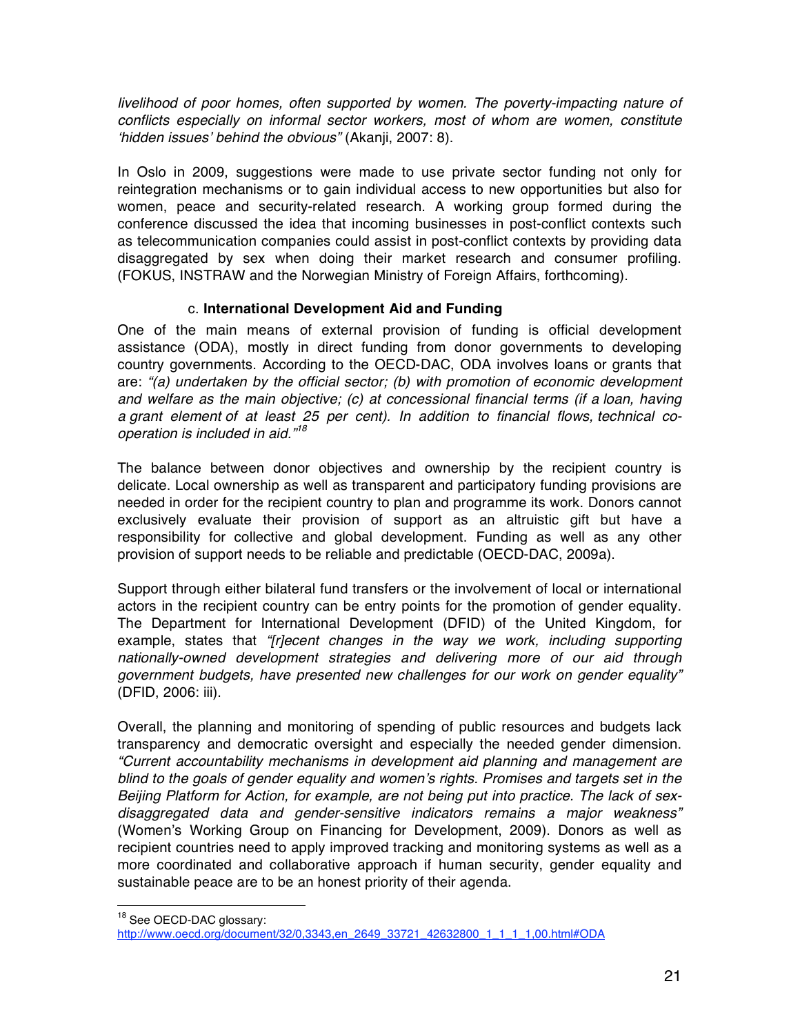*livelihood of poor homes, often supported by women. The poverty-impacting nature of conflicts especially on informal sector workers, most of whom are women, constitute 'hidden issues' behind the obvious"* (Akanji, 2007: 8).

In Oslo in 2009, suggestions were made to use private sector funding not only for reintegration mechanisms or to gain individual access to new opportunities but also for women, peace and security-related research. A working group formed during the conference discussed the idea that incoming businesses in post-conflict contexts such as telecommunication companies could assist in post-conflict contexts by providing data disaggregated by sex when doing their market research and consumer profiling. (FOKUS, INSTRAW and the Norwegian Ministry of Foreign Affairs, forthcoming).

### c. **International Development Aid and Funding**

One of the main means of external provision of funding is official development assistance (ODA), mostly in direct funding from donor governments to developing country governments. According to the OECD-DAC, ODA involves loans or grants that are: *"(a) undertaken by the official sector; (b) with promotion of economic development and welfare as the main objective; (c) at concessional financial terms (if a loan, having a grant element of at least 25 per cent). In addition to financial flows, technical co-operation is included in aid."*[18]

The balance between donor objectives and ownership by the recipient country is delicate. Local ownership as well as transparent and participatory funding provisions are needed in order for the recipient country to plan and programme its work. Donors cannot exclusively evaluate their provision of support as an altruistic gift but have a responsibility for collective and global development. Funding as well as any other provision of support needs to be reliable and predictable (OECD-DAC, 2009a).

Support through either bilateral fund transfers or the involvement of local or international actors in the recipient country can be entry points for the promotion of gender equality. The Department for International Development (DFID) of the United Kingdom, for example, states that *"[r]ecent changes in the way we work, including supporting nationally-owned development strategies and delivering more of our aid through government budgets, have presented new challenges for our work on gender equality"* (DFID, 2006: iii).

Overall, the planning and monitoring of spending of public resources and budgets lack transparency and democratic oversight and especially the needed gender dimension. *"Current accountability mechanisms in development aid planning and management are blind to the goals of gender equality and women's rights. Promises and targets set in the Beijing Platform for Action, for example, are not being put into practice. The lack of sex-disaggregated data and gender-sensitive indicators remains a major weakness"* (Women's Working Group on Financing for Development, 2009). Donors as well as recipient countries need to apply improved tracking and monitoring systems as well as a more coordinated and collaborative approach if human security, gender equality and sustainable peace are to be an honest priority of their agenda.

---

[18] See OECD-DAC glossary: http://www.oecd.org/document/32/0,3343,en_2649_33721_42632800_1_1_1_1,00.html#ODA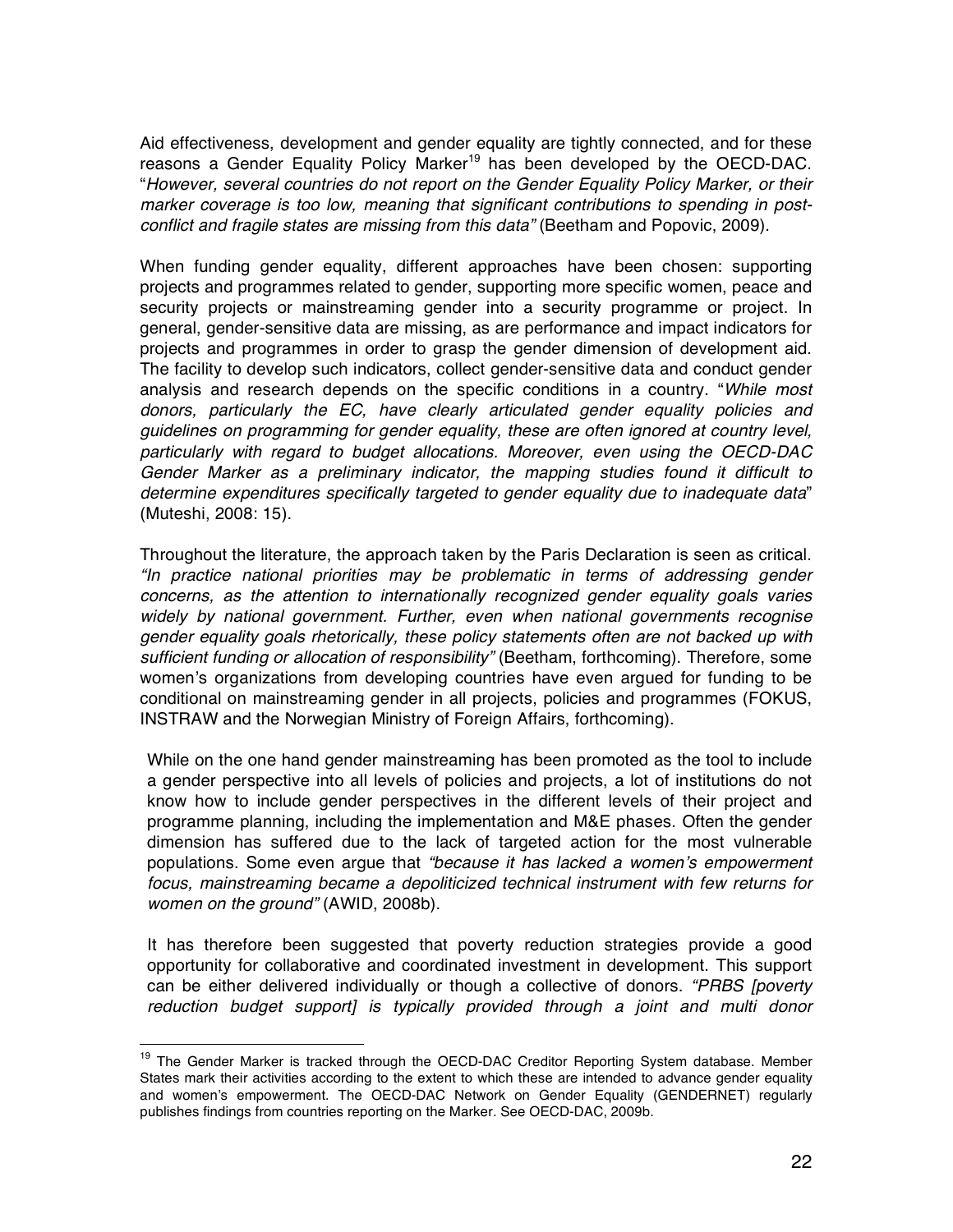Aid effectiveness, development and gender equality are tightly connected, and for these reasons a Gender Equality Policy Marker[19] has been developed by the OECD-DAC. "*However, several countries do not report on the Gender Equality Policy Marker, or their marker coverage is too low, meaning that significant contributions to spending in post-conflict and fragile states are missing from this data*" (Beetham and Popovic, 2009).

When funding gender equality, different approaches have been chosen: supporting projects and programmes related to gender, supporting more specific women, peace and security projects or mainstreaming gender into a security programme or project. In general, gender-sensitive data are missing, as are performance and impact indicators for projects and programmes in order to grasp the gender dimension of development aid. The facility to develop such indicators, collect gender-sensitive data and conduct gender analysis and research depends on the specific conditions in a country. "*While most donors, particularly the EC, have clearly articulated gender equality policies and guidelines on programming for gender equality, these are often ignored at country level, particularly with regard to budget allocations. Moreover, even using the OECD-DAC Gender Marker as a preliminary indicator, the mapping studies found it difficult to determine expenditures specifically targeted to gender equality due to inadequate data*" (Muteshi, 2008: 15).

Throughout the literature, the approach taken by the Paris Declaration is seen as critical. *"In practice national priorities may be problematic in terms of addressing gender concerns, as the attention to internationally recognized gender equality goals varies widely by national government. Further, even when national governments recognise gender equality goals rhetorically, these policy statements often are not backed up with sufficient funding or allocation of responsibility"* (Beetham, forthcoming). Therefore, some women's organizations from developing countries have even argued for funding to be conditional on mainstreaming gender in all projects, policies and programmes (FOKUS, INSTRAW and the Norwegian Ministry of Foreign Affairs, forthcoming).

While on the one hand gender mainstreaming has been promoted as the tool to include a gender perspective into all levels of policies and projects, a lot of institutions do not know how to include gender perspectives in the different levels of their project and programme planning, including the implementation and M&E phases. Often the gender dimension has suffered due to the lack of targeted action for the most vulnerable populations. Some even argue that *"because it has lacked a women's empowerment focus, mainstreaming became a depoliticized technical instrument with few returns for women on the ground"* (AWID, 2008b).

It has therefore been suggested that poverty reduction strategies provide a good opportunity for collaborative and coordinated investment in development. This support can be either delivered individually or though a collective of donors. *"PRBS [poverty reduction budget support] is typically provided through a joint and multi donor*

---

[19] The Gender Marker is tracked through the OECD-DAC Creditor Reporting System database. Member States mark their activities according to the extent to which these are intended to advance gender equality and women's empowerment. The OECD-DAC Network on Gender Equality (GENDERNET) regularly publishes findings from countries reporting on the Marker. See OECD-DAC, 2009b.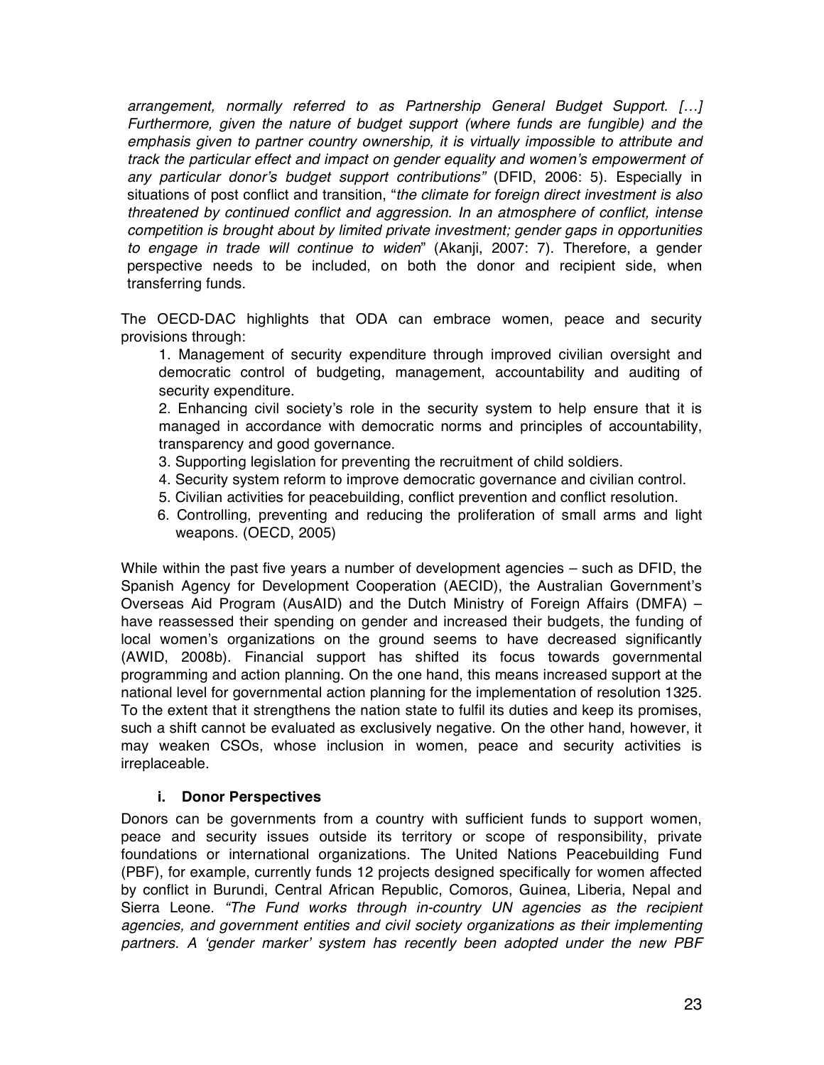*arrangement, normally referred to as Partnership General Budget Support. […] Furthermore, given the nature of budget support (where funds are fungible) and the emphasis given to partner country ownership, it is virtually impossible to attribute and track the particular effect and impact on gender equality and women's empowerment of any particular donor's budget support contributions"* (DFID, 2006: 5). Especially in situations of post conflict and transition, "*the climate for foreign direct investment is also threatened by continued conflict and aggression. In an atmosphere of conflict, intense competition is brought about by limited private investment; gender gaps in opportunities to engage in trade will continue to widen*" (Akanji, 2007: 7). Therefore, a gender perspective needs to be included, on both the donor and recipient side, when transferring funds.

The OECD-DAC highlights that ODA can embrace women, peace and security provisions through:

1. Management of security expenditure through improved civilian oversight and democratic control of budgeting, management, accountability and auditing of security expenditure.
2. Enhancing civil society's role in the security system to help ensure that it is managed in accordance with democratic norms and principles of accountability, transparency and good governance.
3. Supporting legislation for preventing the recruitment of child soldiers.
4. Security system reform to improve democratic governance and civilian control.
5. Civilian activities for peacebuilding, conflict prevention and conflict resolution.
6. Controlling, preventing and reducing the proliferation of small arms and light weapons. (OECD, 2005)

While within the past five years a number of development agencies – such as DFID, the Spanish Agency for Development Cooperation (AECID), the Australian Government's Overseas Aid Program (AusAID) and the Dutch Ministry of Foreign Affairs (DMFA) – have reassessed their spending on gender and increased their budgets, the funding of local women's organizations on the ground seems to have decreased significantly (AWID, 2008b). Financial support has shifted its focus towards governmental programming and action planning. On the one hand, this means increased support at the national level for governmental action planning for the implementation of resolution 1325. To the extent that it strengthens the nation state to fulfil its duties and keep its promises, such a shift cannot be evaluated as exclusively negative. On the other hand, however, it may weaken CSOs, whose inclusion in women, peace and security activities is irreplaceable.

### i. Donor Perspectives

Donors can be governments from a country with sufficient funds to support women, peace and security issues outside its territory or scope of responsibility, private foundations or international organizations. The United Nations Peacebuilding Fund (PBF), for example, currently funds 12 projects designed specifically for women affected by conflict in Burundi, Central African Republic, Comoros, Guinea, Liberia, Nepal and Sierra Leone. *"The Fund works through in-country UN agencies as the recipient agencies, and government entities and civil society organizations as their implementing partners. A 'gender marker' system has recently been adopted under the new PBF*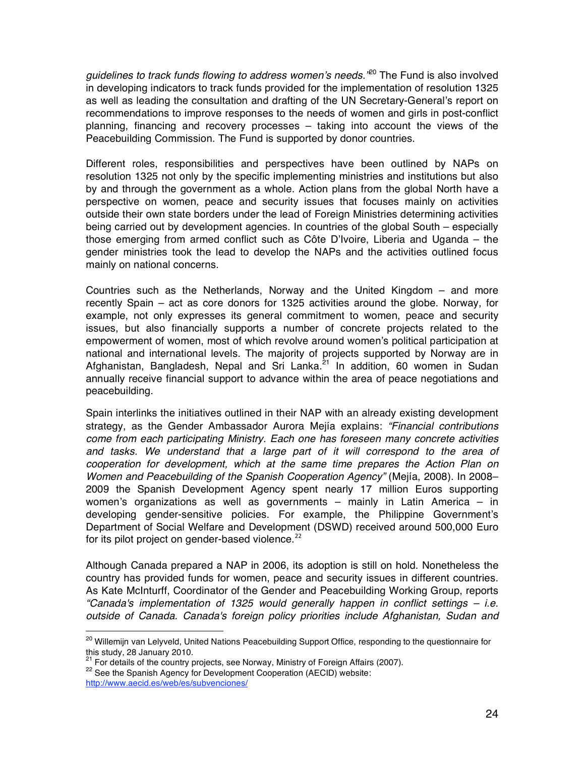*guidelines to track funds flowing to address women's needs.'*[20] The Fund is also involved in developing indicators to track funds provided for the implementation of resolution 1325 as well as leading the consultation and drafting of the UN Secretary-General's report on recommendations to improve responses to the needs of women and girls in post-conflict planning, financing and recovery processes – taking into account the views of the Peacebuilding Commission. The Fund is supported by donor countries.

Different roles, responsibilities and perspectives have been outlined by NAPs on resolution 1325 not only by the specific implementing ministries and institutions but also by and through the government as a whole. Action plans from the global North have a perspective on women, peace and security issues that focuses mainly on activities outside their own state borders under the lead of Foreign Ministries determining activities being carried out by development agencies. In countries of the global South – especially those emerging from armed conflict such as Côte D'Ivoire, Liberia and Uganda – the gender ministries took the lead to develop the NAPs and the activities outlined focus mainly on national concerns.

Countries such as the Netherlands, Norway and the United Kingdom – and more recently Spain – act as core donors for 1325 activities around the globe. Norway, for example, not only expresses its general commitment to women, peace and security issues, but also financially supports a number of concrete projects related to the empowerment of women, most of which revolve around women's political participation at national and international levels. The majority of projects supported by Norway are in Afghanistan, Bangladesh, Nepal and Sri Lanka.[21] In addition, 60 women in Sudan annually receive financial support to advance within the area of peace negotiations and peacebuilding.

Spain interlinks the initiatives outlined in their NAP with an already existing development strategy, as the Gender Ambassador Aurora Mejía explains: *"Financial contributions come from each participating Ministry. Each one has foreseen many concrete activities and tasks. We understand that a large part of it will correspond to the area of cooperation for development, which at the same time prepares the Action Plan on Women and Peacebuilding of the Spanish Cooperation Agency"* (Mejía, 2008). In 2008–2009 the Spanish Development Agency spent nearly 17 million Euros supporting women's organizations as well as governments – mainly in Latin America – in developing gender-sensitive policies. For example, the Philippine Government's Department of Social Welfare and Development (DSWD) received around 500,000 Euro for its pilot project on gender-based violence.[22]

Although Canada prepared a NAP in 2006, its adoption is still on hold. Nonetheless the country has provided funds for women, peace and security issues in different countries. As Kate McInturff, Coordinator of the Gender and Peacebuilding Working Group, reports *"Canada's implementation of 1325 would generally happen in conflict settings – i.e. outside of Canada. Canada's foreign policy priorities include Afghanistan, Sudan and*

---

[20] Willemijn van Lelyveld, United Nations Peacebuilding Support Office, responding to the questionnaire for this study, 28 January 2010.

[21] For details of the country projects, see Norway, Ministry of Foreign Affairs (2007).

[22] See the Spanish Agency for Development Cooperation (AECID) website: http://www.aecid.es/web/es/subvenciones/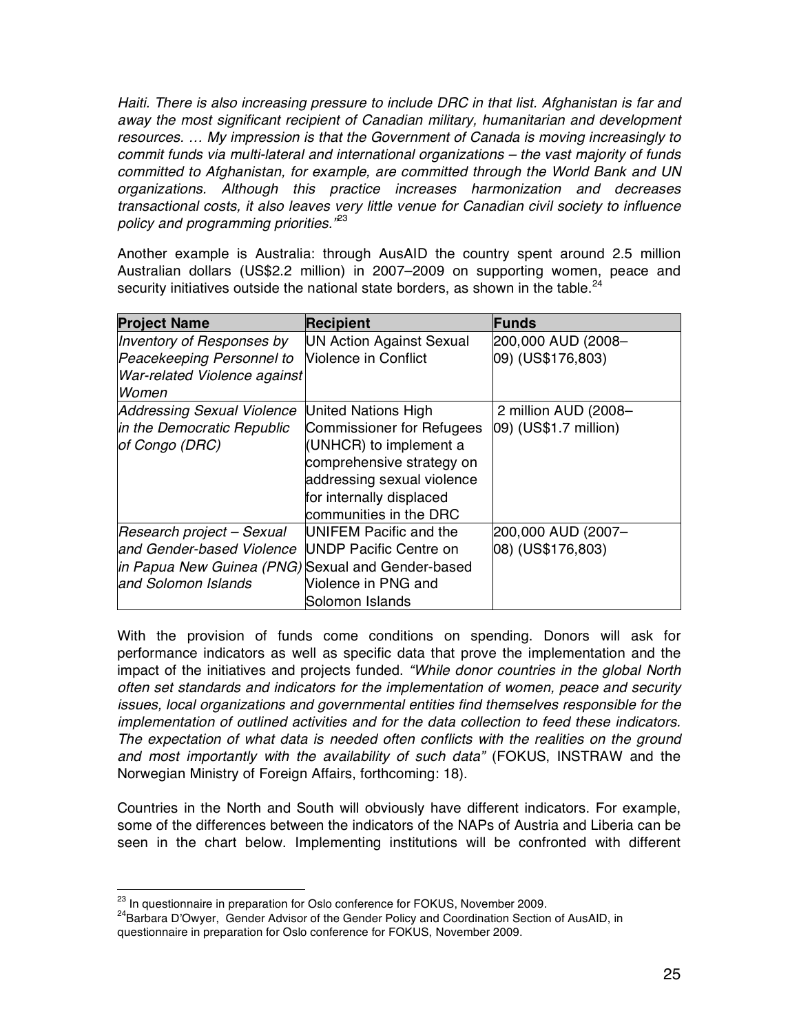*Haiti. There is also increasing pressure to include DRC in that list. Afghanistan is far and away the most significant recipient of Canadian military, humanitarian and development resources. … My impression is that the Government of Canada is moving increasingly to commit funds via multi-lateral and international organizations – the vast majority of funds committed to Afghanistan, for example, are committed through the World Bank and UN organizations. Although this practice increases harmonization and decreases transactional costs, it also leaves very little venue for Canadian civil society to influence policy and programming priorities."*[23]

Another example is Australia: through AusAID the country spent around 2.5 million Australian dollars (US$2.2 million) in 2007–2009 on supporting women, peace and security initiatives outside the national state borders, as shown in the table.[24]

| **Project Name** | **Recipient** | **Funds** |
|---|---|---|
| *Inventory of Responses by Peacekeeping Personnel to War-related Violence against Women* | UN Action Against Sexual Violence in Conflict | 200,000 AUD (2008–09) (US$176,803) |
| *Addressing Sexual Violence in the Democratic Republic of Congo (DRC)* | United Nations High Commissioner for Refugees (UNHCR) to implement a comprehensive strategy on addressing sexual violence for internally displaced communities in the DRC | 2 million AUD (2008–09) (US$1.7 million) |
| *Research project – Sexual and Gender-based Violence in Papua New Guinea (PNG) and Solomon Islands* | UNIFEM Pacific and the UNDP Pacific Centre on Sexual and Gender-based Violence in PNG and Solomon Islands | 200,000 AUD (2007–08) (US$176,803) |

With the provision of funds come conditions on spending. Donors will ask for performance indicators as well as specific data that prove the implementation and the impact of the initiatives and projects funded. *"While donor countries in the global North often set standards and indicators for the implementation of women, peace and security issues, local organizations and governmental entities find themselves responsible for the implementation of outlined activities and for the data collection to feed these indicators. The expectation of what data is needed often conflicts with the realities on the ground and most importantly with the availability of such data"* (FOKUS, INSTRAW and the Norwegian Ministry of Foreign Affairs, forthcoming: 18).

Countries in the North and South will obviously have different indicators. For example, some of the differences between the indicators of the NAPs of Austria and Liberia can be seen in the chart below. Implementing institutions will be confronted with different

---

[23] In questionnaire in preparation for Oslo conference for FOKUS, November 2009.

[24] Barbara D'Owyer, Gender Advisor of the Gender Policy and Coordination Section of AusAID, in questionnaire in preparation for Oslo conference for FOKUS, November 2009.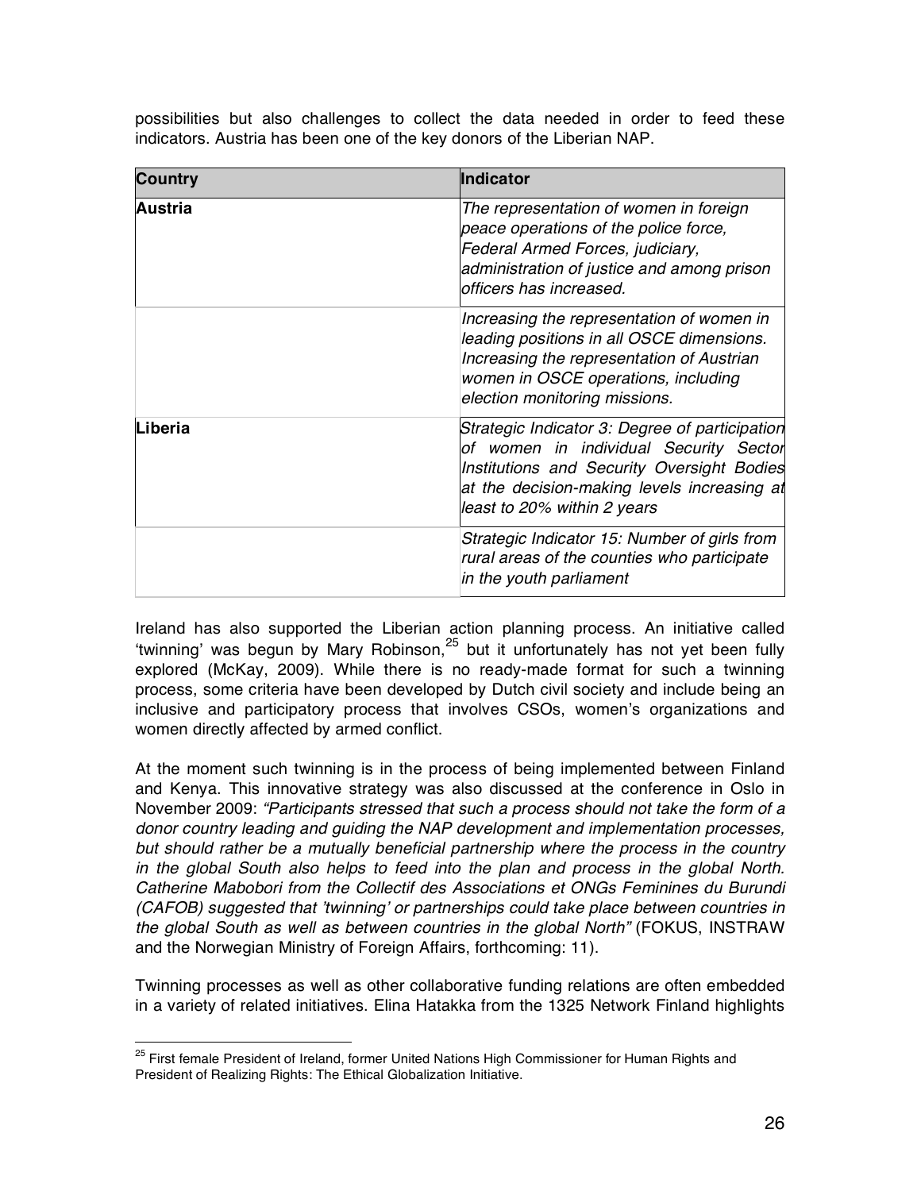possibilities but also challenges to collect the data needed in order to feed these indicators. Austria has been one of the key donors of the Liberian NAP.

| Country | Indicator |
|---|---|
| **Austria** | *The representation of women in foreign peace operations of the police force, Federal Armed Forces, judiciary, administration of justice and among prison officers has increased.* |
| | *Increasing the representation of women in leading positions in all OSCE dimensions. Increasing the representation of Austrian women in OSCE operations, including election monitoring missions.* |
| **Liberia** | *Strategic Indicator 3: Degree of participation of women in individual Security Sector Institutions and Security Oversight Bodies at the decision-making levels increasing at least to 20% within 2 years* |
| | *Strategic Indicator 15: Number of girls from rural areas of the counties who participate in the youth parliament* |

Ireland has also supported the Liberian action planning process. An initiative called 'twinning' was begun by Mary Robinson,[25] but it unfortunately has not yet been fully explored (McKay, 2009). While there is no ready-made format for such a twinning process, some criteria have been developed by Dutch civil society and include being an inclusive and participatory process that involves CSOs, women's organizations and women directly affected by armed conflict.

At the moment such twinning is in the process of being implemented between Finland and Kenya. This innovative strategy was also discussed at the conference in Oslo in November 2009: *"Participants stressed that such a process should not take the form of a donor country leading and guiding the NAP development and implementation processes, but should rather be a mutually beneficial partnership where the process in the country in the global South also helps to feed into the plan and process in the global North. Catherine Mabobori from the Collectif des Associations et ONGs Feminines du Burundi (CAFOB) suggested that 'twinning' or partnerships could take place between countries in the global South as well as between countries in the global North"* (FOKUS, INSTRAW and the Norwegian Ministry of Foreign Affairs, forthcoming: 11).

Twinning processes as well as other collaborative funding relations are often embedded in a variety of related initiatives. Elina Hatakka from the 1325 Network Finland highlights

[25] First female President of Ireland, former United Nations High Commissioner for Human Rights and President of Realizing Rights: The Ethical Globalization Initiative.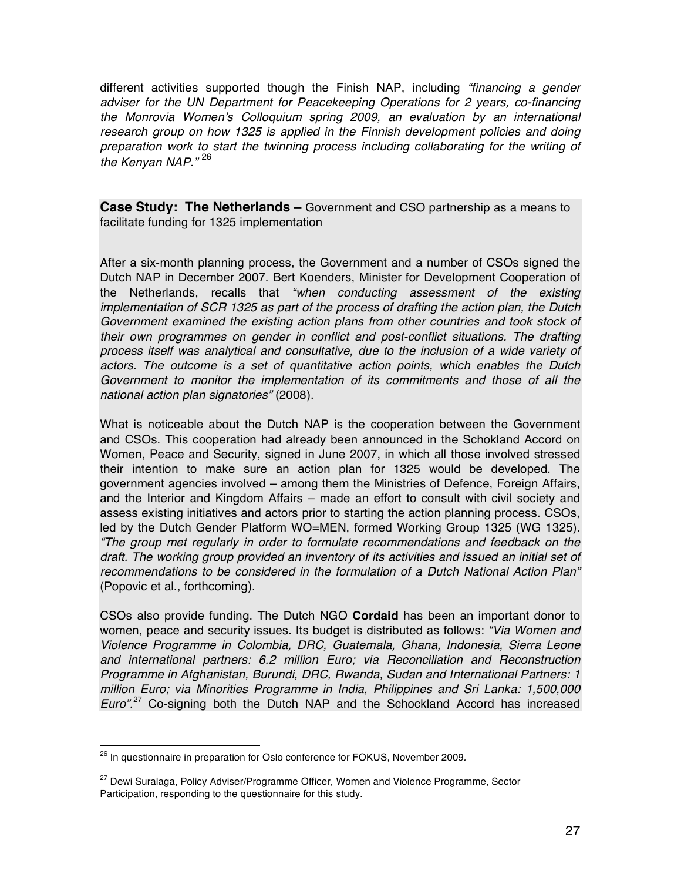different activities supported though the Finish NAP, including *"financing a gender adviser for the UN Department for Peacekeeping Operations for 2 years, co-financing the Monrovia Women's Colloquium spring 2009, an evaluation by an international research group on how 1325 is applied in the Finnish development policies and doing preparation work to start the twinning process including collaborating for the writing of the Kenyan NAP."* [26]

**Case Study: The Netherlands –** Government and CSO partnership as a means to facilitate funding for 1325 implementation

After a six-month planning process, the Government and a number of CSOs signed the Dutch NAP in December 2007. Bert Koenders, Minister for Development Cooperation of the Netherlands, recalls that *"when conducting assessment of the existing implementation of SCR 1325 as part of the process of drafting the action plan, the Dutch Government examined the existing action plans from other countries and took stock of their own programmes on gender in conflict and post-conflict situations. The drafting process itself was analytical and consultative, due to the inclusion of a wide variety of actors. The outcome is a set of quantitative action points, which enables the Dutch Government to monitor the implementation of its commitments and those of all the national action plan signatories"* (2008).

What is noticeable about the Dutch NAP is the cooperation between the Government and CSOs. This cooperation had already been announced in the Schokland Accord on Women, Peace and Security, signed in June 2007, in which all those involved stressed their intention to make sure an action plan for 1325 would be developed. The government agencies involved – among them the Ministries of Defence, Foreign Affairs, and the Interior and Kingdom Affairs – made an effort to consult with civil society and assess existing initiatives and actors prior to starting the action planning process. CSOs, led by the Dutch Gender Platform WO=MEN, formed Working Group 1325 (WG 1325). *"The group met regularly in order to formulate recommendations and feedback on the draft. The working group provided an inventory of its activities and issued an initial set of recommendations to be considered in the formulation of a Dutch National Action Plan"* (Popovic et al., forthcoming).

CSOs also provide funding. The Dutch NGO **Cordaid** has been an important donor to women, peace and security issues. Its budget is distributed as follows: *"Via Women and Violence Programme in Colombia, DRC, Guatemala, Ghana, Indonesia, Sierra Leone and international partners: 6.2 million Euro; via Reconciliation and Reconstruction Programme in Afghanistan, Burundi, DRC, Rwanda, Sudan and International Partners: 1 million Euro; via Minorities Programme in India, Philippines and Sri Lanka: 1,500,000 Euro".* [27] Co-signing both the Dutch NAP and the Schockland Accord has increased

---

[26] In questionnaire in preparation for Oslo conference for FOKUS, November 2009.

[27] Dewi Suralaga, Policy Adviser/Programme Officer, Women and Violence Programme, Sector Participation, responding to the questionnaire for this study.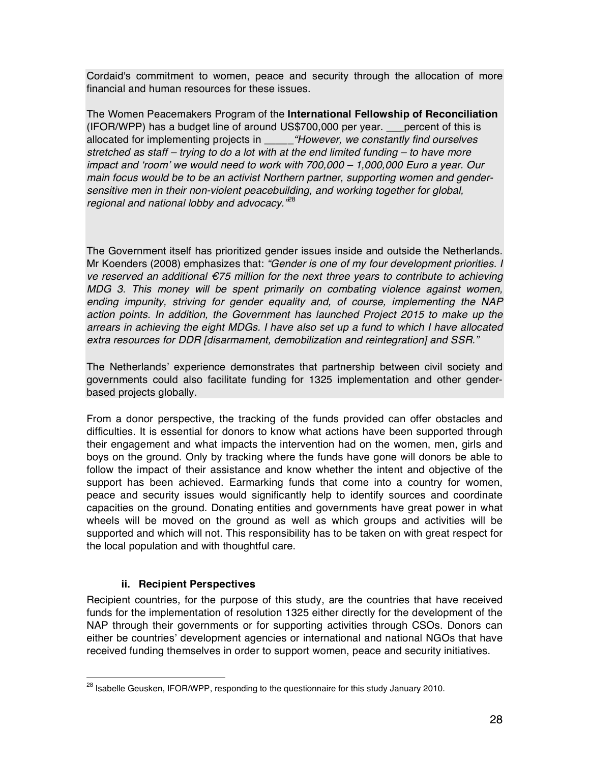Cordaid's commitment to women, peace and security through the allocation of more financial and human resources for these issues.

The Women Peacemakers Program of the **International Fellowship of Reconciliation** (IFOR/WPP) has a budget line of around US$700,000 per year. ___percent of this is allocated for implementing projects in _____*"However, we constantly find ourselves stretched as staff – trying to do a lot with at the end limited funding – to have more impact and 'room' we would need to work with 700,000 – 1,000,000 Euro a year. Our main focus would be to be an activist Northern partner, supporting women and gender-sensitive men in their non-violent peacebuilding, and working together for global, regional and national lobby and advocacy."*[28]

The Government itself has prioritized gender issues inside and outside the Netherlands. Mr Koenders (2008) emphasizes that: *"Gender is one of my four development priorities. I ve reserved an additional €75 million for the next three years to contribute to achieving MDG 3. This money will be spent primarily on combating violence against women, ending impunity, striving for gender equality and, of course, implementing the NAP action points. In addition, the Government has launched Project 2015 to make up the arrears in achieving the eight MDGs. I have also set up a fund to which I have allocated extra resources for DDR [disarmament, demobilization and reintegration] and SSR."*

The Netherlands' experience demonstrates that partnership between civil society and governments could also facilitate funding for 1325 implementation and other gender-based projects globally.

From a donor perspective, the tracking of the funds provided can offer obstacles and difficulties. It is essential for donors to know what actions have been supported through their engagement and what impacts the intervention had on the women, men, girls and boys on the ground. Only by tracking where the funds have gone will donors be able to follow the impact of their assistance and know whether the intent and objective of the support has been achieved. Earmarking funds that come into a country for women, peace and security issues would significantly help to identify sources and coordinate capacities on the ground. Donating entities and governments have great power in what wheels will be moved on the ground as well as which groups and activities will be supported and which will not. This responsibility has to be taken on with great respect for the local population and with thoughtful care.

### ii. Recipient Perspectives

Recipient countries, for the purpose of this study, are the countries that have received funds for the implementation of resolution 1325 either directly for the development of the NAP through their governments or for supporting activities through CSOs. Donors can either be countries' development agencies or international and national NGOs that have received funding themselves in order to support women, peace and security initiatives.

[28] Isabelle Geusken, IFOR/WPP, responding to the questionnaire for this study January 2010.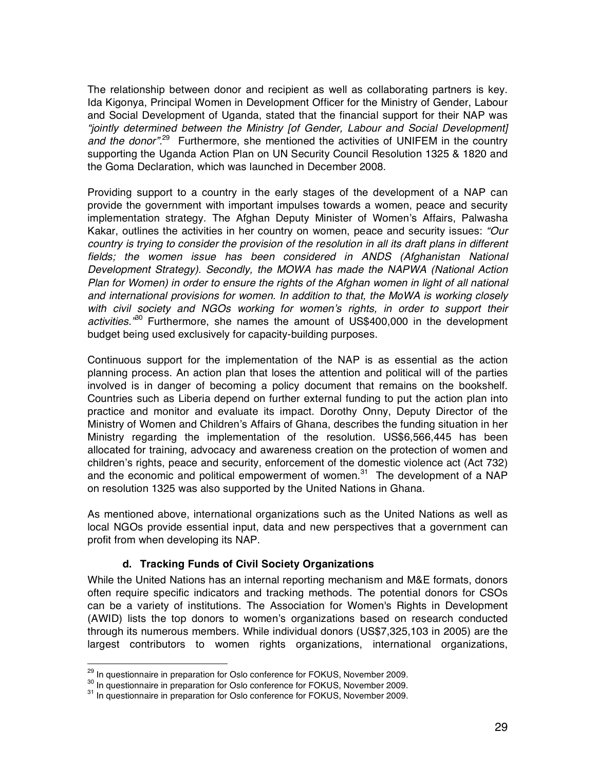The relationship between donor and recipient as well as collaborating partners is key. Ida Kigonya, Principal Women in Development Officer for the Ministry of Gender, Labour and Social Development of Uganda, stated that the financial support for their NAP was *"jointly determined between the Ministry [of Gender, Labour and Social Development] and the donor"*.[29] Furthermore, she mentioned the activities of UNIFEM in the country supporting the Uganda Action Plan on UN Security Council Resolution 1325 & 1820 and the Goma Declaration, which was launched in December 2008.

Providing support to a country in the early stages of the development of a NAP can provide the government with important impulses towards a women, peace and security implementation strategy. The Afghan Deputy Minister of Women's Affairs, Palwasha Kakar, outlines the activities in her country on women, peace and security issues: *"Our country is trying to consider the provision of the resolution in all its draft plans in different fields; the women issue has been considered in ANDS (Afghanistan National Development Strategy). Secondly, the MOWA has made the NAPWA (National Action Plan for Women) in order to ensure the rights of the Afghan women in light of all national and international provisions for women. In addition to that, the MoWA is working closely with civil society and NGOs working for women's rights, in order to support their activities."*[30] Furthermore, she names the amount of US$400,000 in the development budget being used exclusively for capacity-building purposes.

Continuous support for the implementation of the NAP is as essential as the action planning process. An action plan that loses the attention and political will of the parties involved is in danger of becoming a policy document that remains on the bookshelf. Countries such as Liberia depend on further external funding to put the action plan into practice and monitor and evaluate its impact. Dorothy Onny, Deputy Director of the Ministry of Women and Children's Affairs of Ghana, describes the funding situation in her Ministry regarding the implementation of the resolution. US$6,566,445 has been allocated for training, advocacy and awareness creation on the protection of women and children's rights, peace and security, enforcement of the domestic violence act (Act 732) and the economic and political empowerment of women.[31] The development of a NAP on resolution 1325 was also supported by the United Nations in Ghana.

As mentioned above, international organizations such as the United Nations as well as local NGOs provide essential input, data and new perspectives that a government can profit from when developing its NAP.

#### d. Tracking Funds of Civil Society Organizations

While the United Nations has an internal reporting mechanism and M&E formats, donors often require specific indicators and tracking methods. The potential donors for CSOs can be a variety of institutions. The Association for Women's Rights in Development (AWID) lists the top donors to women's organizations based on research conducted through its numerous members. While individual donors (US$7,325,103 in 2005) are the largest contributors to women rights organizations, international organizations,

---

[29] In questionnaire in preparation for Oslo conference for FOKUS, November 2009.

[30] In questionnaire in preparation for Oslo conference for FOKUS, November 2009.

[31] In questionnaire in preparation for Oslo conference for FOKUS, November 2009.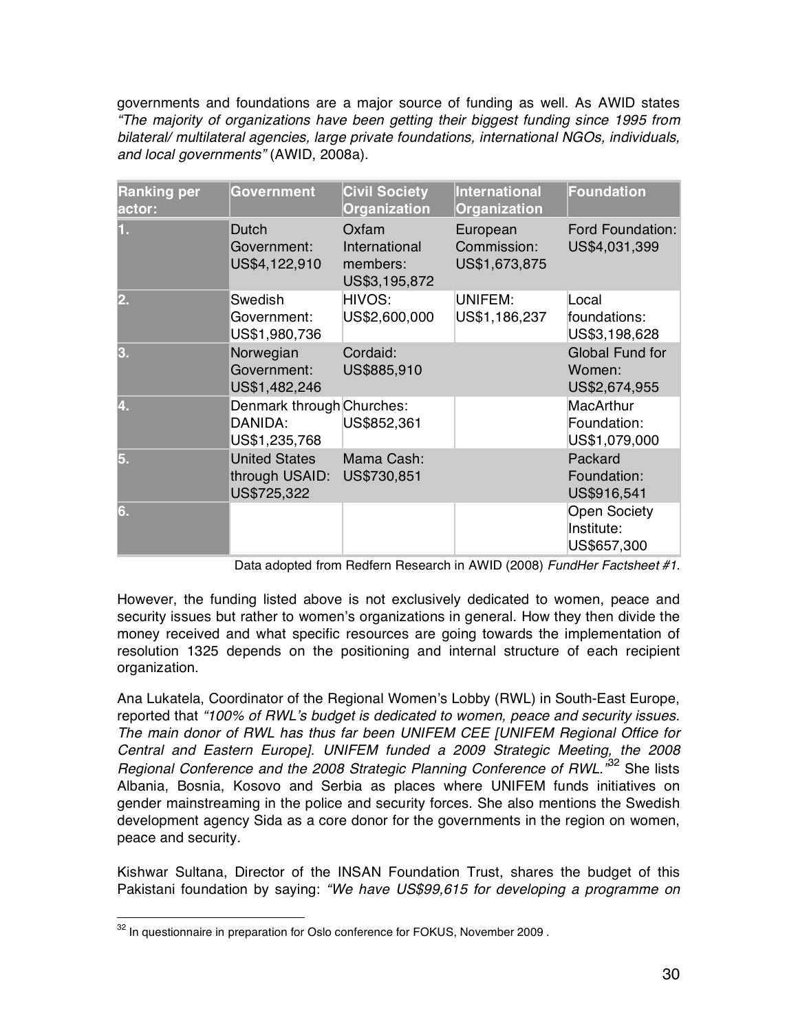governments and foundations are a major source of funding as well. As AWID states *"The majority of organizations have been getting their biggest funding since 1995 from bilateral/ multilateral agencies, large private foundations, international NGOs, individuals, and local governments"* (AWID, 2008a).

| Ranking per actor: | Government | Civil Society Organization | International Organization | Foundation |
|---|---|---|---|---|
| 1. | Dutch Government: US$4,122,910 | Oxfam International members: US$3,195,872 | European Commission: US$1,673,875 | Ford Foundation: US$4,031,399 |
| 2. | Swedish Government: US$1,980,736 | HIVOS: US$2,600,000 | UNIFEM: US$1,186,237 | Local foundations: US$3,198,628 |
| 3. | Norwegian Government: US$1,482,246 | Cordaid: US$885,910 | | Global Fund for Women: US$2,674,955 |
| 4. | Denmark through DANIDA: US$1,235,768 | Churches: US$852,361 | | MacArthur Foundation: US$1,079,000 |
| 5. | United States through USAID: US$725,322 | Mama Cash: US$730,851 | | Packard Foundation: US$916,541 |
| 6. | | | | Open Society Institute: US$657,300 |

Data adopted from Redfern Research in AWID (2008) *FundHer Factsheet #1*.

However, the funding listed above is not exclusively dedicated to women, peace and security issues but rather to women's organizations in general. How they then divide the money received and what specific resources are going towards the implementation of resolution 1325 depends on the positioning and internal structure of each recipient organization.

Ana Lukatela, Coordinator of the Regional Women's Lobby (RWL) in South-East Europe, reported that *"100% of RWL's budget is dedicated to women, peace and security issues. The main donor of RWL has thus far been UNIFEM CEE [UNIFEM Regional Office for Central and Eastern Europe]. UNIFEM funded a 2009 Strategic Meeting, the 2008 Regional Conference and the 2008 Strategic Planning Conference of RWL."*[32] She lists Albania, Bosnia, Kosovo and Serbia as places where UNIFEM funds initiatives on gender mainstreaming in the police and security forces. She also mentions the Swedish development agency Sida as a core donor for the governments in the region on women, peace and security.

Kishwar Sultana, Director of the INSAN Foundation Trust, shares the budget of this Pakistani foundation by saying: *"We have US$99,615 for developing a programme on*

[32] In questionnaire in preparation for Oslo conference for FOKUS, November 2009 .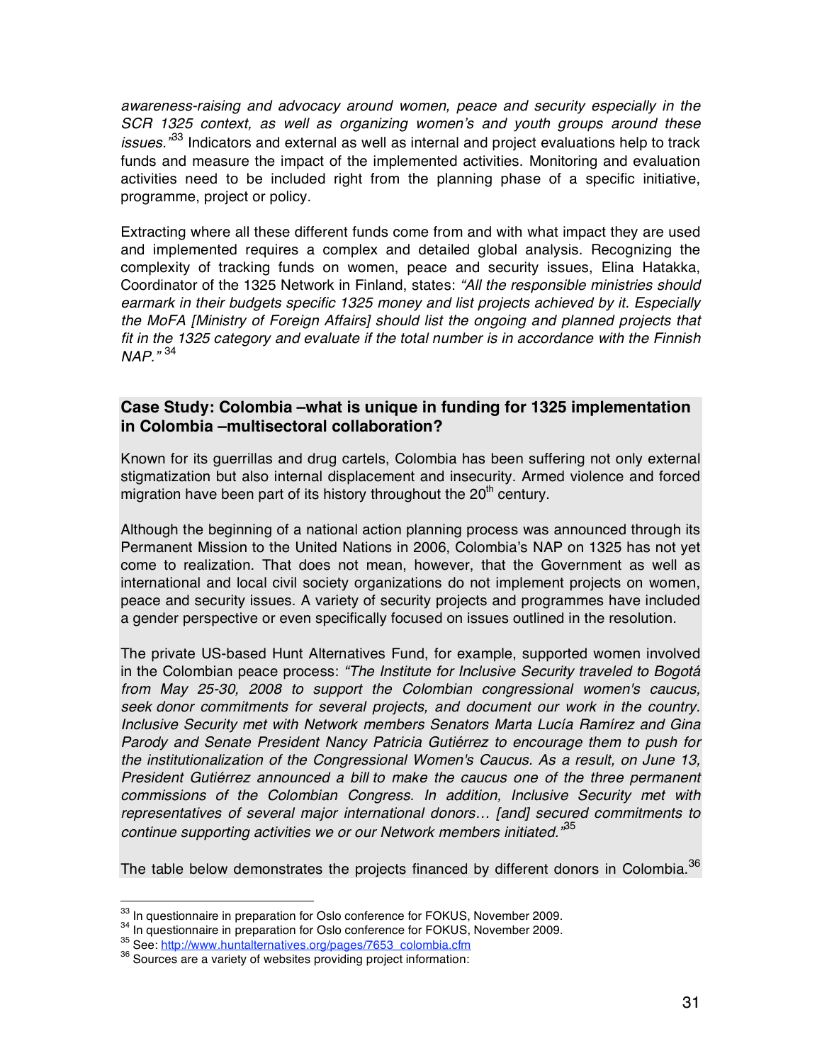*awareness-raising and advocacy around women, peace and security especially in the SCR 1325 context, as well as organizing women's and youth groups around these issues."*[33] Indicators and external as well as internal and project evaluations help to track funds and measure the impact of the implemented activities. Monitoring and evaluation activities need to be included right from the planning phase of a specific initiative, programme, project or policy.

Extracting where all these different funds come from and with what impact they are used and implemented requires a complex and detailed global analysis. Recognizing the complexity of tracking funds on women, peace and security issues, Elina Hatakka, Coordinator of the 1325 Network in Finland, states: *"All the responsible ministries should earmark in their budgets specific 1325 money and list projects achieved by it. Especially the MoFA [Ministry of Foreign Affairs] should list the ongoing and planned projects that fit in the 1325 category and evaluate if the total number is in accordance with the Finnish NAP."* [34]

### Case Study: Colombia –what is unique in funding for 1325 implementation in Colombia –multisectoral collaboration?

Known for its guerrillas and drug cartels, Colombia has been suffering not only external stigmatization but also internal displacement and insecurity. Armed violence and forced migration have been part of its history throughout the 20th century.

Although the beginning of a national action planning process was announced through its Permanent Mission to the United Nations in 2006, Colombia's NAP on 1325 has not yet come to realization. That does not mean, however, that the Government as well as international and local civil society organizations do not implement projects on women, peace and security issues. A variety of security projects and programmes have included a gender perspective or even specifically focused on issues outlined in the resolution.

The private US-based Hunt Alternatives Fund, for example, supported women involved in the Colombian peace process: *"The Institute for Inclusive Security traveled to Bogotá from May 25-30, 2008 to support the Colombian congressional women's caucus, seek donor commitments for several projects, and document our work in the country. Inclusive Security met with Network members Senators Marta Lucía Ramírez and Gina Parody and Senate President Nancy Patricia Gutiérrez to encourage them to push for the institutionalization of the Congressional Women's Caucus. As a result, on June 13, President Gutiérrez announced a bill to make the caucus one of the three permanent commissions of the Colombian Congress. In addition, Inclusive Security met with representatives of several major international donors… [and] secured commitments to continue supporting activities we or our Network members initiated."*[35]

The table below demonstrates the projects financed by different donors in Colombia.[36]

---

[33] In questionnaire in preparation for Oslo conference for FOKUS, November 2009.

[34] In questionnaire in preparation for Oslo conference for FOKUS, November 2009.

[35] See: http://www.huntalternatives.org/pages/7653_colombia.cfm

[36] Sources are a variety of websites providing project information: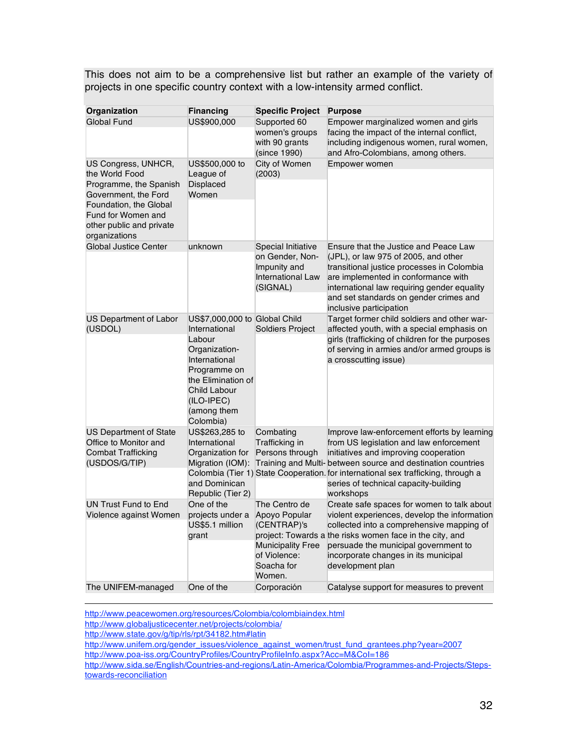This does not aim to be a comprehensive list but rather an example of the variety of projects in one specific country context with a low-intensity armed conflict.

| Organization | Financing | Specific Project | Purpose |
|---|---|---|---|
| Global Fund | US$900,000 | Supported 60 women's groups with 90 grants (since 1990) | Empower marginalized women and girls facing the impact of the internal conflict, including indigenous women, rural women, and Afro-Colombians, among others. |
| US Congress, UNHCR, the World Food Programme, the Spanish Government, the Ford Foundation, the Global Fund for Women and other public and private organizations | US$500,000 to League of Displaced Women | City of Women (2003) | Empower women |
| Global Justice Center | unknown | Special Initiative on Gender, Non-Impunity and International Law (SIGNAL) | Ensure that the Justice and Peace Law (JPL), or law 975 of 2005, and other transitional justice processes in Colombia are implemented in conformance with international law requiring gender equality and set standards on gender crimes and inclusive participation |
| US Department of Labor (USDOL) | US$7,000,000 to International Labour Organization-International Programme on the Elimination of Child Labour (ILO-IPEC) (among them Colombia) | Global Child Soldiers Project | Target former child soldiers and other war-affected youth, with a special emphasis on girls (trafficking of children for the purposes of serving in armies and/or armed groups is a crosscutting issue) |
| US Department of State Office to Monitor and Combat Trafficking (USDOS/G/TIP) | US$263,285 to International Organization for Migration (IOM): Colombia (Tier 1) and Dominican Republic (Tier 2) | Combating Trafficking in Persons through Training and Multi-State Cooperation. | Improve law-enforcement efforts by learning from US legislation and law enforcement initiatives and improving cooperation between source and destination countries for international sex trafficking, through a series of technical capacity-building workshops |
| UN Trust Fund to End Violence against Women | One of the projects under a US$5.1 million grant | The Centro de Apoyo Popular (CENTRAP)'s project: Towards a Municipality Free of Violence: Soacha for Women. | Create safe spaces for women to talk about violent experiences, develop the information collected into a comprehensive mapping of the risks women face in the city, and persuade the municipal government to incorporate changes in its municipal development plan |
| The UNIFEM-managed | One of the | Corporación | Catalyse support for measures to prevent |

---

http://www.peacewomen.org/resources/Colombia/colombiaindex.html
http://www.globaljusticecenter.net/projects/colombia/
http://www.state.gov/g/tip/rls/rpt/34182.htm#latin
http://www.unifem.org/gender_issues/violence_against_women/trust_fund_grantees.php?year=2007
http://www.poa-iss.org/CountryProfiles/CountryProfileInfo.aspx?Acc=M&CoI=186
http://www.sida.se/English/Countries-and-regions/Latin-America/Colombia/Programmes-and-Projects/Steps-towards-reconciliation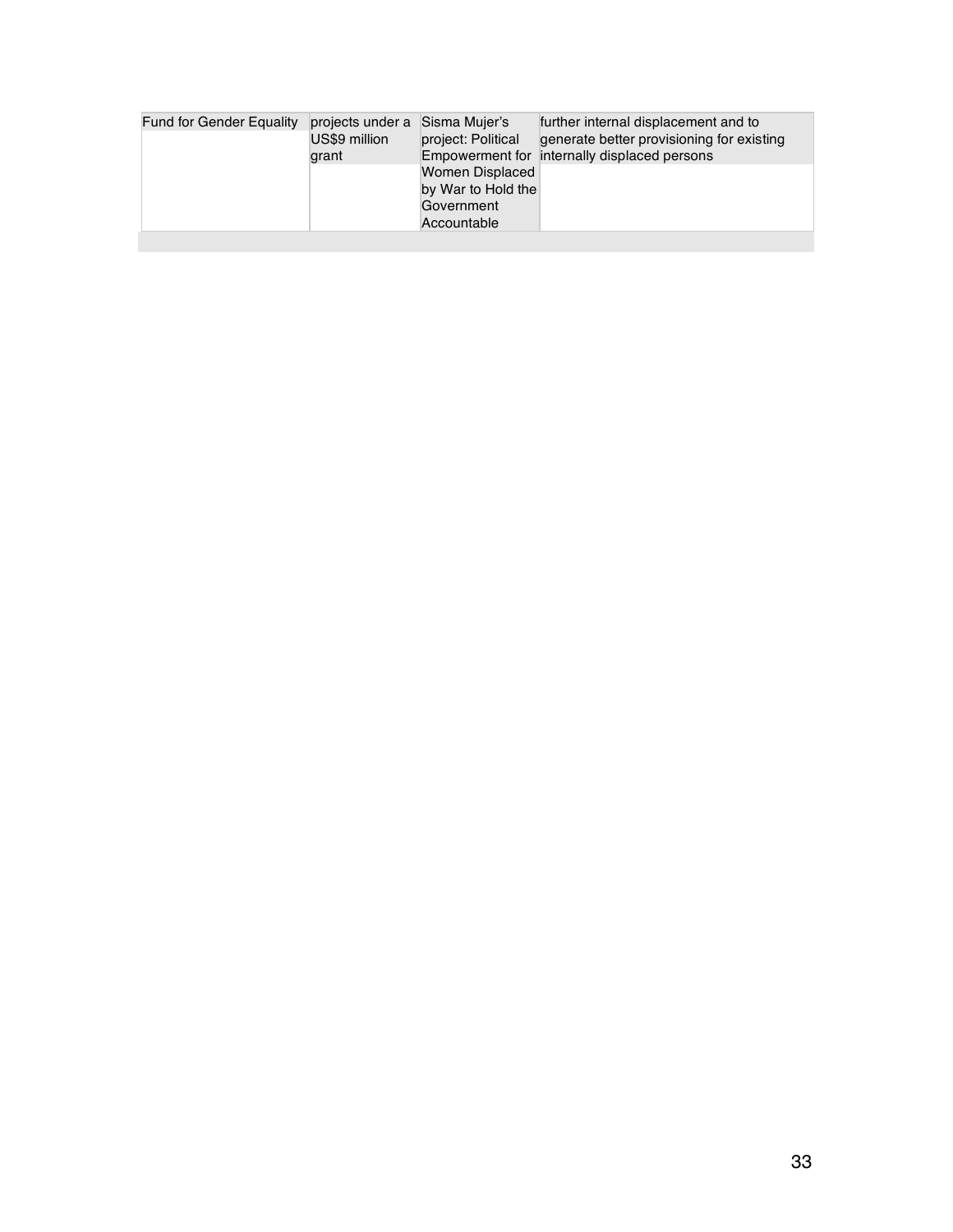| Fund for Gender Equality | projects under a US$9 million grant | Sisma Mujer's project: Political Empowerment for Women Displaced by War to Hold the Government Accountable | further internal displacement and to generate better provisioning for existing internally displaced persons |
|---|---|---|---|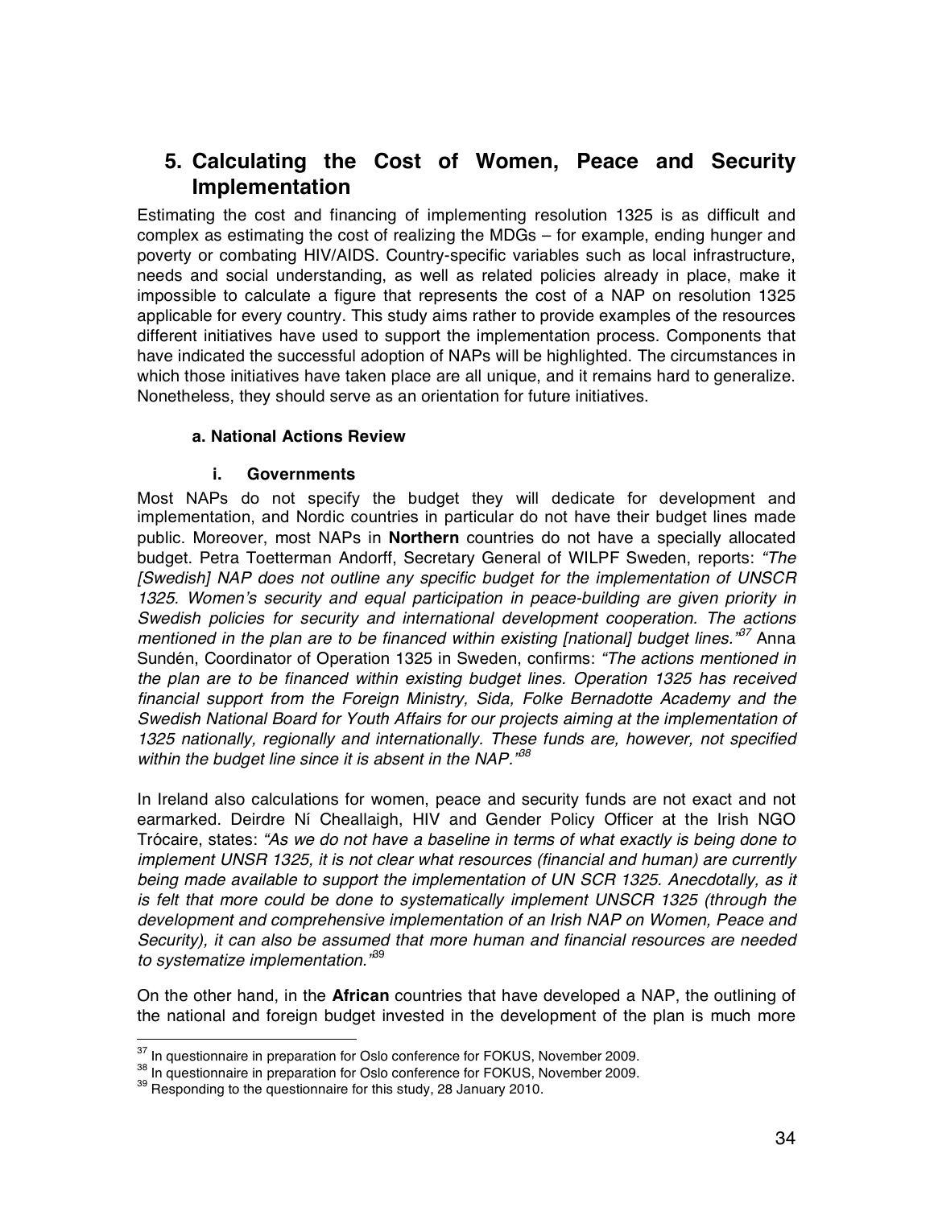# 5. Calculating the Cost of Women, Peace and Security Implementation

Estimating the cost and financing of implementing resolution 1325 is as difficult and complex as estimating the cost of realizing the MDGs – for example, ending hunger and poverty or combating HIV/AIDS. Country-specific variables such as local infrastructure, needs and social understanding, as well as related policies already in place, make it impossible to calculate a figure that represents the cost of a NAP on resolution 1325 applicable for every country. This study aims rather to provide examples of the resources different initiatives have used to support the implementation process. Components that have indicated the successful adoption of NAPs will be highlighted. The circumstances in which those initiatives have taken place are all unique, and it remains hard to generalize. Nonetheless, they should serve as an orientation for future initiatives.

### a. National Actions Review

#### i. Governments

Most NAPs do not specify the budget they will dedicate for development and implementation, and Nordic countries in particular do not have their budget lines made public. Moreover, most NAPs in **Northern** countries do not have a specially allocated budget. Petra Toetterman Andorff, Secretary General of WILPF Sweden, reports: *"The [Swedish] NAP does not outline any specific budget for the implementation of UNSCR 1325. Women's security and equal participation in peace-building are given priority in Swedish policies for security and international development cooperation. The actions mentioned in the plan are to be financed within existing [national] budget lines."*[37] Anna Sundén, Coordinator of Operation 1325 in Sweden, confirms: *"The actions mentioned in the plan are to be financed within existing budget lines. Operation 1325 has received financial support from the Foreign Ministry, Sida, Folke Bernadotte Academy and the Swedish National Board for Youth Affairs for our projects aiming at the implementation of 1325 nationally, regionally and internationally. These funds are, however, not specified within the budget line since it is absent in the NAP."*[38]

In Ireland also calculations for women, peace and security funds are not exact and not earmarked. Deirdre Ní Cheallaigh, HIV and Gender Policy Officer at the Irish NGO Trócaire, states: *"As we do not have a baseline in terms of what exactly is being done to implement UNSR 1325, it is not clear what resources (financial and human) are currently being made available to support the implementation of UN SCR 1325. Anecdotally, as it is felt that more could be done to systematically implement UNSCR 1325 (through the development and comprehensive implementation of an Irish NAP on Women, Peace and Security), it can also be assumed that more human and financial resources are needed to systematize implementation."*[39]

On the other hand, in the **African** countries that have developed a NAP, the outlining of the national and foreign budget invested in the development of the plan is much more

---

[37] In questionnaire in preparation for Oslo conference for FOKUS, November 2009.

[38] In questionnaire in preparation for Oslo conference for FOKUS, November 2009.

[39] Responding to the questionnaire for this study, 28 January 2010.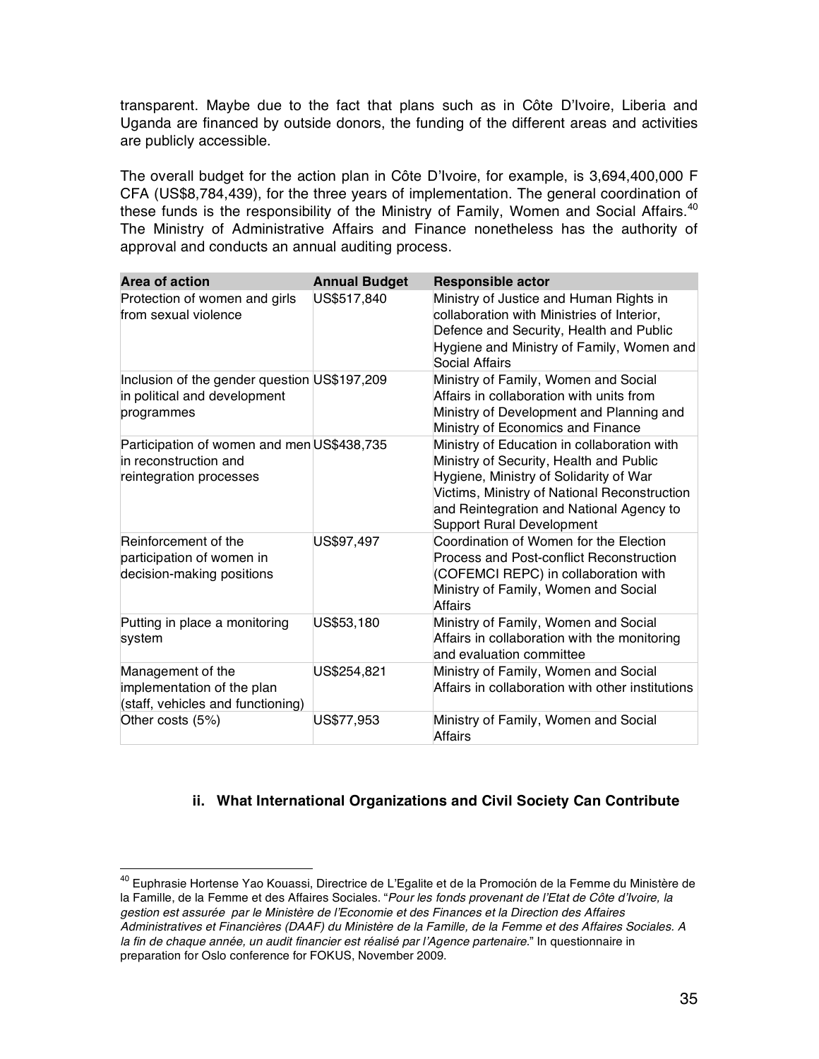transparent. Maybe due to the fact that plans such as in Côte D'Ivoire, Liberia and Uganda are financed by outside donors, the funding of the different areas and activities are publicly accessible.

The overall budget for the action plan in Côte D'Ivoire, for example, is 3,694,400,000 F CFA (US$8,784,439), for the three years of implementation. The general coordination of these funds is the responsibility of the Ministry of Family, Women and Social Affairs.[40] The Ministry of Administrative Affairs and Finance nonetheless has the authority of approval and conducts an annual auditing process.

| Area of action | Annual Budget | Responsible actor |
|---|---|---|
| Protection of women and girls from sexual violence | US$517,840 | Ministry of Justice and Human Rights in collaboration with Ministries of Interior, Defence and Security, Health and Public Hygiene and Ministry of Family, Women and Social Affairs |
| Inclusion of the gender question in political and development programmes | US$197,209 | Ministry of Family, Women and Social Affairs in collaboration with units from Ministry of Development and Planning and Ministry of Economics and Finance |
| Participation of women and men in reconstruction and reintegration processes | US$438,735 | Ministry of Education in collaboration with Ministry of Security, Health and Public Hygiene, Ministry of Solidarity of War Victims, Ministry of National Reconstruction and Reintegration and National Agency to Support Rural Development |
| Reinforcement of the participation of women in decision-making positions | US$97,497 | Coordination of Women for the Election Process and Post-conflict Reconstruction (COFEMCI REPC) in collaboration with Ministry of Family, Women and Social Affairs |
| Putting in place a monitoring system | US$53,180 | Ministry of Family, Women and Social Affairs in collaboration with the monitoring and evaluation committee |
| Management of the implementation of the plan (staff, vehicles and functioning) | US$254,821 | Ministry of Family, Women and Social Affairs in collaboration with other institutions |
| Other costs (5%) | US$77,953 | Ministry of Family, Women and Social Affairs |

### ii. What International Organizations and Civil Society Can Contribute

[40] Euphrasie Hortense Yao Kouassi, Directrice de L'Egalite et de la Promoción de la Femme du Ministère de la Famille, de la Femme et des Affaires Sociales. "*Pour les fonds provenant de l'Etat de Côte d'Ivoire, la gestion est assurée par le Ministère de l'Economie et des Finances et la Direction des Affaires Administratives et Financières (DAAF) du Ministère de la Famille, de la Femme et des Affaires Sociales. A la fin de chaque année, un audit financier est réalisé par l'Agence partenaire.*" In questionnaire in preparation for Oslo conference for FOKUS, November 2009.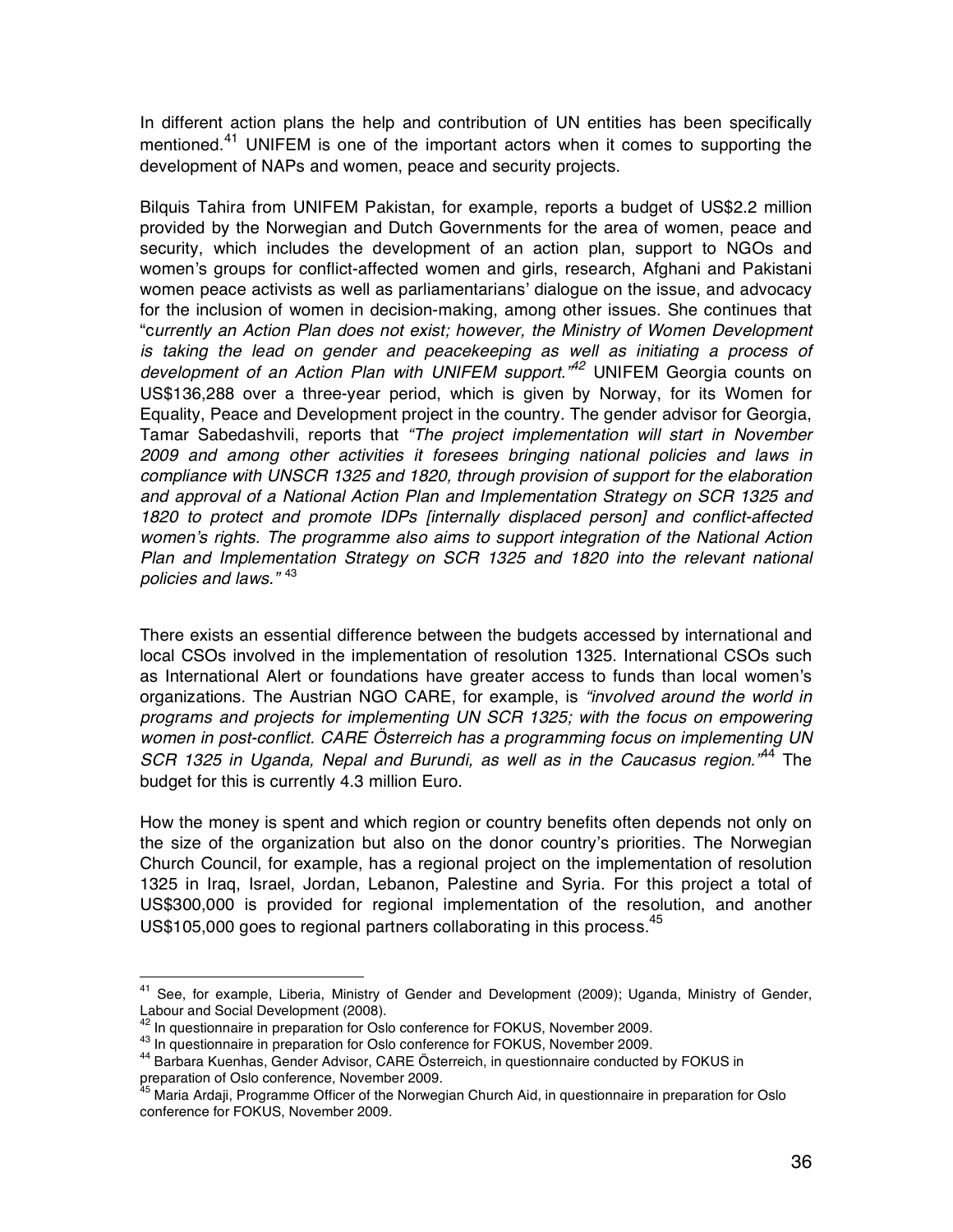In different action plans the help and contribution of UN entities has been specifically mentioned.[41] UNIFEM is one of the important actors when it comes to supporting the development of NAPs and women, peace and security projects.

Bilquis Tahira from UNIFEM Pakistan, for example, reports a budget of US$2.2 million provided by the Norwegian and Dutch Governments for the area of women, peace and security, which includes the development of an action plan, support to NGOs and women's groups for conflict-affected women and girls, research, Afghani and Pakistani women peace activists as well as parliamentarians' dialogue on the issue, and advocacy for the inclusion of women in decision-making, among other issues. She continues that "*currently an Action Plan does not exist; however, the Ministry of Women Development is taking the lead on gender and peacekeeping as well as initiating a process of development of an Action Plan with UNIFEM support.*"[42] UNIFEM Georgia counts on US$136,288 over a three-year period, which is given by Norway, for its Women for Equality, Peace and Development project in the country. The gender advisor for Georgia, Tamar Sabedashvili, reports that *"The project implementation will start in November 2009 and among other activities it foresees bringing national policies and laws in compliance with UNSCR 1325 and 1820, through provision of support for the elaboration and approval of a National Action Plan and Implementation Strategy on SCR 1325 and 1820 to protect and promote IDPs [internally displaced person] and conflict-affected women's rights. The programme also aims to support integration of the National Action Plan and Implementation Strategy on SCR 1325 and 1820 into the relevant national policies and laws."* [43]

There exists an essential difference between the budgets accessed by international and local CSOs involved in the implementation of resolution 1325. International CSOs such as International Alert or foundations have greater access to funds than local women's organizations. The Austrian NGO CARE, for example, is *"involved around the world in programs and projects for implementing UN SCR 1325; with the focus on empowering women in post-conflict. CARE Österreich has a programming focus on implementing UN SCR 1325 in Uganda, Nepal and Burundi, as well as in the Caucasus region."*[44] The budget for this is currently 4.3 million Euro.

How the money is spent and which region or country benefits often depends not only on the size of the organization but also on the donor country's priorities. The Norwegian Church Council, for example, has a regional project on the implementation of resolution 1325 in Iraq, Israel, Jordan, Lebanon, Palestine and Syria. For this project a total of US$300,000 is provided for regional implementation of the resolution, and another US$105,000 goes to regional partners collaborating in this process.[45]

---

[41] See, for example, Liberia, Ministry of Gender and Development (2009); Uganda, Ministry of Gender, Labour and Social Development (2008).

[42] In questionnaire in preparation for Oslo conference for FOKUS, November 2009.

[43] In questionnaire in preparation for Oslo conference for FOKUS, November 2009.

[44] Barbara Kuenhas, Gender Advisor, CARE Österreich, in questionnaire conducted by FOKUS in preparation of Oslo conference, November 2009.

[45] Maria Ardaji, Programme Officer of the Norwegian Church Aid, in questionnaire in preparation for Oslo conference for FOKUS, November 2009.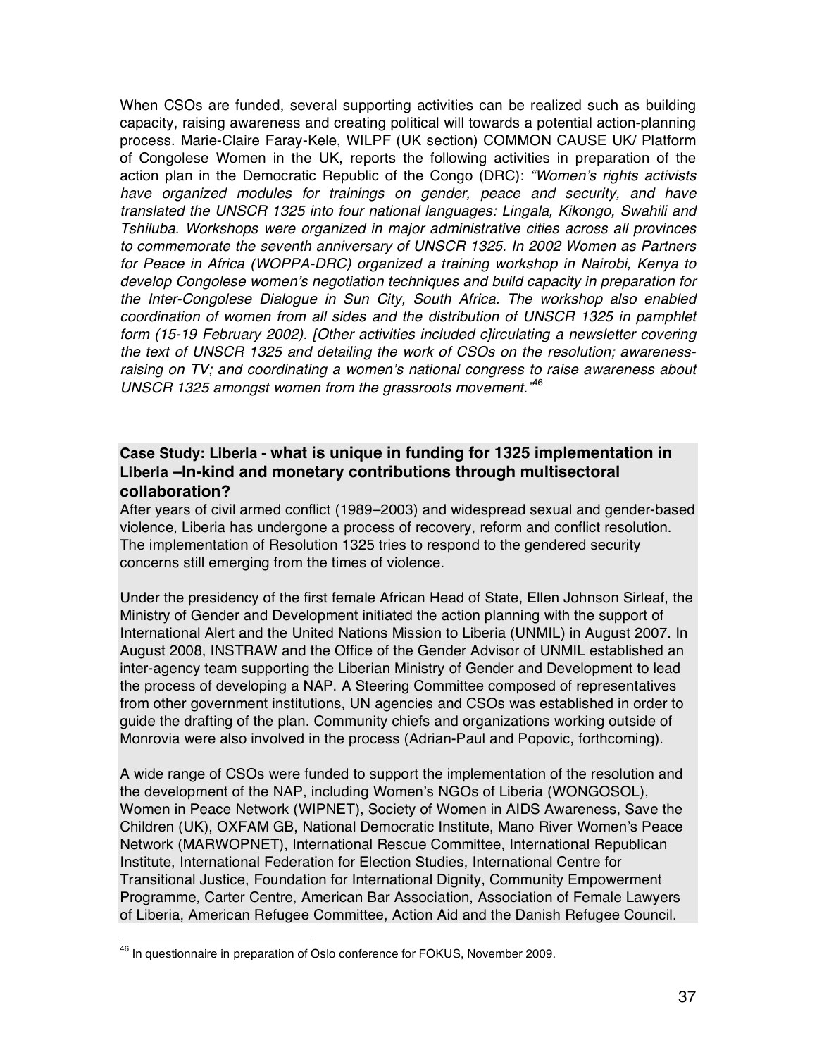When CSOs are funded, several supporting activities can be realized such as building capacity, raising awareness and creating political will towards a potential action-planning process. Marie-Claire Faray-Kele, WILPF (UK section) COMMON CAUSE UK/ Platform of Congolese Women in the UK, reports the following activities in preparation of the action plan in the Democratic Republic of the Congo (DRC): *"Women's rights activists have organized modules for trainings on gender, peace and security, and have translated the UNSCR 1325 into four national languages: Lingala, Kikongo, Swahili and Tshiluba. Workshops were organized in major administrative cities across all provinces to commemorate the seventh anniversary of UNSCR 1325. In 2002 Women as Partners for Peace in Africa (WOPPA-DRC) organized a training workshop in Nairobi, Kenya to develop Congolese women's negotiation techniques and build capacity in preparation for the Inter-Congolese Dialogue in Sun City, South Africa. The workshop also enabled coordination of women from all sides and the distribution of UNSCR 1325 in pamphlet form (15-19 February 2002). [Other activities included c]irculating a newsletter covering the text of UNSCR 1325 and detailing the work of CSOs on the resolution; awareness-raising on TV; and coordinating a women's national congress to raise awareness about UNSCR 1325 amongst women from the grassroots movement."*[46]

**Case Study: Liberia - what is unique in funding for 1325 implementation in Liberia –In-kind and monetary contributions through multisectoral collaboration?**

After years of civil armed conflict (1989–2003) and widespread sexual and gender-based violence, Liberia has undergone a process of recovery, reform and conflict resolution. The implementation of Resolution 1325 tries to respond to the gendered security concerns still emerging from the times of violence.

Under the presidency of the first female African Head of State, Ellen Johnson Sirleaf, the Ministry of Gender and Development initiated the action planning with the support of International Alert and the United Nations Mission to Liberia (UNMIL) in August 2007. In August 2008, INSTRAW and the Office of the Gender Advisor of UNMIL established an inter-agency team supporting the Liberian Ministry of Gender and Development to lead the process of developing a NAP. A Steering Committee composed of representatives from other government institutions, UN agencies and CSOs was established in order to guide the drafting of the plan. Community chiefs and organizations working outside of Monrovia were also involved in the process (Adrian-Paul and Popovic, forthcoming).

A wide range of CSOs were funded to support the implementation of the resolution and the development of the NAP, including Women's NGOs of Liberia (WONGOSOL), Women in Peace Network (WIPNET), Society of Women in AIDS Awareness, Save the Children (UK), OXFAM GB, National Democratic Institute, Mano River Women's Peace Network (MARWOPNET), International Rescue Committee, International Republican Institute, International Federation for Election Studies, International Centre for Transitional Justice, Foundation for International Dignity, Community Empowerment Programme, Carter Centre, American Bar Association, Association of Female Lawyers of Liberia, American Refugee Committee, Action Aid and the Danish Refugee Council.

[46] In questionnaire in preparation of Oslo conference for FOKUS, November 2009.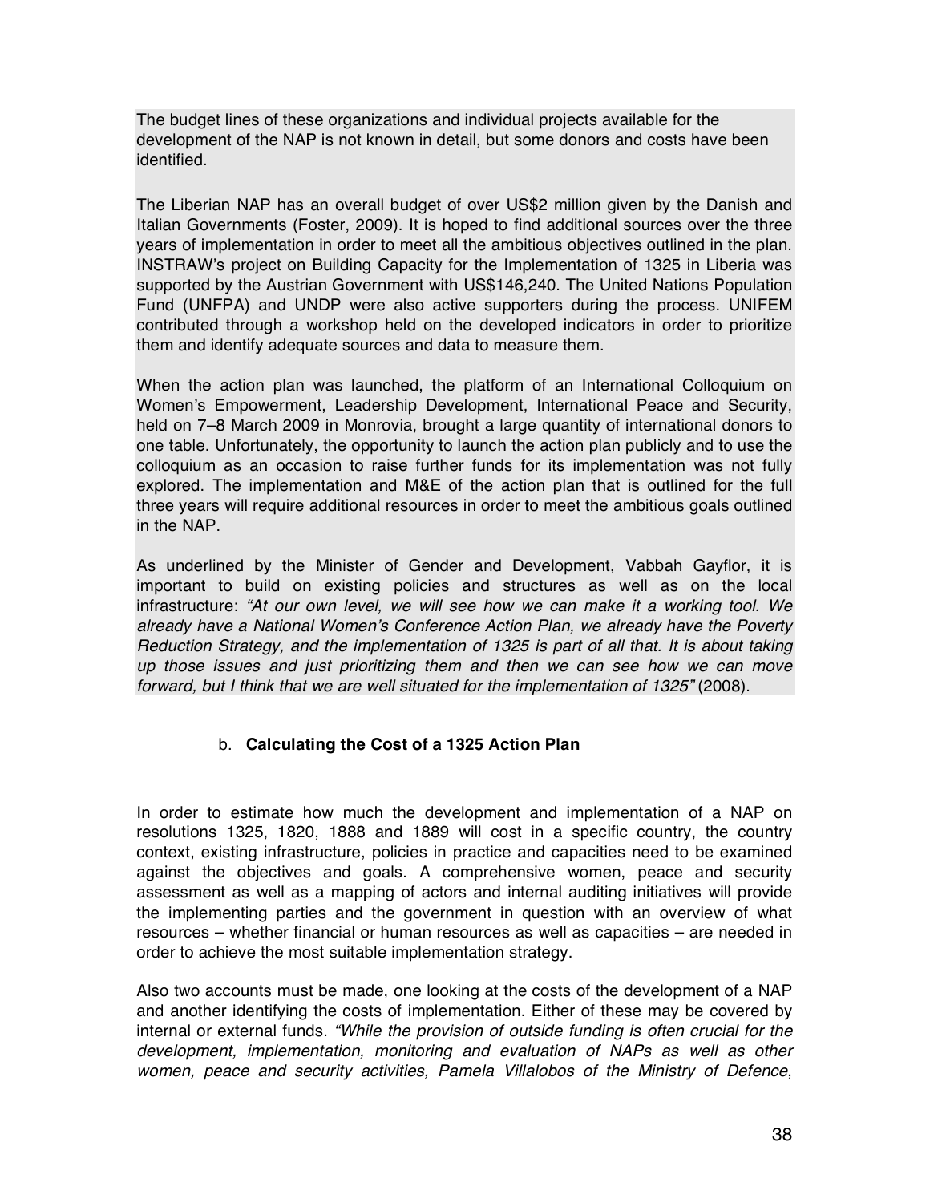The budget lines of these organizations and individual projects available for the development of the NAP is not known in detail, but some donors and costs have been identified.

The Liberian NAP has an overall budget of over US$2 million given by the Danish and Italian Governments (Foster, 2009). It is hoped to find additional sources over the three years of implementation in order to meet all the ambitious objectives outlined in the plan. INSTRAW's project on Building Capacity for the Implementation of 1325 in Liberia was supported by the Austrian Government with US$146,240. The United Nations Population Fund (UNFPA) and UNDP were also active supporters during the process. UNIFEM contributed through a workshop held on the developed indicators in order to prioritize them and identify adequate sources and data to measure them.

When the action plan was launched, the platform of an International Colloquium on Women's Empowerment, Leadership Development, International Peace and Security, held on 7–8 March 2009 in Monrovia, brought a large quantity of international donors to one table. Unfortunately, the opportunity to launch the action plan publicly and to use the colloquium as an occasion to raise further funds for its implementation was not fully explored. The implementation and M&E of the action plan that is outlined for the full three years will require additional resources in order to meet the ambitious goals outlined in the NAP.

As underlined by the Minister of Gender and Development, Vabbah Gayflor, it is important to build on existing policies and structures as well as on the local infrastructure: *"At our own level, we will see how we can make it a working tool. We already have a National Women's Conference Action Plan, we already have the Poverty Reduction Strategy, and the implementation of 1325 is part of all that. It is about taking up those issues and just prioritizing them and then we can see how we can move forward, but I think that we are well situated for the implementation of 1325"* (2008).

### b. **Calculating the Cost of a 1325 Action Plan**

In order to estimate how much the development and implementation of a NAP on resolutions 1325, 1820, 1888 and 1889 will cost in a specific country, the country context, existing infrastructure, policies in practice and capacities need to be examined against the objectives and goals. A comprehensive women, peace and security assessment as well as a mapping of actors and internal auditing initiatives will provide the implementing parties and the government in question with an overview of what resources – whether financial or human resources as well as capacities – are needed in order to achieve the most suitable implementation strategy.

Also two accounts must be made, one looking at the costs of the development of a NAP and another identifying the costs of implementation. Either of these may be covered by internal or external funds. *"While the provision of outside funding is often crucial for the development, implementation, monitoring and evaluation of NAPs as well as other women, peace and security activities, Pamela Villalobos of the Ministry of Defence*,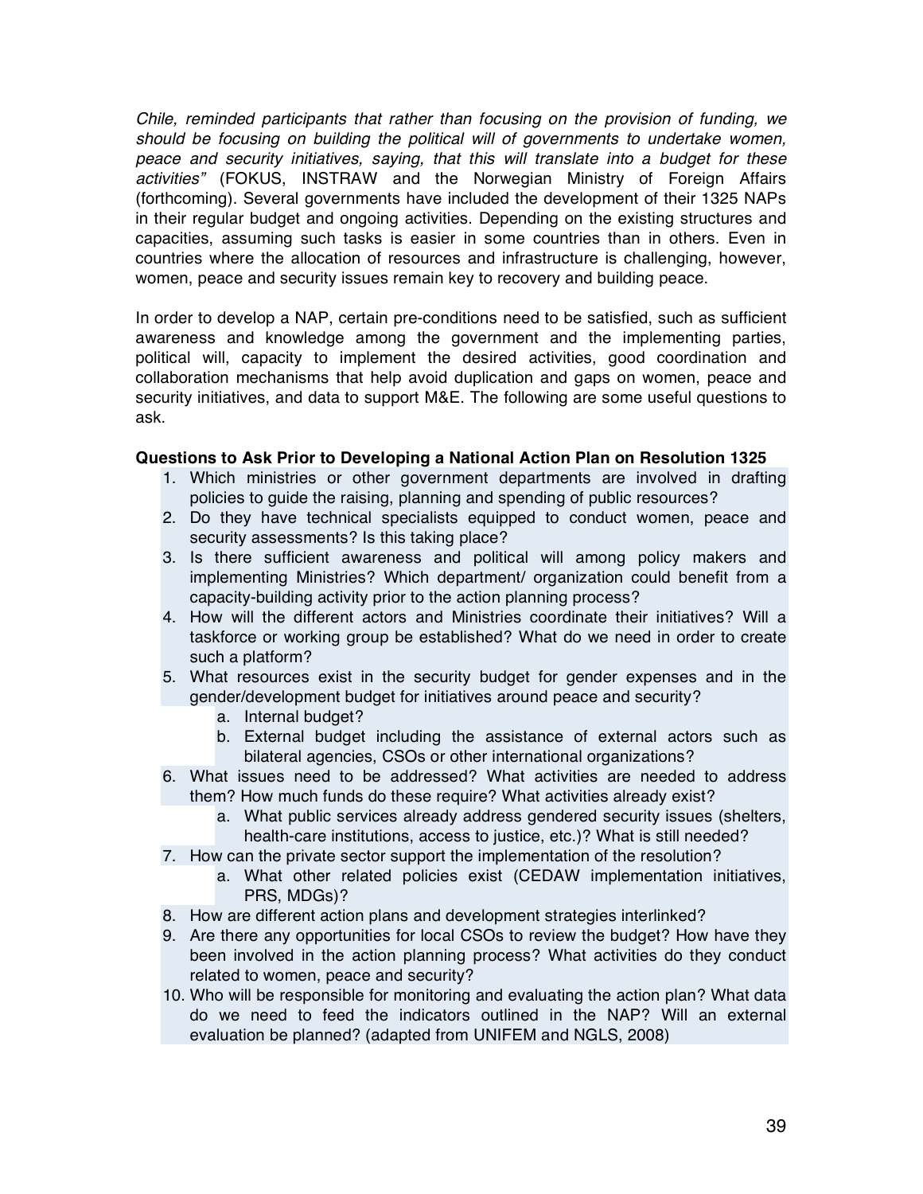*Chile, reminded participants that rather than focusing on the provision of funding, we should be focusing on building the political will of governments to undertake women, peace and security initiatives, saying, that this will translate into a budget for these activities"* (FOKUS, INSTRAW and the Norwegian Ministry of Foreign Affairs (forthcoming). Several governments have included the development of their 1325 NAPs in their regular budget and ongoing activities. Depending on the existing structures and capacities, assuming such tasks is easier in some countries than in others. Even in countries where the allocation of resources and infrastructure is challenging, however, women, peace and security issues remain key to recovery and building peace.

In order to develop a NAP, certain pre-conditions need to be satisfied, such as sufficient awareness and knowledge among the government and the implementing parties, political will, capacity to implement the desired activities, good coordination and collaboration mechanisms that help avoid duplication and gaps on women, peace and security initiatives, and data to support M&E. The following are some useful questions to ask.

**Questions to Ask Prior to Developing a National Action Plan on Resolution 1325**

1. Which ministries or other government departments are involved in drafting policies to guide the raising, planning and spending of public resources?
2. Do they have technical specialists equipped to conduct women, peace and security assessments? Is this taking place?
3. Is there sufficient awareness and political will among policy makers and implementing Ministries? Which department/ organization could benefit from a capacity-building activity prior to the action planning process?
4. How will the different actors and Ministries coordinate their initiatives? Will a taskforce or working group be established? What do we need in order to create such a platform?
5. What resources exist in the security budget for gender expenses and in the gender/development budget for initiatives around peace and security?
   a. Internal budget?
   b. External budget including the assistance of external actors such as bilateral agencies, CSOs or other international organizations?
6. What issues need to be addressed? What activities are needed to address them? How much funds do these require? What activities already exist?
   a. What public services already address gendered security issues (shelters, health-care institutions, access to justice, etc.)? What is still needed?
7. How can the private sector support the implementation of the resolution?
   a. What other related policies exist (CEDAW implementation initiatives, PRS, MDGs)?
8. How are different action plans and development strategies interlinked?
9. Are there any opportunities for local CSOs to review the budget? How have they been involved in the action planning process? What activities do they conduct related to women, peace and security?
10. Who will be responsible for monitoring and evaluating the action plan? What data do we need to feed the indicators outlined in the NAP? Will an external evaluation be planned? (adapted from UNIFEM and NGLS, 2008)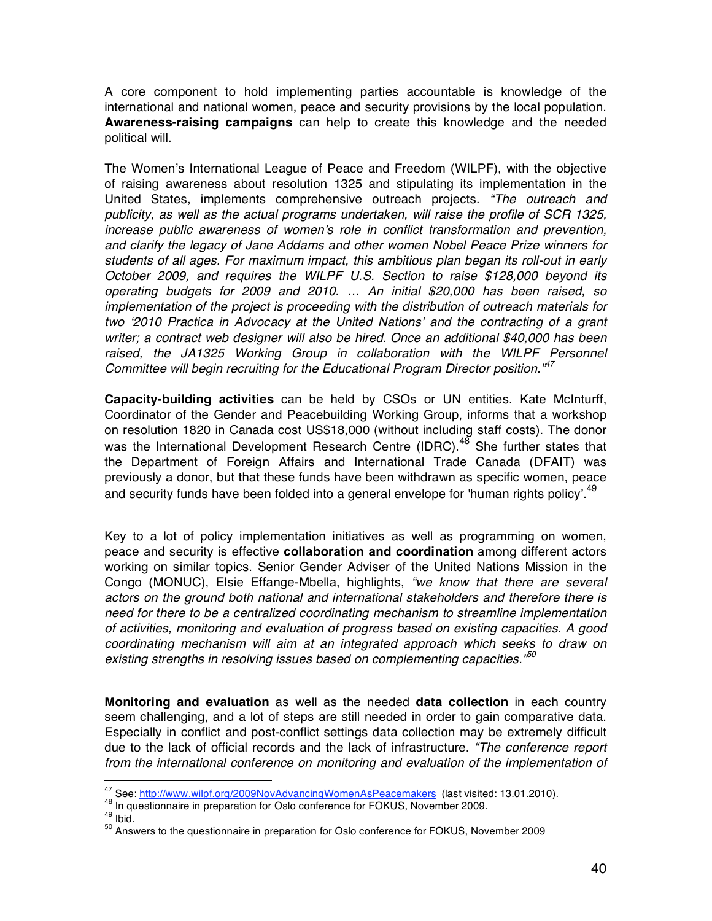A core component to hold implementing parties accountable is knowledge of the international and national women, peace and security provisions by the local population. **Awareness-raising campaigns** can help to create this knowledge and the needed political will.

The Women's International League of Peace and Freedom (WILPF), with the objective of raising awareness about resolution 1325 and stipulating its implementation in the United States, implements comprehensive outreach projects. *"The outreach and publicity, as well as the actual programs undertaken, will raise the profile of SCR 1325, increase public awareness of women's role in conflict transformation and prevention, and clarify the legacy of Jane Addams and other women Nobel Peace Prize winners for students of all ages. For maximum impact, this ambitious plan began its roll-out in early October 2009, and requires the WILPF U.S. Section to raise $128,000 beyond its operating budgets for 2009 and 2010. … An initial $20,000 has been raised, so implementation of the project is proceeding with the distribution of outreach materials for two '2010 Practica in Advocacy at the United Nations' and the contracting of a grant writer; a contract web designer will also be hired. Once an additional $40,000 has been raised, the JA1325 Working Group in collaboration with the WILPF Personnel Committee will begin recruiting for the Educational Program Director position."*[47]

**Capacity-building activities** can be held by CSOs or UN entities. Kate McInturff, Coordinator of the Gender and Peacebuilding Working Group, informs that a workshop on resolution 1820 in Canada cost US$18,000 (without including staff costs). The donor was the International Development Research Centre (IDRC).[48] She further states that the Department of Foreign Affairs and International Trade Canada (DFAIT) was previously a donor, but that these funds have been withdrawn as specific women, peace and security funds have been folded into a general envelope for 'human rights policy'.[49]

Key to a lot of policy implementation initiatives as well as programming on women, peace and security is effective **collaboration and coordination** among different actors working on similar topics. Senior Gender Adviser of the United Nations Mission in the Congo (MONUC), Elsie Effange-Mbella, highlights, *"we know that there are several actors on the ground both national and international stakeholders and therefore there is need for there to be a centralized coordinating mechanism to streamline implementation of activities, monitoring and evaluation of progress based on existing capacities. A good coordinating mechanism will aim at an integrated approach which seeks to draw on existing strengths in resolving issues based on complementing capacities."*[50]

**Monitoring and evaluation** as well as the needed **data collection** in each country seem challenging, and a lot of steps are still needed in order to gain comparative data. Especially in conflict and post-conflict settings data collection may be extremely difficult due to the lack of official records and the lack of infrastructure. *"The conference report from the international conference on monitoring and evaluation of the implementation of*

---

[47] See: http://www.wilpf.org/2009NovAdvancingWomenAsPeacemakers (last visited: 13.01.2010).

[48] In questionnaire in preparation for Oslo conference for FOKUS, November 2009.

[49] Ibid.

[50] Answers to the questionnaire in preparation for Oslo conference for FOKUS, November 2009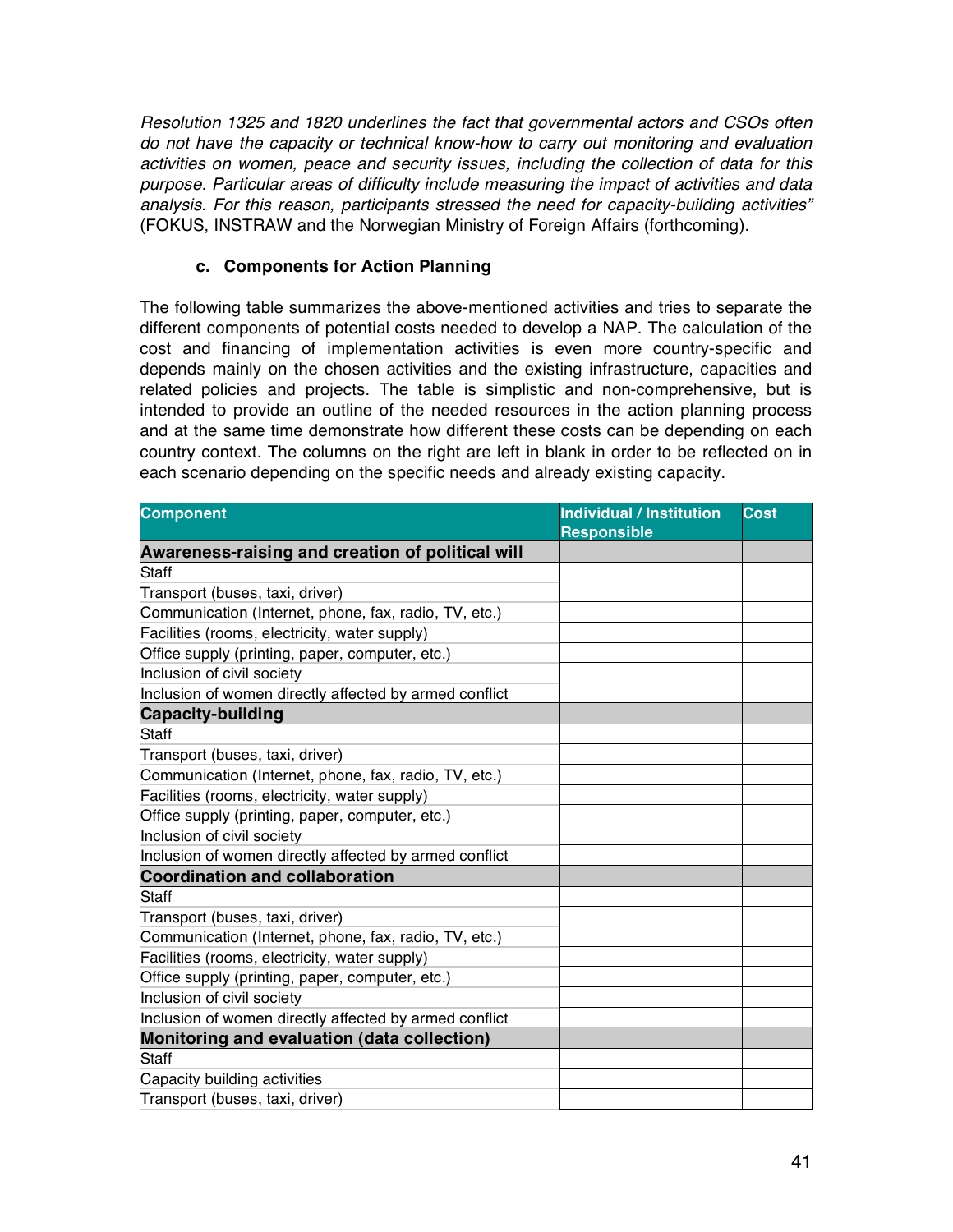*Resolution 1325 and 1820 underlines the fact that governmental actors and CSOs often do not have the capacity or technical know-how to carry out monitoring and evaluation activities on women, peace and security issues, including the collection of data for this purpose. Particular areas of difficulty include measuring the impact of activities and data analysis. For this reason, participants stressed the need for capacity-building activities"* (FOKUS, INSTRAW and the Norwegian Ministry of Foreign Affairs (forthcoming).

### c. Components for Action Planning

The following table summarizes the above-mentioned activities and tries to separate the different components of potential costs needed to develop a NAP. The calculation of the cost and financing of implementation activities is even more country-specific and depends mainly on the chosen activities and the existing infrastructure, capacities and related policies and projects. The table is simplistic and non-comprehensive, but is intended to provide an outline of the needed resources in the action planning process and at the same time demonstrate how different these costs can be depending on each country context. The columns on the right are left in blank in order to be reflected on in each scenario depending on the specific needs and already existing capacity.

| Component | Individual / Institution Responsible | Cost |
|---|---|---|
| **Awareness-raising and creation of political will** | | |
| Staff | | |
| Transport (buses, taxi, driver) | | |
| Communication (Internet, phone, fax, radio, TV, etc.) | | |
| Facilities (rooms, electricity, water supply) | | |
| Office supply (printing, paper, computer, etc.) | | |
| Inclusion of civil society | | |
| Inclusion of women directly affected by armed conflict | | |
| **Capacity-building** | | |
| Staff | | |
| Transport (buses, taxi, driver) | | |
| Communication (Internet, phone, fax, radio, TV, etc.) | | |
| Facilities (rooms, electricity, water supply) | | |
| Office supply (printing, paper, computer, etc.) | | |
| Inclusion of civil society | | |
| Inclusion of women directly affected by armed conflict | | |
| **Coordination and collaboration** | | |
| Staff | | |
| Transport (buses, taxi, driver) | | |
| Communication (Internet, phone, fax, radio, TV, etc.) | | |
| Facilities (rooms, electricity, water supply) | | |
| Office supply (printing, paper, computer, etc.) | | |
| Inclusion of civil society | | |
| Inclusion of women directly affected by armed conflict | | |
| **Monitoring and evaluation (data collection)** | | |
| Staff | | |
| Capacity building activities | | |
| Transport (buses, taxi, driver) | | |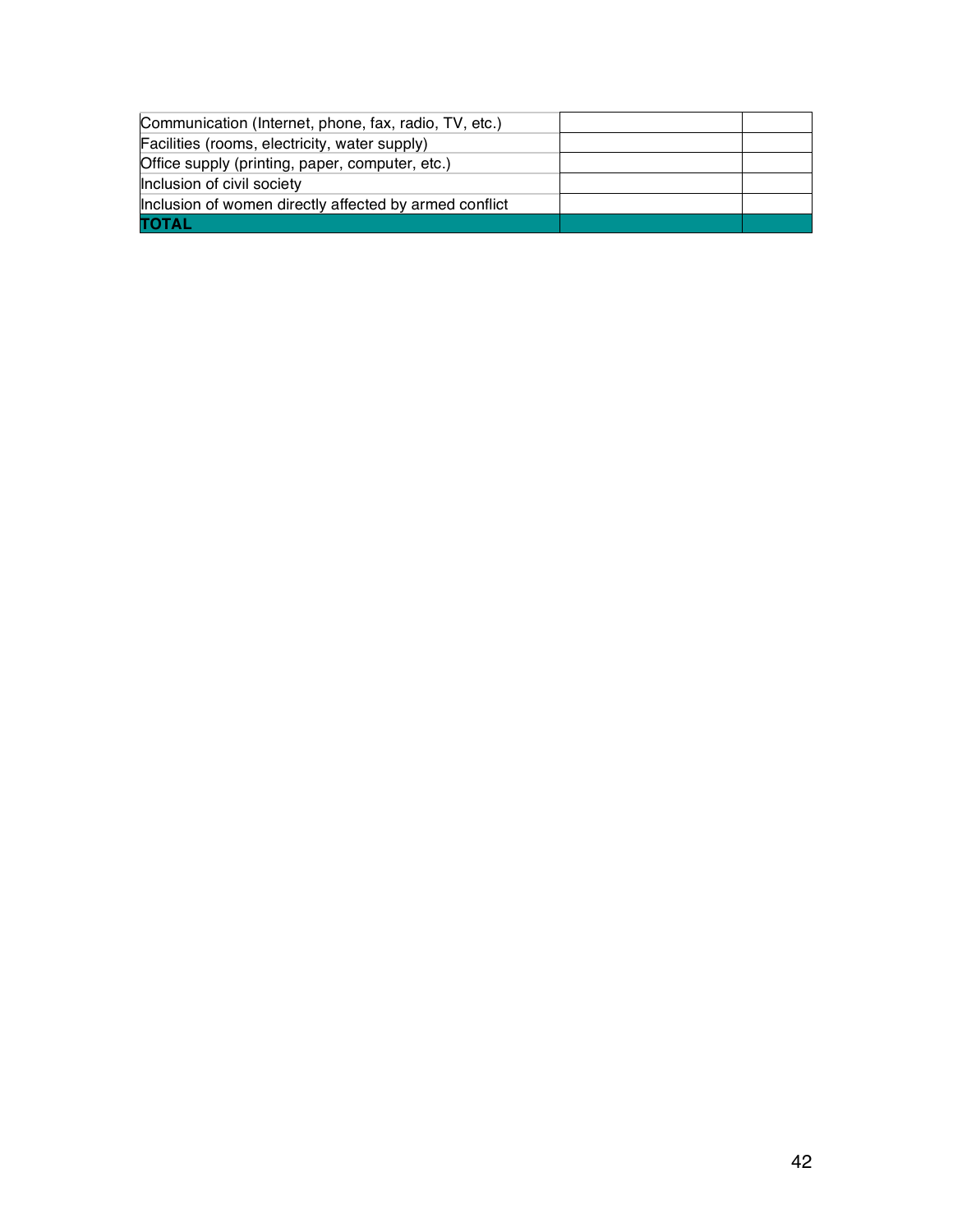| | | |
|---|---|---|
| Communication (Internet, phone, fax, radio, TV, etc.) | | |
| Facilities (rooms, electricity, water supply) | | |
| Office supply (printing, paper, computer, etc.) | | |
| Inclusion of civil society | | |
| Inclusion of women directly affected by armed conflict | | |
| **TOTAL** | | |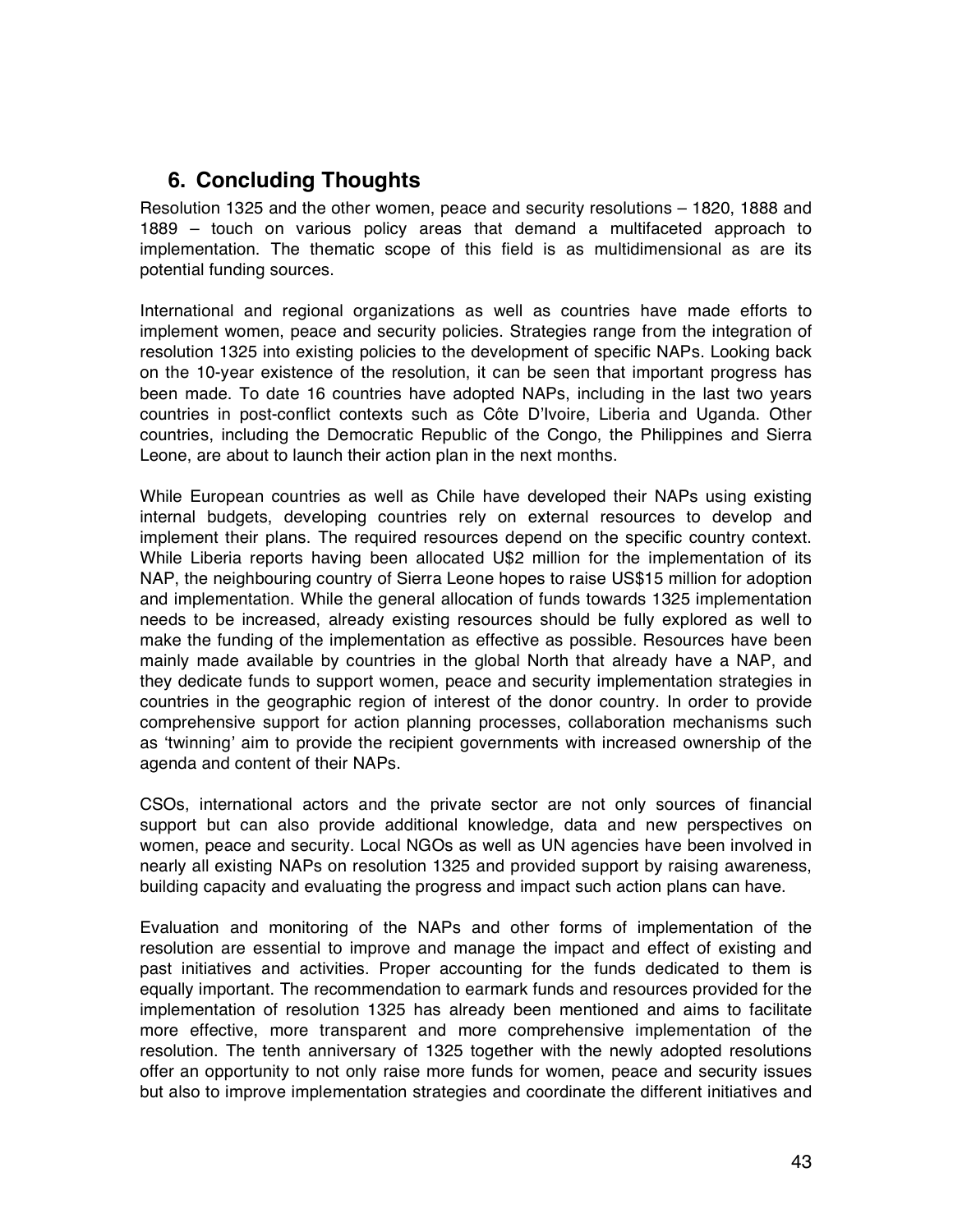## 6. Concluding Thoughts

Resolution 1325 and the other women, peace and security resolutions – 1820, 1888 and 1889 – touch on various policy areas that demand a multifaceted approach to implementation. The thematic scope of this field is as multidimensional as are its potential funding sources.

International and regional organizations as well as countries have made efforts to implement women, peace and security policies. Strategies range from the integration of resolution 1325 into existing policies to the development of specific NAPs. Looking back on the 10-year existence of the resolution, it can be seen that important progress has been made. To date 16 countries have adopted NAPs, including in the last two years countries in post-conflict contexts such as Côte D'Ivoire, Liberia and Uganda. Other countries, including the Democratic Republic of the Congo, the Philippines and Sierra Leone, are about to launch their action plan in the next months.

While European countries as well as Chile have developed their NAPs using existing internal budgets, developing countries rely on external resources to develop and implement their plans. The required resources depend on the specific country context. While Liberia reports having been allocated U$2 million for the implementation of its NAP, the neighbouring country of Sierra Leone hopes to raise US$15 million for adoption and implementation. While the general allocation of funds towards 1325 implementation needs to be increased, already existing resources should be fully explored as well to make the funding of the implementation as effective as possible. Resources have been mainly made available by countries in the global North that already have a NAP, and they dedicate funds to support women, peace and security implementation strategies in countries in the geographic region of interest of the donor country. In order to provide comprehensive support for action planning processes, collaboration mechanisms such as 'twinning' aim to provide the recipient governments with increased ownership of the agenda and content of their NAPs.

CSOs, international actors and the private sector are not only sources of financial support but can also provide additional knowledge, data and new perspectives on women, peace and security. Local NGOs as well as UN agencies have been involved in nearly all existing NAPs on resolution 1325 and provided support by raising awareness, building capacity and evaluating the progress and impact such action plans can have.

Evaluation and monitoring of the NAPs and other forms of implementation of the resolution are essential to improve and manage the impact and effect of existing and past initiatives and activities. Proper accounting for the funds dedicated to them is equally important. The recommendation to earmark funds and resources provided for the implementation of resolution 1325 has already been mentioned and aims to facilitate more effective, more transparent and more comprehensive implementation of the resolution. The tenth anniversary of 1325 together with the newly adopted resolutions offer an opportunity to not only raise more funds for women, peace and security issues but also to improve implementation strategies and coordinate the different initiatives and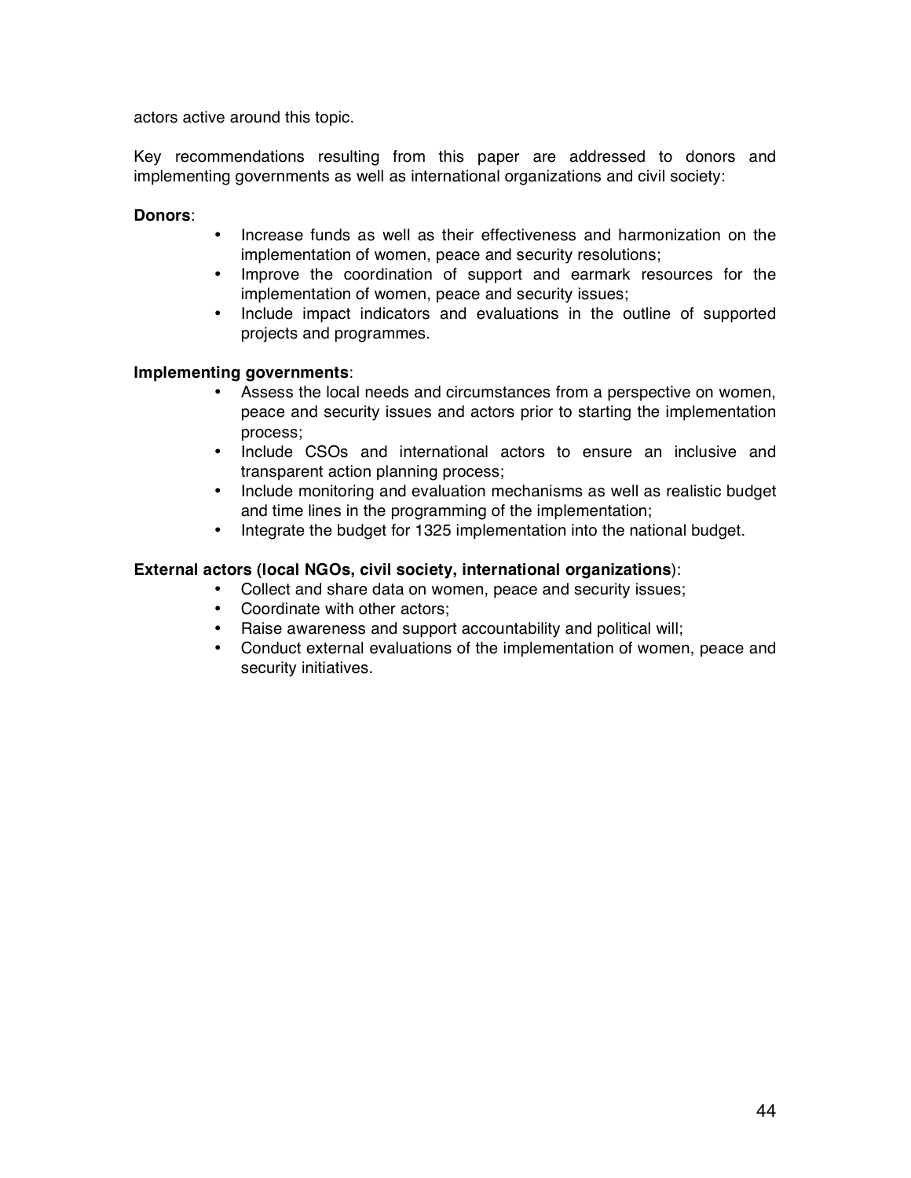actors active around this topic.

Key recommendations resulting from this paper are addressed to donors and implementing governments as well as international organizations and civil society:

**Donors**:

- Increase funds as well as their effectiveness and harmonization on the implementation of women, peace and security resolutions;
- Improve the coordination of support and earmark resources for the implementation of women, peace and security issues;
- Include impact indicators and evaluations in the outline of supported projects and programmes.

**Implementing governments**:

- Assess the local needs and circumstances from a perspective on women, peace and security issues and actors prior to starting the implementation process;
- Include CSOs and international actors to ensure an inclusive and transparent action planning process;
- Include monitoring and evaluation mechanisms as well as realistic budget and time lines in the programming of the implementation;
- Integrate the budget for 1325 implementation into the national budget.

**External actors (local NGOs, civil society, international organizations)**:

- Collect and share data on women, peace and security issues;
- Coordinate with other actors;
- Raise awareness and support accountability and political will;
- Conduct external evaluations of the implementation of women, peace and security initiatives.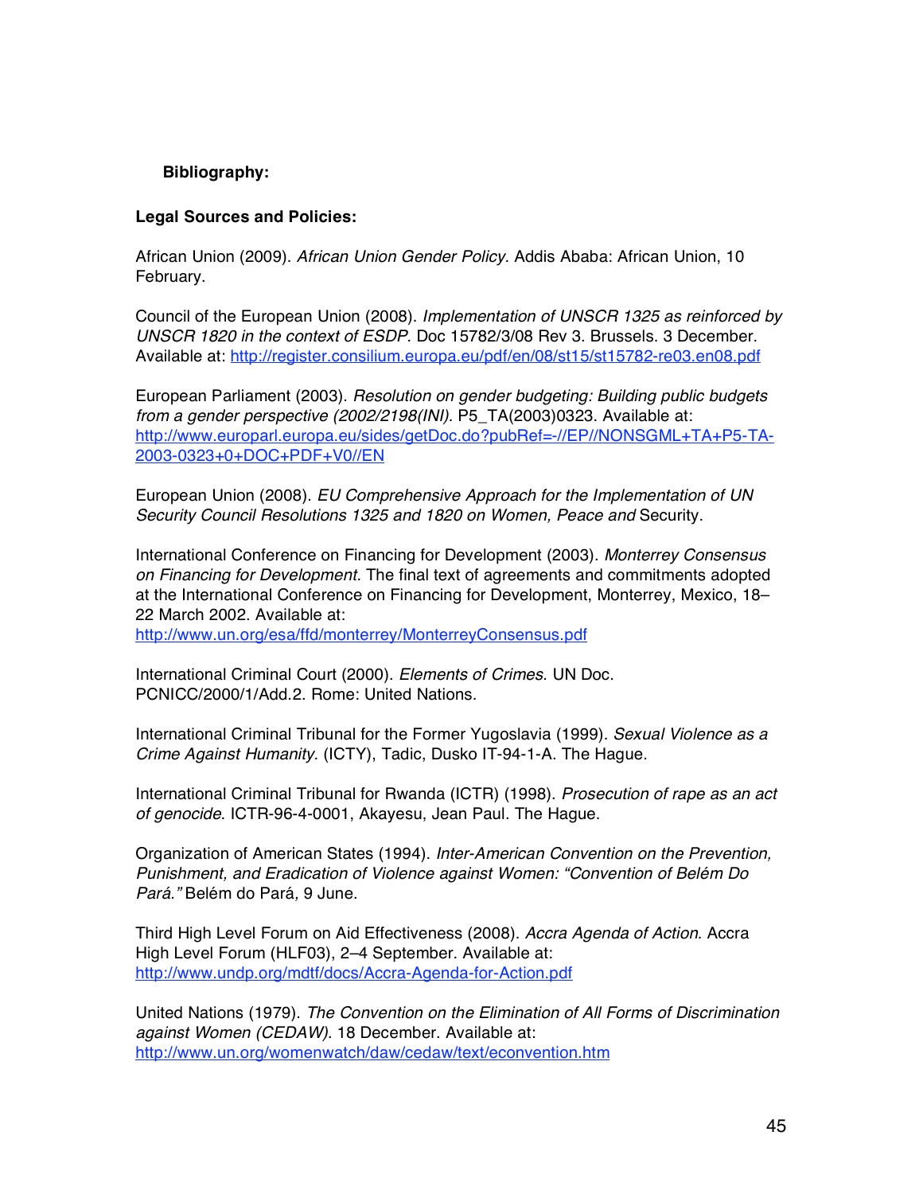**Bibliography:**

**Legal Sources and Policies:**

African Union (2009). *African Union Gender Policy*. Addis Ababa: African Union, 10 February.

Council of the European Union (2008). *Implementation of UNSCR 1325 as reinforced by UNSCR 1820 in the context of ESDP.* Doc 15782/3/08 Rev 3. Brussels. 3 December. Available at: http://register.consilium.europa.eu/pdf/en/08/st15/st15782-re03.en08.pdf

European Parliament (2003). *Resolution on gender budgeting: Building public budgets from a gender perspective (2002/2198(INI).* P5_TA(2003)0323. Available at: http://www.europarl.europa.eu/sides/getDoc.do?pubRef=-//EP//NONSGML+TA+P5-TA-2003-0323+0+DOC+PDF+V0//EN

European Union (2008). *EU Comprehensive Approach for the Implementation of UN Security Council Resolutions 1325 and 1820 on Women, Peace and* Security.

International Conference on Financing for Development (2003). *Monterrey Consensus on Financing for Development.* The final text of agreements and commitments adopted at the International Conference on Financing for Development, Monterrey, Mexico, 18–22 March 2002. Available at: http://www.un.org/esa/ffd/monterrey/MonterreyConsensus.pdf

International Criminal Court (2000). *Elements of Crimes*. UN Doc. PCNICC/2000/1/Add.2. Rome: United Nations.

International Criminal Tribunal for the Former Yugoslavia (1999). *Sexual Violence as a Crime Against Humanity*. (ICTY), Tadic, Dusko IT-94-1-A. The Hague.

International Criminal Tribunal for Rwanda (ICTR) (1998). *Prosecution of rape as an act of genocide*. ICTR-96-4-0001, Akayesu, Jean Paul. The Hague.

Organization of American States (1994). *Inter-American Convention on the Prevention, Punishment, and Eradication of Violence against Women: "Convention of Belém Do Pará."* Belém do Pará*,* 9 June.

Third High Level Forum on Aid Effectiveness (2008). *Accra Agenda of Action*. Accra High Level Forum (HLF03), 2–4 September. Available at: http://www.undp.org/mdtf/docs/Accra-Agenda-for-Action.pdf

United Nations (1979). *The Convention on the Elimination of All Forms of Discrimination against Women (CEDAW).* 18 December. Available at: http://www.un.org/womenwatch/daw/cedaw/text/econvention.htm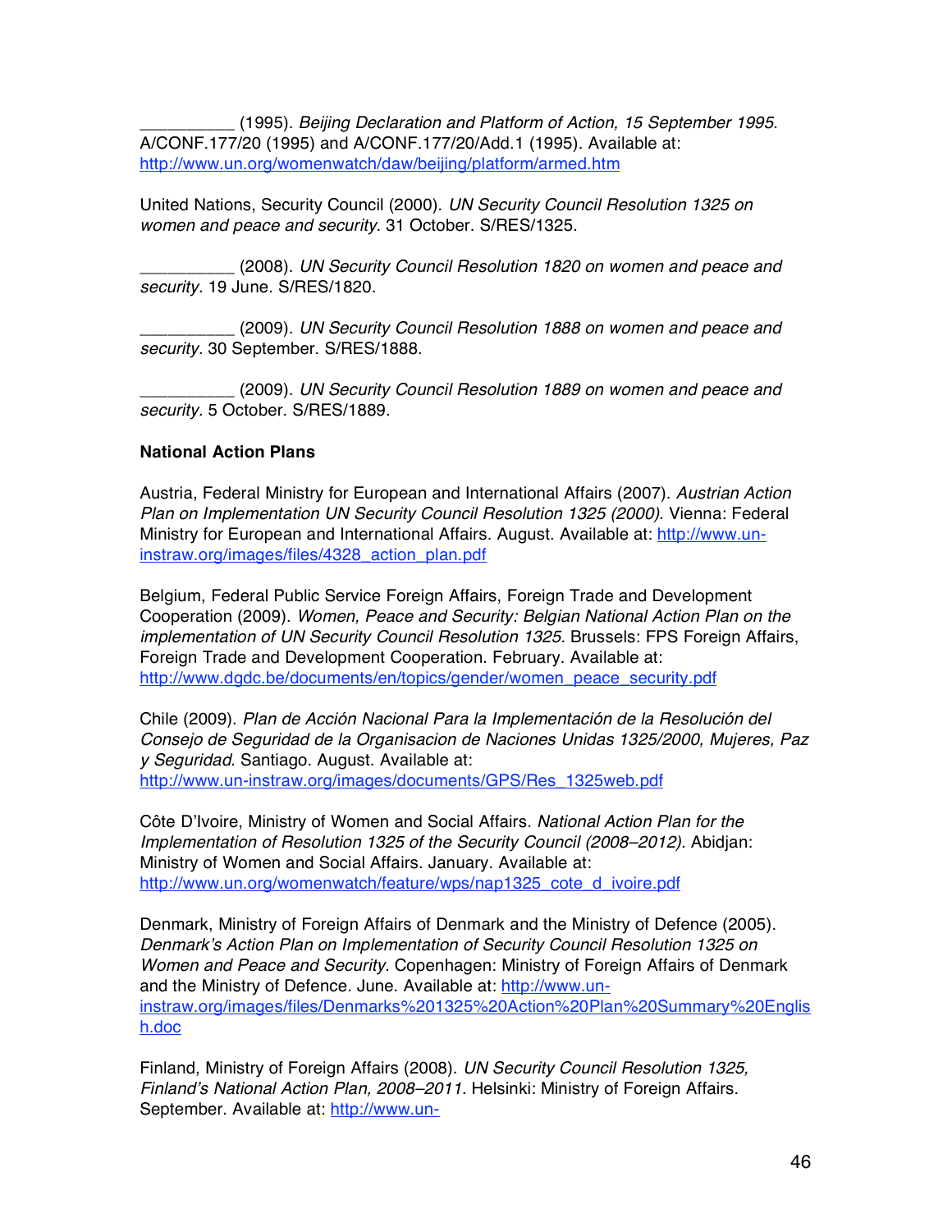__________ (1995). *Beijing Declaration and Platform of Action, 15 September 1995*. A/CONF.177/20 (1995) and A/CONF.177/20/Add.1 (1995). Available at: http://www.un.org/womenwatch/daw/beijing/platform/armed.htm

United Nations, Security Council (2000). *UN Security Council Resolution 1325 on women and peace and security*. 31 October. S/RES/1325.

__________ (2008). *UN Security Council Resolution 1820 on women and peace and security*. 19 June. S/RES/1820.

__________ (2009). *UN Security Council Resolution 1888 on women and peace and security*. 30 September. S/RES/1888.

__________ (2009). *UN Security Council Resolution 1889 on women and peace and security*. 5 October. S/RES/1889.

**National Action Plans**

Austria, Federal Ministry for European and International Affairs (2007). *Austrian Action Plan on Implementation UN Security Council Resolution 1325 (2000)*. Vienna: Federal Ministry for European and International Affairs. August. Available at: http://www.un-instraw.org/images/files/4328_action_plan.pdf

Belgium, Federal Public Service Foreign Affairs, Foreign Trade and Development Cooperation (2009). *Women, Peace and Security: Belgian National Action Plan on the implementation of UN Security Council Resolution 1325.* Brussels: FPS Foreign Affairs, Foreign Trade and Development Cooperation. February. Available at: http://www.dgdc.be/documents/en/topics/gender/women_peace_security.pdf

Chile (2009). *Plan de Acción Nacional Para la Implementación de la Resolución del Consejo de Seguridad de la Organisacion de Naciones Unidas 1325/2000, Mujeres, Paz y Seguridad*. Santiago. August. Available at: http://www.un-instraw.org/images/documents/GPS/Res_1325web.pdf

Côte D'Ivoire, Ministry of Women and Social Affairs. *National Action Plan for the Implementation of Resolution 1325 of the Security Council (2008–2012).* Abidjan: Ministry of Women and Social Affairs. January. Available at: http://www.un.org/womenwatch/feature/wps/nap1325_cote_d_ivoire.pdf

Denmark, Ministry of Foreign Affairs of Denmark and the Ministry of Defence (2005). *Denmark's Action Plan on Implementation of Security Council Resolution 1325 on Women and Peace and Security*. Copenhagen: Ministry of Foreign Affairs of Denmark and the Ministry of Defence. June. Available at: http://www.un-instraw.org/images/files/Denmarks%201325%20Action%20Plan%20Summary%20English.doc

Finland, Ministry of Foreign Affairs (2008). *UN Security Council Resolution 1325, Finland's National Action Plan, 2008–2011*. Helsinki: Ministry of Foreign Affairs. September. Available at: http://www.un-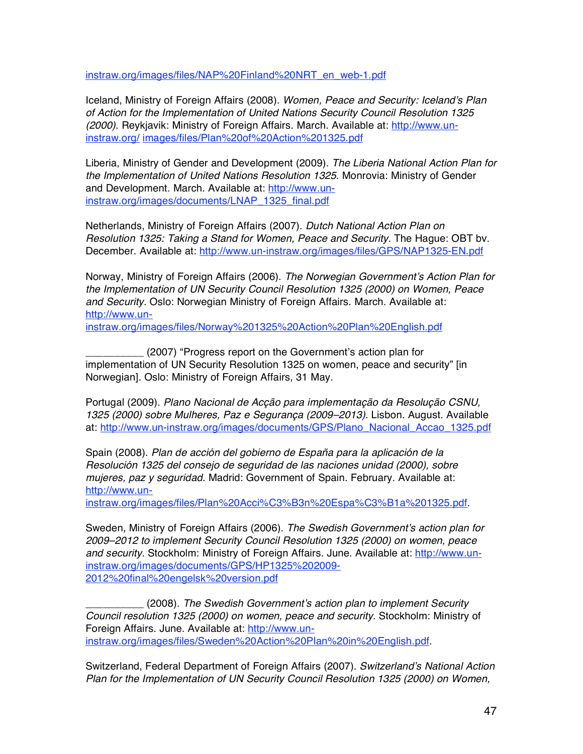instraw.org/images/files/NAP%20Finland%20NRT_en_web-1.pdf

Iceland, Ministry of Foreign Affairs (2008). *Women, Peace and Security: Iceland's Plan of Action for the Implementation of United Nations Security Council Resolution 1325 (2000)*. Reykjavik: Ministry of Foreign Affairs. March. Available at: http://www.un-instraw.org/ images/files/Plan%20of%20Action%201325.pdf

Liberia, Ministry of Gender and Development (2009). *The Liberia National Action Plan for the Implementation of United Nations Resolution 1325.* Monrovia: Ministry of Gender and Development. March. Available at: http://www.un-instraw.org/images/documents/LNAP_1325_final.pdf

Netherlands, Ministry of Foreign Affairs (2007). *Dutch National Action Plan on Resolution 1325: Taking a Stand for Women, Peace and Security.* The Hague: OBT bv. December. Available at: http://www.un-instraw.org/images/files/GPS/NAP1325-EN.pdf

Norway, Ministry of Foreign Affairs (2006). *The Norwegian Government's Action Plan for the Implementation of UN Security Council Resolution 1325 (2000) on Women, Peace and Security*. Oslo: Norwegian Ministry of Foreign Affairs. March. Available at: http://www.un-instraw.org/images/files/Norway%201325%20Action%20Plan%20English.pdf

__________ (2007) "Progress report on the Government's action plan for implementation of UN Security Resolution 1325 on women, peace and security" [in Norwegian]. Oslo: Ministry of Foreign Affairs, 31 May.

Portugal (2009). *Plano Nacional de Acção para implementação da Resolução CSNU, 1325 (2000) sobre Mulheres, Paz e Segurança (2009–2013).* Lisbon. August. Available at: http://www.un-instraw.org/images/documents/GPS/Plano_Nacional_Accao_1325.pdf

Spain (2008). *Plan de acción del gobierno de España para la aplicación de la Resolución 1325 del consejo de seguridad de las naciones unidad (2000), sobre mujeres, paz y seguridad.* Madrid: Government of Spain. February. Available at: http://www.un-instraw.org/images/files/Plan%20Acci%C3%B3n%20Espa%C3%B1a%201325.pdf.

Sweden, Ministry of Foreign Affairs (2006). *The Swedish Government's action plan for 2009–2012 to implement Security Council Resolution 1325 (2000) on women, peace and security.* Stockholm: Ministry of Foreign Affairs. June. Available at: http://www.un-instraw.org/images/documents/GPS/HP1325%202009-2012%20final%20engelsk%20version.pdf

__________ (2008). *The Swedish Government's action plan to implement Security Council resolution 1325 (2000) on women, peace and security.* Stockholm: Ministry of Foreign Affairs. June. Available at: http://www.un-instraw.org/images/files/Sweden%20Action%20Plan%20in%20English.pdf.

Switzerland, Federal Department of Foreign Affairs (2007). *Switzerland's National Action Plan for the Implementation of UN Security Council Resolution 1325 (2000) on Women,*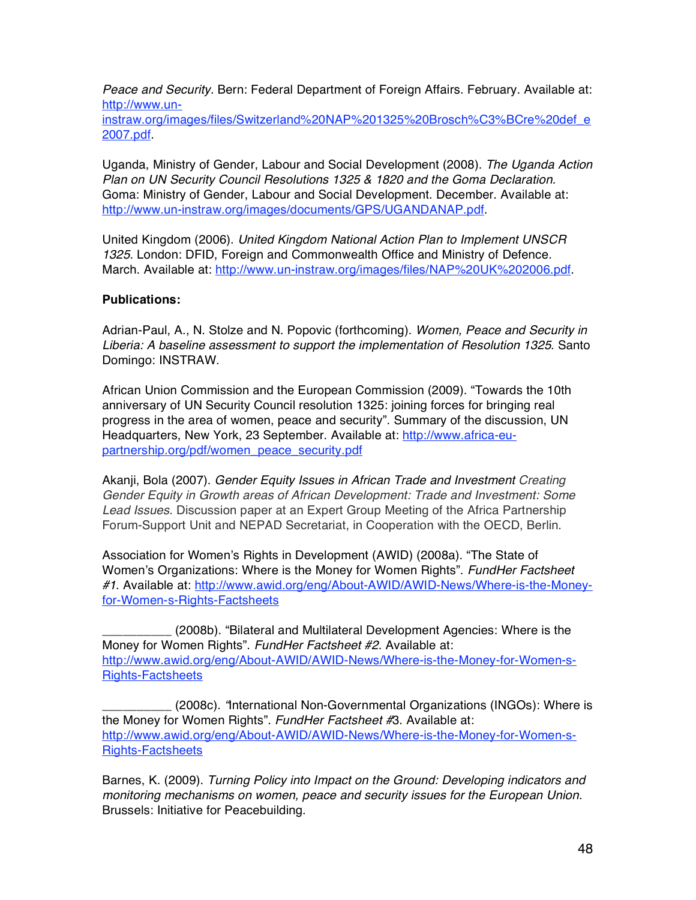*Peace and Security.* Bern: Federal Department of Foreign Affairs. February. Available at: http://www.un-instraw.org/images/files/Switzerland%20NAP%201325%20Brosch%C3%BCre%20def_e2007.pdf.

Uganda, Ministry of Gender, Labour and Social Development (2008). *The Uganda Action Plan on UN Security Council Resolutions 1325 & 1820 and the Goma Declaration.* Goma: Ministry of Gender, Labour and Social Development. December. Available at: http://www.un-instraw.org/images/documents/GPS/UGANDANAP.pdf.

United Kingdom (2006). *United Kingdom National Action Plan to Implement UNSCR 1325.* London: DFID, Foreign and Commonwealth Office and Ministry of Defence. March. Available at: http://www.un-instraw.org/images/files/NAP%20UK%202006.pdf.

**Publications:**

Adrian-Paul, A., N. Stolze and N. Popovic (forthcoming). *Women, Peace and Security in Liberia: A baseline assessment to support the implementation of Resolution 1325*. Santo Domingo: INSTRAW.

African Union Commission and the European Commission (2009). "Towards the 10th anniversary of UN Security Council resolution 1325: joining forces for bringing real progress in the area of women, peace and security". Summary of the discussion, UN Headquarters, New York, 23 September. Available at: http://www.africa-eu-partnership.org/pdf/women_peace_security.pdf

Akanji, Bola (2007). *Gender Equity Issues in African Trade and Investment Creating Gender Equity in Growth areas of African Development: Trade and Investment: Some Lead Issues*. Discussion paper at an Expert Group Meeting of the Africa Partnership Forum-Support Unit and NEPAD Secretariat, in Cooperation with the OECD, Berlin.

Association for Women's Rights in Development (AWID) (2008a). "The State of Women's Organizations: Where is the Money for Women Rights". *FundHer Factsheet #1.* Available at: http://www.awid.org/eng/About-AWID/AWID-News/Where-is-the-Money-for-Women-s-Rights-Factsheets

__________ (2008b). "Bilateral and Multilateral Development Agencies: Where is the Money for Women Rights". *FundHer Factsheet #2.* Available at: http://www.awid.org/eng/About-AWID/AWID-News/Where-is-the-Money-for-Women-s-Rights-Factsheets

__________ (2008c). "International Non-Governmental Organizations (INGOs): Where is the Money for Women Rights". *FundHer Factsheet #3.* Available at: http://www.awid.org/eng/About-AWID/AWID-News/Where-is-the-Money-for-Women-s-Rights-Factsheets

Barnes, K. (2009). *Turning Policy into Impact on the Ground: Developing indicators and monitoring mechanisms on women, peace and security issues for the European Union.* Brussels: Initiative for Peacebuilding.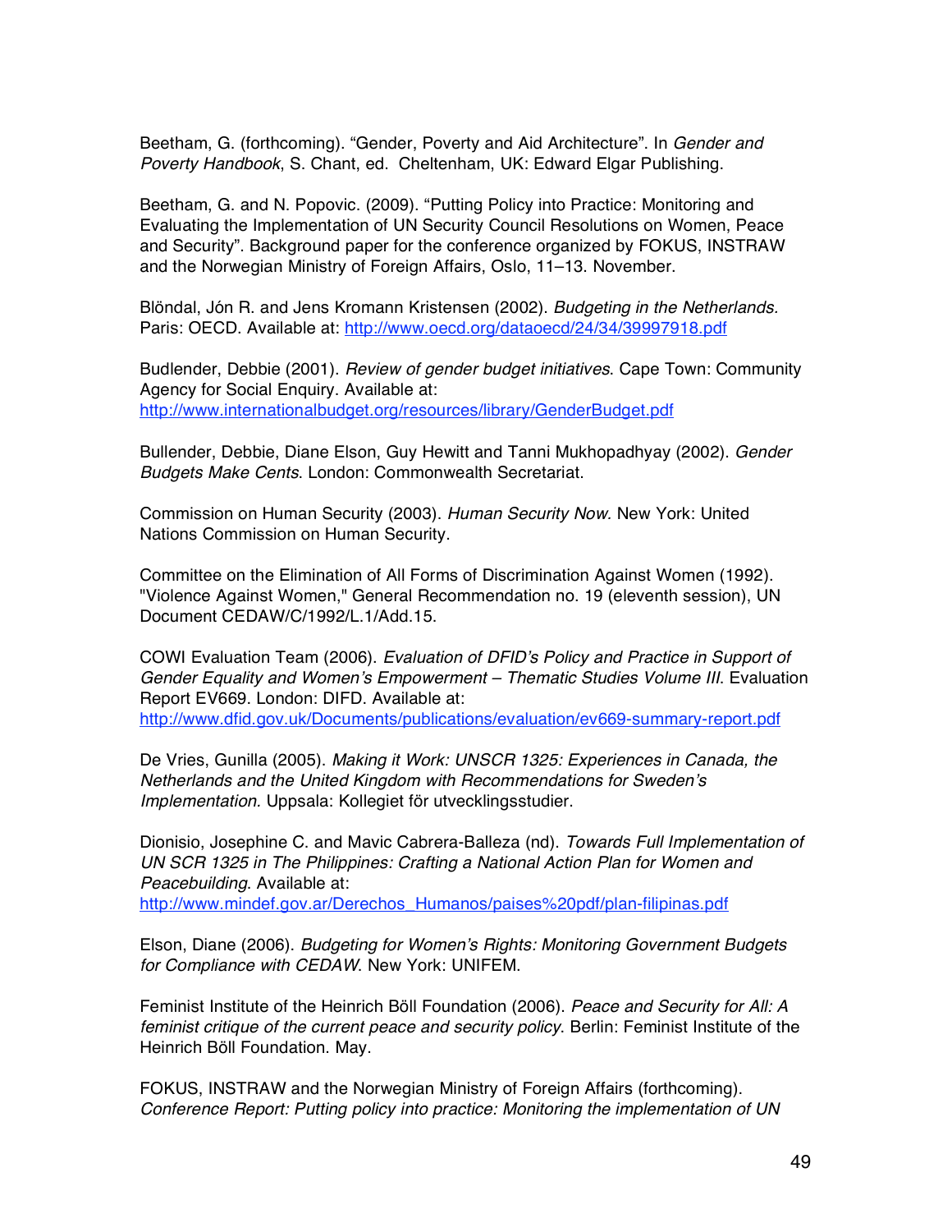Beetham, G. (forthcoming). "Gender, Poverty and Aid Architecture". In *Gender and Poverty Handbook*, S. Chant, ed. Cheltenham, UK: Edward Elgar Publishing.

Beetham, G. and N. Popovic. (2009). "Putting Policy into Practice: Monitoring and Evaluating the Implementation of UN Security Council Resolutions on Women, Peace and Security". Background paper for the conference organized by FOKUS, INSTRAW and the Norwegian Ministry of Foreign Affairs, Oslo, 11–13. November.

Blöndal, Jón R. and Jens Kromann Kristensen (2002). *Budgeting in the Netherlands.* Paris: OECD. Available at: http://www.oecd.org/dataoecd/24/34/39997918.pdf

Budlender, Debbie (2001). *Review of gender budget initiatives*. Cape Town: Community Agency for Social Enquiry. Available at: http://www.internationalbudget.org/resources/library/GenderBudget.pdf

Bullender, Debbie, Diane Elson, Guy Hewitt and Tanni Mukhopadhyay (2002). *Gender Budgets Make Cents*. London: Commonwealth Secretariat.

Commission on Human Security (2003). *Human Security Now.* New York: United Nations Commission on Human Security.

Committee on the Elimination of All Forms of Discrimination Against Women (1992). "Violence Against Women," General Recommendation no. 19 (eleventh session), UN Document CEDAW/C/1992/L.1/Add.15.

COWI Evaluation Team (2006). *Evaluation of DFID's Policy and Practice in Support of Gender Equality and Women's Empowerment – Thematic Studies Volume III*. Evaluation Report EV669. London: DIFD. Available at: http://www.dfid.gov.uk/Documents/publications/evaluation/ev669-summary-report.pdf

De Vries, Gunilla (2005). *Making it Work: UNSCR 1325: Experiences in Canada, the Netherlands and the United Kingdom with Recommendations for Sweden's Implementation.* Uppsala: Kollegiet för utvecklingsstudier.

Dionisio, Josephine C. and Mavic Cabrera-Balleza (nd). *Towards Full Implementation of UN SCR 1325 in The Philippines: Crafting a National Action Plan for Women and Peacebuilding*. Available at: http://www.mindef.gov.ar/Derechos_Humanos/paises%20pdf/plan-filipinas.pdf

Elson, Diane (2006). *Budgeting for Women's Rights: Monitoring Government Budgets for Compliance with CEDAW*. New York: UNIFEM.

Feminist Institute of the Heinrich Böll Foundation (2006). *Peace and Security for All: A feminist critique of the current peace and security policy*. Berlin: Feminist Institute of the Heinrich Böll Foundation. May.

FOKUS, INSTRAW and the Norwegian Ministry of Foreign Affairs (forthcoming). *Conference Report: Putting policy into practice: Monitoring the implementation of UN*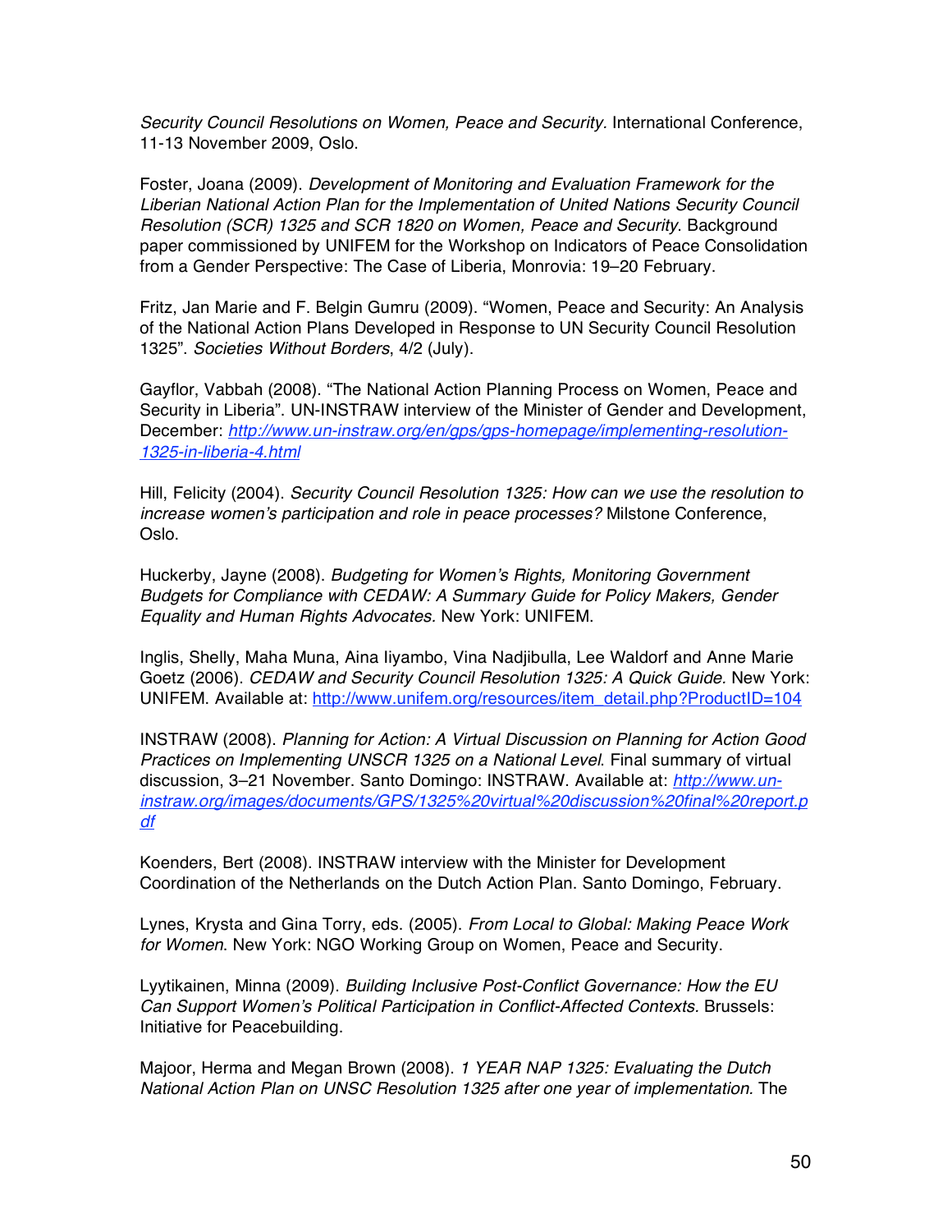*Security Council Resolutions on Women, Peace and Security.* International Conference, 11-13 November 2009, Oslo.

Foster, Joana (2009). *Development of Monitoring and Evaluation Framework for the Liberian National Action Plan for the Implementation of United Nations Security Council Resolution (SCR) 1325 and SCR 1820 on Women, Peace and Security*. Background paper commissioned by UNIFEM for the Workshop on Indicators of Peace Consolidation from a Gender Perspective: The Case of Liberia, Monrovia: 19–20 February.

Fritz, Jan Marie and F. Belgin Gumru (2009). "Women, Peace and Security: An Analysis of the National Action Plans Developed in Response to UN Security Council Resolution 1325". *Societies Without Borders*, 4/2 (July).

Gayflor, Vabbah (2008). "The National Action Planning Process on Women, Peace and Security in Liberia". UN-INSTRAW interview of the Minister of Gender and Development, December: *http://www.un-instraw.org/en/gps/gps-homepage/implementing-resolution-1325-in-liberia-4.html*

Hill, Felicity (2004). *Security Council Resolution 1325: How can we use the resolution to increase women's participation and role in peace processes?* Milstone Conference, Oslo.

Huckerby, Jayne (2008). *Budgeting for Women's Rights, Monitoring Government Budgets for Compliance with CEDAW: A Summary Guide for Policy Makers, Gender Equality and Human Rights Advocates*. New York: UNIFEM.

Inglis, Shelly, Maha Muna, Aina Iiyambo, Vina Nadjibulla, Lee Waldorf and Anne Marie Goetz (2006). *CEDAW and Security Council Resolution 1325: A Quick Guide.* New York: UNIFEM. Available at: http://www.unifem.org/resources/item_detail.php?ProductID=104

INSTRAW (2008). *Planning for Action: A Virtual Discussion on Planning for Action Good Practices on Implementing UNSCR 1325 on a National Level*. Final summary of virtual discussion, 3–21 November. Santo Domingo: INSTRAW. Available at: *http://www.un-instraw.org/images/documents/GPS/1325%20virtual%20discussion%20final%20report.pdf*

Koenders, Bert (2008). INSTRAW interview with the Minister for Development Coordination of the Netherlands on the Dutch Action Plan. Santo Domingo, February.

Lynes, Krysta and Gina Torry, eds. (2005). *From Local to Global: Making Peace Work for Women*. New York: NGO Working Group on Women, Peace and Security.

Lyytikainen, Minna (2009). *Building Inclusive Post-Conflict Governance: How the EU Can Support Women's Political Participation in Conflict-Affected Contexts.* Brussels: Initiative for Peacebuilding.

Majoor, Herma and Megan Brown (2008). *1 YEAR NAP 1325: Evaluating the Dutch National Action Plan on UNSC Resolution 1325 after one year of implementation.* The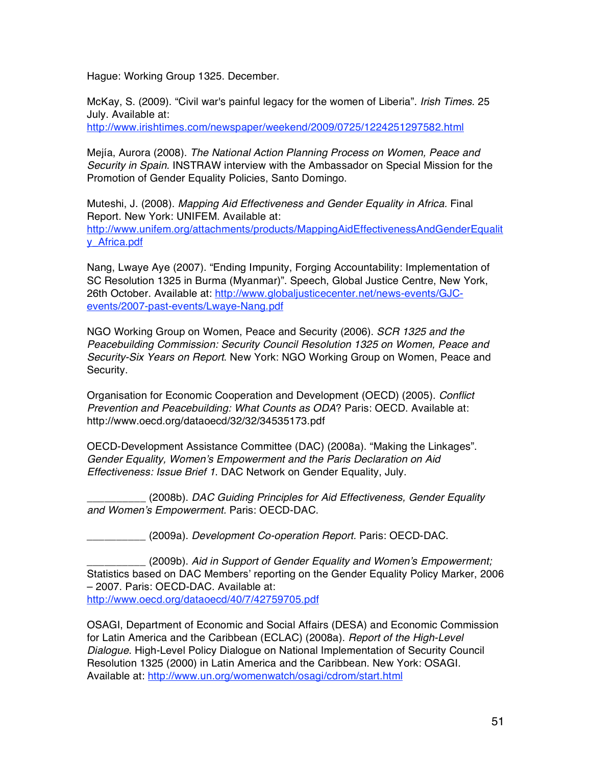Hague: Working Group 1325. December.

McKay, S. (2009). "Civil war's painful legacy for the women of Liberia". *Irish Times*. 25 July. Available at: http://www.irishtimes.com/newspaper/weekend/2009/0725/1224251297582.html

Mejía, Aurora (2008). *The National Action Planning Process on Women, Peace and Security in Spain.* INSTRAW interview with the Ambassador on Special Mission for the Promotion of Gender Equality Policies, Santo Domingo.

Muteshi, J. (2008). *Mapping Aid Effectiveness and Gender Equality in Africa.* Final Report. New York: UNIFEM. Available at: http://www.unifem.org/attachments/products/MappingAidEffectivenessAndGenderEquality_Africa.pdf

Nang, Lwaye Aye (2007). "Ending Impunity, Forging Accountability: Implementation of SC Resolution 1325 in Burma (Myanmar)". Speech, Global Justice Centre, New York, 26th October. Available at: http://www.globaljusticecenter.net/news-events/GJC-events/2007-past-events/Lwaye-Nang.pdf

NGO Working Group on Women, Peace and Security (2006). *SCR 1325 and the Peacebuilding Commission: Security Council Resolution 1325 on Women, Peace and Security-Six Years on Report*. New York: NGO Working Group on Women, Peace and Security.

Organisation for Economic Cooperation and Development (OECD) (2005). *Conflict Prevention and Peacebuilding: What Counts as ODA*? Paris: OECD. Available at: http://www.oecd.org/dataoecd/32/32/34535173.pdf

OECD-Development Assistance Committee (DAC) (2008a). "Making the Linkages". *Gender Equality, Women's Empowerment and the Paris Declaration on Aid Effectiveness: Issue Brief 1*. DAC Network on Gender Equality, July.

__________ (2008b). *DAC Guiding Principles for Aid Effectiveness, Gender Equality and Women's Empowerment.* Paris: OECD-DAC.

__________ (2009a). *Development Co-operation Report.* Paris: OECD-DAC.

__________ (2009b). *Aid in Support of Gender Equality and Women's Empowerment;* Statistics based on DAC Members' reporting on the Gender Equality Policy Marker, 2006 – 2007. Paris: OECD-DAC. Available at: http://www.oecd.org/dataoecd/40/7/42759705.pdf

OSAGI, Department of Economic and Social Affairs (DESA) and Economic Commission for Latin America and the Caribbean (ECLAC) (2008a). *Report of the High-Level Dialogue*. High-Level Policy Dialogue on National Implementation of Security Council Resolution 1325 (2000) in Latin America and the Caribbean. New York: OSAGI. Available at: http://www.un.org/womenwatch/osagi/cdrom/start.html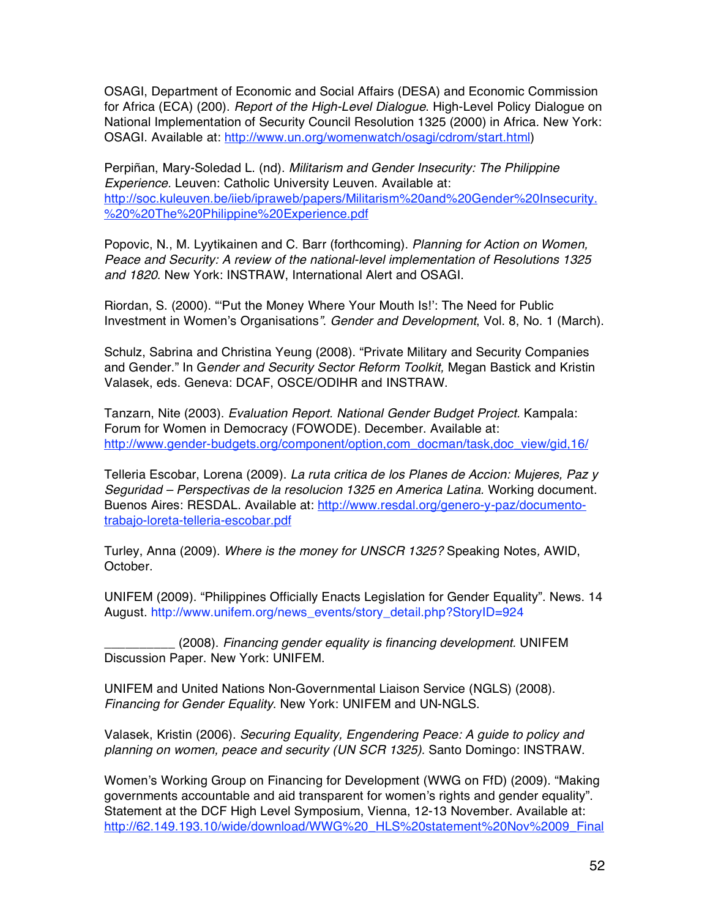OSAGI, Department of Economic and Social Affairs (DESA) and Economic Commission for Africa (ECA) (200). *Report of the High-Level Dialogue*. High-Level Policy Dialogue on National Implementation of Security Council Resolution 1325 (2000) in Africa. New York: OSAGI. Available at: http://www.un.org/womenwatch/osagi/cdrom/start.html)

Perpiñan, Mary-Soledad L. (nd). *Militarism and Gender Insecurity: The Philippine Experience*. Leuven: Catholic University Leuven. Available at: http://soc.kuleuven.be/iieb/ipraweb/papers/Militarism%20and%20Gender%20Insecurity.%20%20The%20Philippine%20Experience.pdf

Popovic, N., M. Lyytikainen and C. Barr (forthcoming). *Planning for Action on Women, Peace and Security: A review of the national-level implementation of Resolutions 1325 and 1820*. New York: INSTRAW, International Alert and OSAGI.

Riordan, S. (2000). "'Put the Money Where Your Mouth Is!': The Need for Public Investment in Women's Organisations*"*. *Gender and Development*, Vol. 8, No. 1 (March).

Schulz, Sabrina and Christina Yeung (2008). "Private Military and Security Companies and Gender." In G*ender and Security Sector Reform Toolkit,* Megan Bastick and Kristin Valasek, eds. Geneva: DCAF, OSCE/ODIHR and INSTRAW.

Tanzarn, Nite (2003). *Evaluation Report. National Gender Budget Project.* Kampala: Forum for Women in Democracy (FOWODE). December. Available at: http://www.gender-budgets.org/component/option,com_docman/task,doc_view/gid,16/

Telleria Escobar, Lorena (2009). *La ruta critica de los Planes de Accion: Mujeres, Paz y Seguridad – Perspectivas de la resolucion 1325 en America Latina.* Working document. Buenos Aires: RESDAL. Available at: http://www.resdal.org/genero-y-paz/documento-trabajo-loreta-telleria-escobar.pdf

Turley, Anna (2009). *Where is the money for UNSCR 1325?* Speaking Notes*,* AWID, October.

UNIFEM (2009). "Philippines Officially Enacts Legislation for Gender Equality". News. 14 August. http://www.unifem.org/news_events/story_detail.php?StoryID=924

__________ (2008). *Financing gender equality is financing development.* UNIFEM Discussion Paper. New York: UNIFEM.

UNIFEM and United Nations Non-Governmental Liaison Service (NGLS) (2008). *Financing for Gender Equality*. New York: UNIFEM and UN-NGLS.

Valasek, Kristin (2006). *Securing Equality, Engendering Peace: A guide to policy and planning on women, peace and security (UN SCR 1325).* Santo Domingo: INSTRAW.

Women's Working Group on Financing for Development (WWG on FfD) (2009). "Making governments accountable and aid transparent for women's rights and gender equality". Statement at the DCF High Level Symposium, Vienna, 12-13 November. Available at: http://62.149.193.10/wide/download/WWG%20_HLS%20statement%20Nov%2009_Final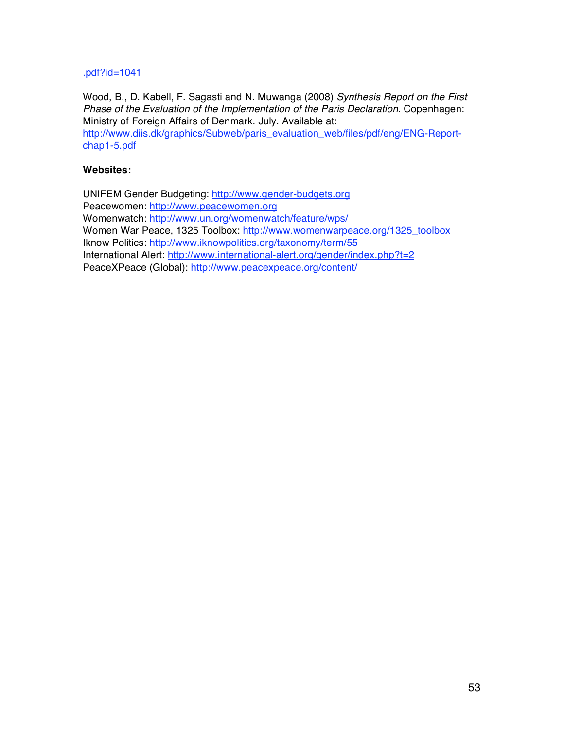.pdf?id=1041

Wood, B., D. Kabell, F. Sagasti and N. Muwanga (2008) *Synthesis Report on the First Phase of the Evaluation of the Implementation of the Paris Declaration*. Copenhagen: Ministry of Foreign Affairs of Denmark. July. Available at: http://www.diis.dk/graphics/Subweb/paris_evaluation_web/files/pdf/eng/ENG-Report-chap1-5.pdf

**Websites:**

UNIFEM Gender Budgeting: http://www.gender-budgets.org
Peacewomen: http://www.peacewomen.org
Womenwatch: http://www.un.org/womenwatch/feature/wps/
Women War Peace, 1325 Toolbox: http://www.womenwarpeace.org/1325_toolbox
Iknow Politics: http://www.iknowpolitics.org/taxonomy/term/55
International Alert: http://www.international-alert.org/gender/index.php?t=2
PeaceXPeace (Global): http://www.peacexpeace.org/content/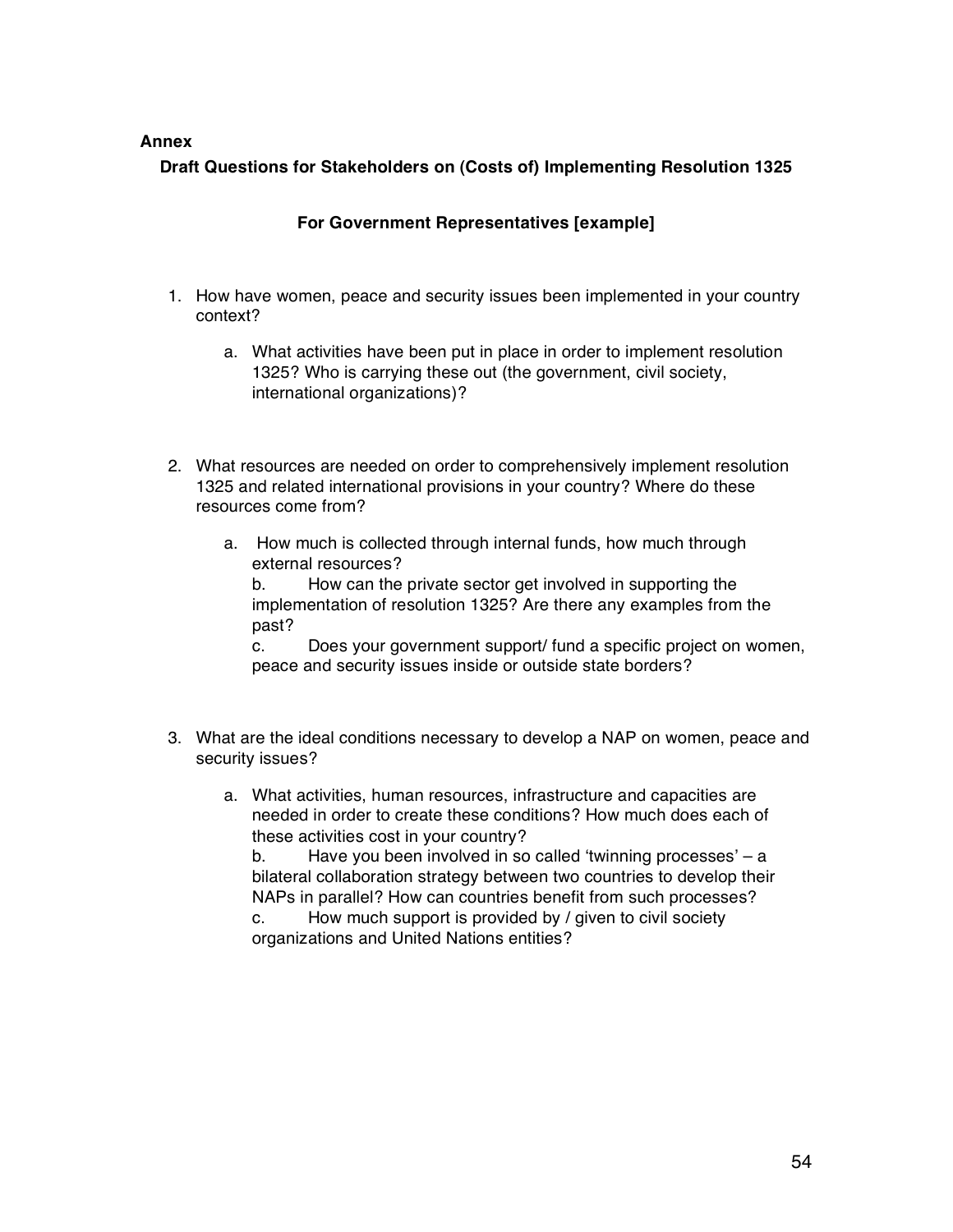**Annex**

**Draft Questions for Stakeholders on (Costs of) Implementing Resolution 1325**

**For Government Representatives [example]**

1. How have women, peace and security issues been implemented in your country context?

    a. What activities have been put in place in order to implement resolution 1325? Who is carrying these out (the government, civil society, international organizations)?

2. What resources are needed on order to comprehensively implement resolution 1325 and related international provisions in your country? Where do these resources come from?

    a. How much is collected through internal funds, how much through external resources?

    b. How can the private sector get involved in supporting the implementation of resolution 1325? Are there any examples from the past?

    c. Does your government support/ fund a specific project on women, peace and security issues inside or outside state borders?

3. What are the ideal conditions necessary to develop a NAP on women, peace and security issues?

    a. What activities, human resources, infrastructure and capacities are needed in order to create these conditions? How much does each of these activities cost in your country?

    b. Have you been involved in so called 'twinning processes' – a bilateral collaboration strategy between two countries to develop their NAPs in parallel? How can countries benefit from such processes?

    c. How much support is provided by / given to civil society organizations and United Nations entities?